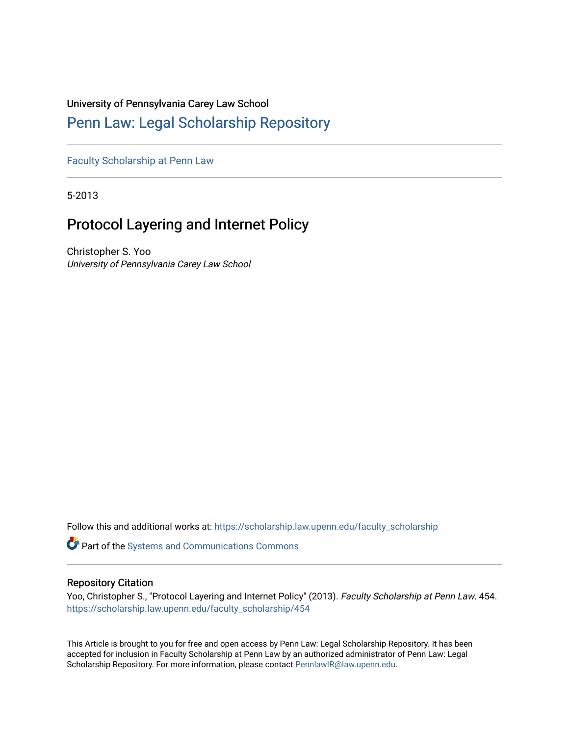University of Pennsylvania Carey Law School

# Penn Law: Legal Scholarship Repository

Faculty Scholarship at Penn Law

5-2013

## Protocol Layering and Internet Policy

Christopher S. Yoo
*University of Pennsylvania Carey Law School*

Follow this and additional works at: https://scholarship.law.upenn.edu/faculty_scholarship

Part of the Systems and Communications Commons

### Repository Citation

Yoo, Christopher S., "Protocol Layering and Internet Policy" (2013). *Faculty Scholarship at Penn Law*. 454.
https://scholarship.law.upenn.edu/faculty_scholarship/454

This Article is brought to you for free and open access by Penn Law: Legal Scholarship Repository. It has been accepted for inclusion in Faculty Scholarship at Penn Law by an authorized administrator of Penn Law: Legal Scholarship Repository. For more information, please contact PennlawIR@law.upenn.edu.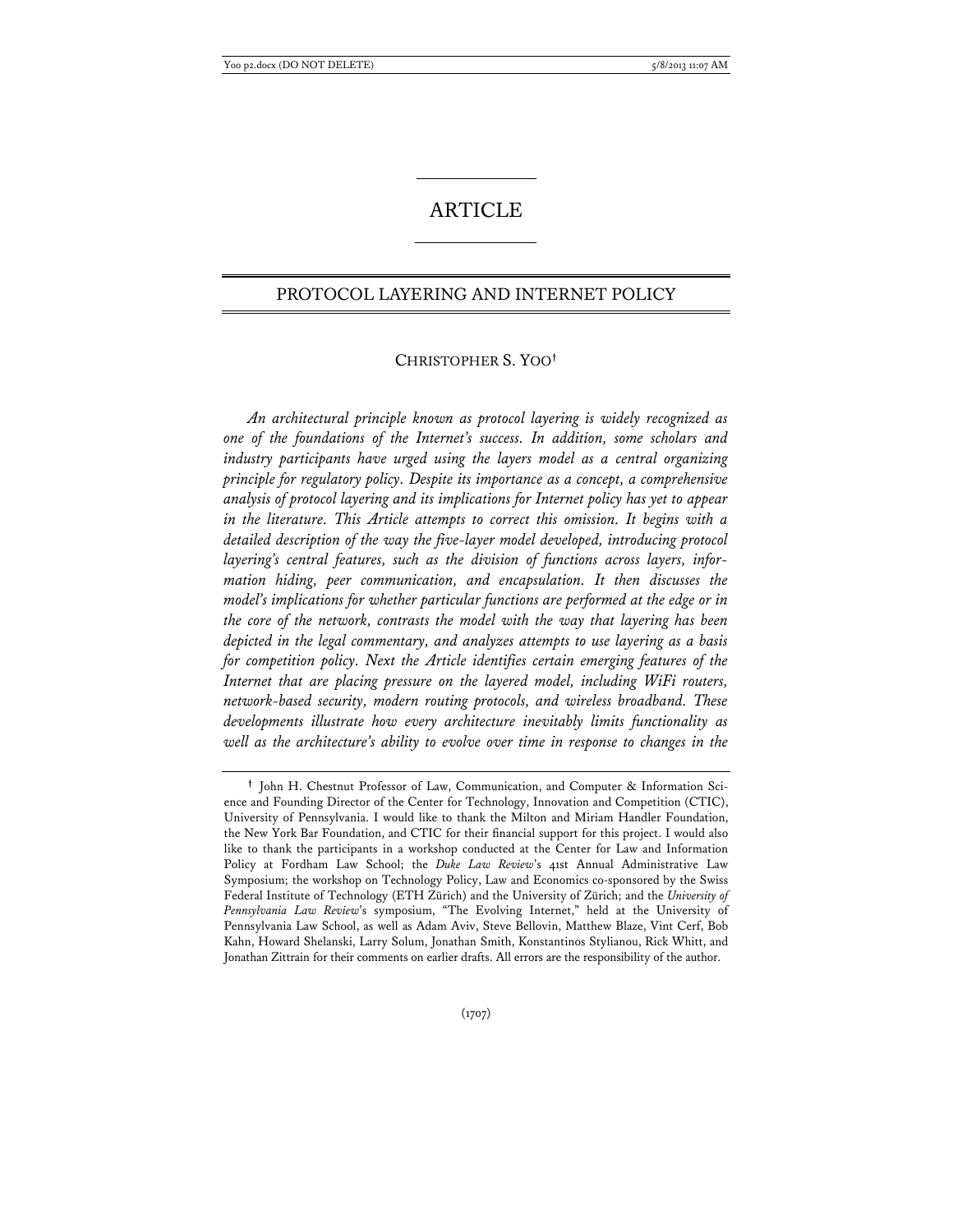# ARTICLE

## PROTOCOL LAYERING AND INTERNET POLICY

CHRISTOPHER S. YOO[†]

*An architectural principle known as protocol layering is widely recognized as one of the foundations of the Internet's success. In addition, some scholars and industry participants have urged using the layers model as a central organizing principle for regulatory policy. Despite its importance as a concept, a comprehensive analysis of protocol layering and its implications for Internet policy has yet to appear in the literature. This Article attempts to correct this omission. It begins with a detailed description of the way the five-layer model developed, introducing protocol layering's central features, such as the division of functions across layers, information hiding, peer communication, and encapsulation. It then discusses the model's implications for whether particular functions are performed at the edge or in the core of the network, contrasts the model with the way that layering has been depicted in the legal commentary, and analyzes attempts to use layering as a basis for competition policy. Next the Article identifies certain emerging features of the Internet that are placing pressure on the layered model, including WiFi routers, network-based security, modern routing protocols, and wireless broadband. These developments illustrate how every architecture inevitably limits functionality as well as the architecture's ability to evolve over time in response to changes in the*

---

[†] John H. Chestnut Professor of Law, Communication, and Computer & Information Science and Founding Director of the Center for Technology, Innovation and Competition (CTIC), University of Pennsylvania. I would like to thank the Milton and Miriam Handler Foundation, the New York Bar Foundation, and CTIC for their financial support for this project. I would also like to thank the participants in a workshop conducted at the Center for Law and Information Policy at Fordham Law School; the *Duke Law Review*'s 41st Annual Administrative Law Symposium; the workshop on Technology Policy, Law and Economics co-sponsored by the Swiss Federal Institute of Technology (ETH Zürich) and the University of Zürich; and the *University of Pennsylvania Law Review*'s symposium, "The Evolving Internet," held at the University of Pennsylvania Law School, as well as Adam Aviv, Steve Bellovin, Matthew Blaze, Vint Cerf, Bob Kahn, Howard Shelanski, Larry Solum, Jonathan Smith, Konstantinos Stylianou, Rick Whitt, and Jonathan Zittrain for their comments on earlier drafts. All errors are the responsibility of the author.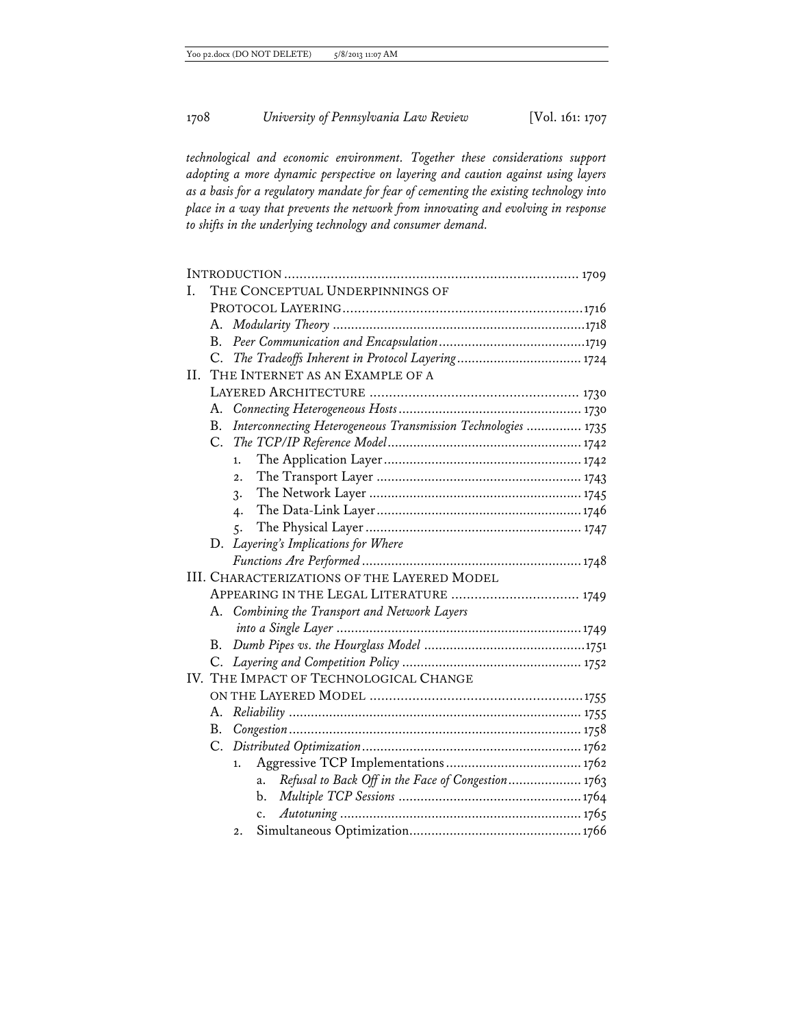*technological and economic environment. Together these considerations support adopting a more dynamic perspective on layering and caution against using layers as a basis for a regulatory mandate for fear of cementing the existing technology into place in a way that prevents the network from innovating and evolving in response to shifts in the underlying technology and consumer demand.*

- INTRODUCTION ............................................................................ 1709
- I. THE CONCEPTUAL UNDERPINNINGS OF PROTOCOL LAYERING ............................................................ 1716
  - A. *Modularity Theory* ............................................................ 1718
  - B. *Peer Communication and Encapsulation* ............................................ 1719
  - C. *The Tradeoffs Inherent in Protocol Layering* ........................................ 1724
- II. THE INTERNET AS AN EXAMPLE OF A LAYERED ARCHITECTURE ...................................................... 1730
  - A. *Connecting Heterogeneous Hosts* ................................................... 1730
  - B. *Interconnecting Heterogeneous Transmission Technologies* ............... 1735
  - C. *The TCP/IP Reference Model* ...................................................... 1742
    1. The Application Layer ...................................................... 1742
    2. The Transport Layer ........................................................ 1743
    3. The Network Layer .......................................................... 1745
    4. The Data-Link Layer ........................................................ 1746
    5. The Physical Layer .......................................................... 1747
  - D. *Layering's Implications for Where Functions Are Performed* ................................................. 1748
- III. CHARACTERIZATIONS OF THE LAYERED MODEL APPEARING IN THE LEGAL LITERATURE ................................. 1749
  - A. *Combining the Transport and Network Layers into a Single Layer* ............................................................ 1749
  - B. *Dumb Pipes vs. the Hourglass Model* .............................................. 1751
  - C. *Layering and Competition Policy* .................................................. 1752
- IV. THE IMPACT OF TECHNOLOGICAL CHANGE ON THE LAYERED MODEL .................................................... 1755
  - A. *Reliability* ...................................................................... 1755
  - B. *Congestion* ...................................................................... 1758
  - C. *Distributed Optimization* ......................................................... 1762
    1. Aggressive TCP Implementations ........................................... 1762
       - a. *Refusal to Back Off in the Face of Congestion* .................... 1763
       - b. *Multiple TCP Sessions* ............................................... 1764
       - c. *Autotuning* .............................................................. 1765
    2. Simultaneous Optimization ................................................. 1766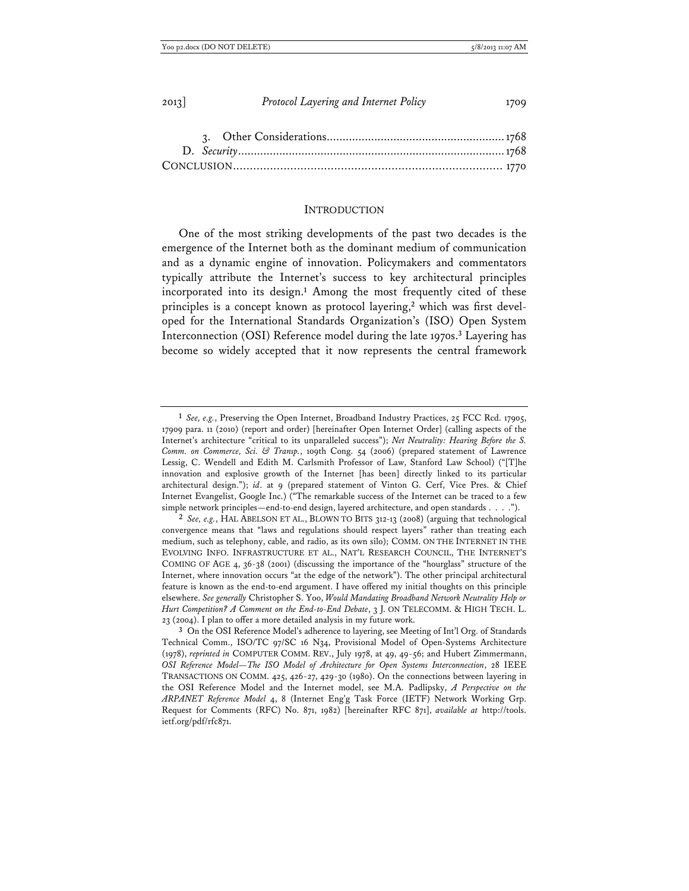3. Other Considerations........................................................1768

D. *Security*..................................................................................1768

CONCLUSION................................................................................ 1770

## INTRODUCTION

One of the most striking developments of the past two decades is the emergence of the Internet both as the dominant medium of communication and as a dynamic engine of innovation. Policymakers and commentators typically attribute the Internet's success to key architectural principles incorporated into its design.[1] Among the most frequently cited of these principles is a concept known as protocol layering,[2] which was first developed for the International Standards Organization's (ISO) Open System Interconnection (OSI) Reference model during the late 1970s.[3] Layering has become so widely accepted that it now represents the central framework

---

[1] *See, e.g.*, Preserving the Open Internet, Broadband Industry Practices, 25 FCC Rcd. 17905, 17909 para. 11 (2010) (report and order) [hereinafter Open Internet Order] (calling aspects of the Internet's architecture "critical to its unparalleled success"); *Net Neutrality: Hearing Before the S. Comm. on Commerce, Sci. & Transp.*, 109th Cong. 54 (2006) (prepared statement of Lawrence Lessig, C. Wendell and Edith M. Carlsmith Professor of Law, Stanford Law School) ("[T]he innovation and explosive growth of the Internet [has been] directly linked to its particular architectural design."); *id*. at 9 (prepared statement of Vinton G. Cerf, Vice Pres. & Chief Internet Evangelist, Google Inc.) ("The remarkable success of the Internet can be traced to a few simple network principles—end-to-end design, layered architecture, and open standards . . . .").

[2] *See, e.g.*, HAL ABELSON ET AL., BLOWN TO BITS 312-13 (2008) (arguing that technological convergence means that "laws and regulations should respect layers" rather than treating each medium, such as telephony, cable, and radio, as its own silo); COMM. ON THE INTERNET IN THE EVOLVING INFO. INFRASTRUCTURE ET AL., NAT'L RESEARCH COUNCIL, THE INTERNET'S COMING OF AGE 4, 36-38 (2001) (discussing the importance of the "hourglass" structure of the Internet, where innovation occurs "at the edge of the network"). The other principal architectural feature is known as the end-to-end argument. I have offered my initial thoughts on this principle elsewhere. *See generally* Christopher S. Yoo, *Would Mandating Broadband Network Neutrality Help or Hurt Competition? A Comment on the End-to-End Debate*, 3 J. ON TELECOMM. & HIGH TECH. L. 23 (2004). I plan to offer a more detailed analysis in my future work.

[3] On the OSI Reference Model's adherence to layering, see Meeting of Int'l Org. of Standards Technical Comm., ISO/TC 97/SC 16 N34, Provisional Model of Open-Systems Architecture (1978), *reprinted in* COMPUTER COMM. REV., July 1978, at 49, 49-56; and Hubert Zimmermann, *OSI Reference Model—The ISO Model of Architecture for Open Systems Interconnection*, 28 IEEE TRANSACTIONS ON COMM. 425, 426-27, 429-30 (1980). On the connections between layering in the OSI Reference Model and the Internet model, see M.A. Padlipsky, *A Perspective on the ARPANET Reference Model* 4, 8 (Internet Eng'g Task Force (IETF) Network Working Grp. Request for Comments (RFC) No. 871, 1982) [hereinafter RFC 871], *available at* http://tools.ietf.org/pdf/rfc871.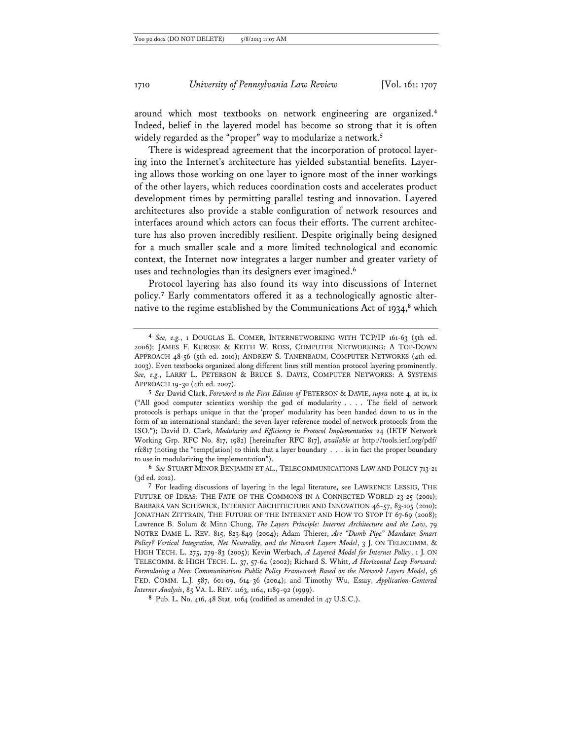around which most textbooks on network engineering are organized.[4] Indeed, belief in the layered model has become so strong that it is often widely regarded as the "proper" way to modularize a network.[5]

There is widespread agreement that the incorporation of protocol layering into the Internet's architecture has yielded substantial benefits. Layering allows those working on one layer to ignore most of the inner workings of the other layers, which reduces coordination costs and accelerates product development times by permitting parallel testing and innovation. Layered architectures also provide a stable configuration of network resources and interfaces around which actors can focus their efforts. The current architecture has also proven incredibly resilient. Despite originally being designed for a much smaller scale and a more limited technological and economic context, the Internet now integrates a larger number and greater variety of uses and technologies than its designers ever imagined.[6]

Protocol layering has also found its way into discussions of Internet policy.[7] Early commentators offered it as a technologically agnostic alternative to the regime established by the Communications Act of 1934,[8] which

---

[4] *See, e.g.*, 1 DOUGLAS E. COMER, INTERNETWORKING WITH TCP/IP 161-63 (5th ed. 2006); JAMES F. KUROSE & KEITH W. ROSS, COMPUTER NETWORKING: A TOP-DOWN APPROACH 48-56 (5th ed. 2010); ANDREW S. TANENBAUM, COMPUTER NETWORKS (4th ed. 2003). Even textbooks organized along different lines still mention protocol layering prominently. *See, e.g.*, LARRY L. PETERSON & BRUCE S. DAVIE, COMPUTER NETWORKS: A SYSTEMS APPROACH 19-30 (4th ed. 2007).

[5] *See* David Clark, *Foreword to the First Edition of* PETERSON & DAVIE, *supra* note 4, at ix, ix ("All good computer scientists worship the god of modularity . . . . The field of network protocols is perhaps unique in that the 'proper' modularity has been handed down to us in the form of an international standard: the seven-layer reference model of network protocols from the ISO."); David D. Clark, *Modularity and Efficiency in Protocol Implementation* 24 (IETF Network Working Grp. RFC No. 817, 1982) [hereinafter RFC 817], *available at* http://tools.ietf.org/pdf/rfc817 (noting the "tempt[ation] to think that a layer boundary . . . is in fact the proper boundary to use in modularizing the implementation").

[6] *See* STUART MINOR BENJAMIN ET AL., TELECOMMUNICATIONS LAW AND POLICY 713-21 (3d ed. 2012).

[7] For leading discussions of layering in the legal literature, see LAWRENCE LESSIG, THE FUTURE OF IDEAS: THE FATE OF THE COMMONS IN A CONNECTED WORLD 23-25 (2001); BARBARA VAN SCHEWICK, INTERNET ARCHITECTURE AND INNOVATION 46-57, 83-105 (2010); JONATHAN ZITTRAIN, THE FUTURE OF THE INTERNET AND HOW TO STOP IT 67-69 (2008); Lawrence B. Solum & Minn Chung, *The Layers Principle: Internet Architecture and the Law*, 79 NOTRE DAME L. REV. 815, 823-849 (2004); Adam Thierer, *Are "Dumb Pipe" Mandates Smart Policy? Vertical Integration, Net Neutrality, and the Network Layers Model*, 3 J. ON TELECOMM. & HIGH TECH. L. 275, 279-83 (2005); Kevin Werbach, *A Layered Model for Internet Policy*, 1 J. ON TELECOMM. & HIGH TECH. L. 37, 57-64 (2002); Richard S. Whitt, *A Horizontal Leap Forward: Formulating a New Communications Public Policy Framework Based on the Network Layers Model*, 56 FED. COMM. L.J. 587, 601-09, 614-36 (2004); and Timothy Wu, Essay, *Application-Centered Internet Analysis*, 85 VA. L. REV. 1163, 1164, 1189-92 (1999).

[8] Pub. L. No. 416, 48 Stat. 1064 (codified as amended in 47 U.S.C.).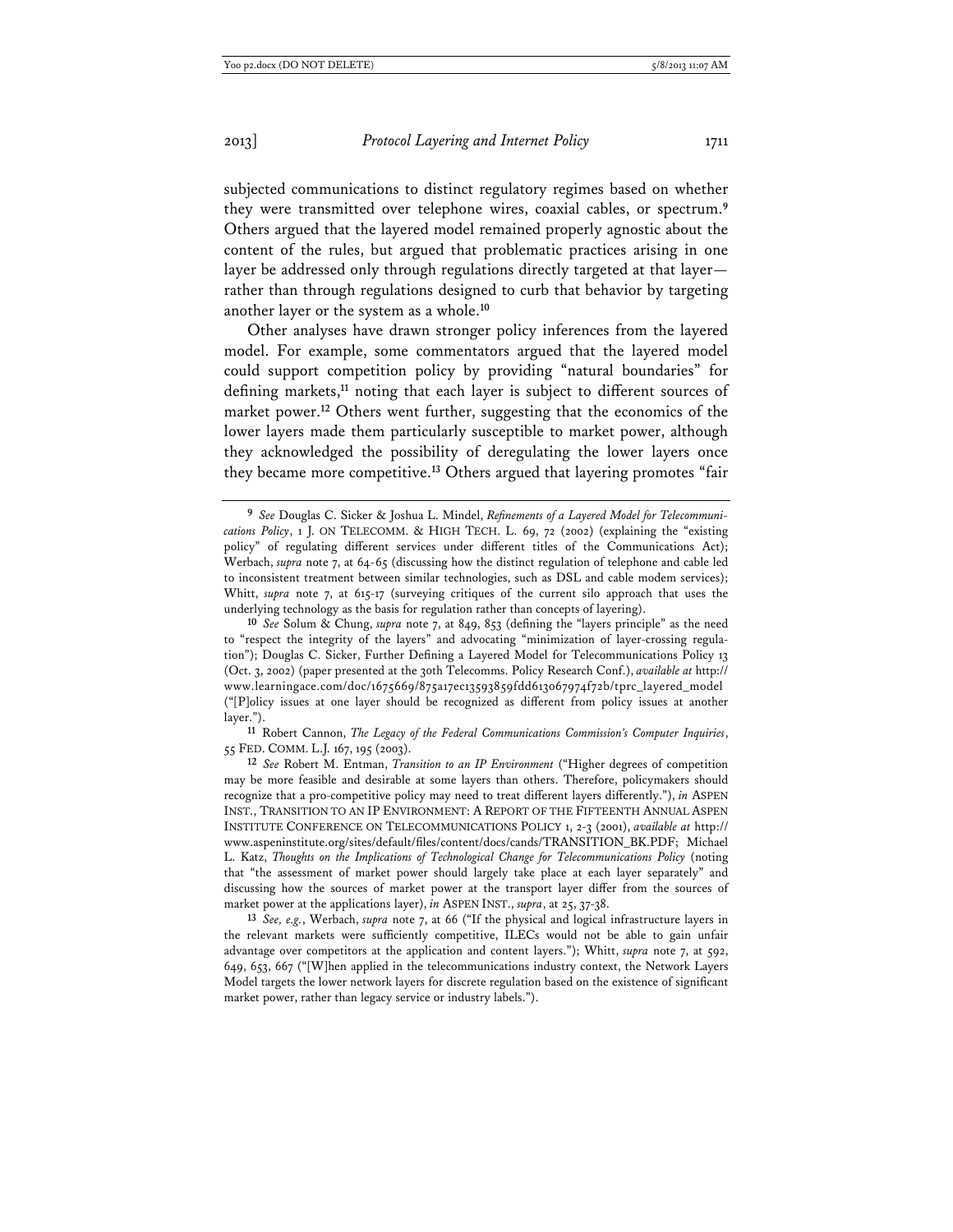subjected communications to distinct regulatory regimes based on whether they were transmitted over telephone wires, coaxial cables, or spectrum.[9] Others argued that the layered model remained properly agnostic about the content of the rules, but argued that problematic practices arising in one layer be addressed only through regulations directly targeted at that layer—rather than through regulations designed to curb that behavior by targeting another layer or the system as a whole.[10]

Other analyses have drawn stronger policy inferences from the layered model. For example, some commentators argued that the layered model could support competition policy by providing "natural boundaries" for defining markets,[11] noting that each layer is subject to different sources of market power.[12] Others went further, suggesting that the economics of the lower layers made them particularly susceptible to market power, although they acknowledged the possibility of deregulating the lower layers once they became more competitive.[13] Others argued that layering promotes "fair

---

[9] *See* Douglas C. Sicker & Joshua L. Mindel, *Refinements of a Layered Model for Telecommunications Policy*, 1 J. ON TELECOMM. & HIGH TECH. L. 69, 72 (2002) (explaining the "existing policy" of regulating different services under different titles of the Communications Act); Werbach, *supra* note 7, at 64-65 (discussing how the distinct regulation of telephone and cable led to inconsistent treatment between similar technologies, such as DSL and cable modem services); Whitt, *supra* note 7, at 615-17 (surveying critiques of the current silo approach that uses the underlying technology as the basis for regulation rather than concepts of layering).

[10] *See* Solum & Chung, *supra* note 7, at 849, 853 (defining the "layers principle" as the need to "respect the integrity of the layers" and advocating "minimization of layer-crossing regulation"); Douglas C. Sicker, Further Defining a Layered Model for Telecommunications Policy 13 (Oct. 3, 2002) (paper presented at the 30th Telecomms. Policy Research Conf.), *available at* http://www.learningace.com/doc/1675669/875a17ec13593859fdd613067974f72b/tprc_layered_model ("[P]olicy issues at one layer should be recognized as different from policy issues at another layer.").

[11] Robert Cannon, *The Legacy of the Federal Communications Commission's Computer Inquiries*, 55 FED. COMM. L.J. 167, 195 (2003).

[12] *See* Robert M. Entman, *Transition to an IP Environment* ("Higher degrees of competition may be more feasible and desirable at some layers than others. Therefore, policymakers should recognize that a pro-competitive policy may need to treat different layers differently."), *in* ASPEN INST., TRANSITION TO AN IP ENVIRONMENT: A REPORT OF THE FIFTEENTH ANNUAL ASPEN INSTITUTE CONFERENCE ON TELECOMMUNICATIONS POLICY 1, 2-3 (2001), *available at* http://www.aspeninstitute.org/sites/default/files/content/docs/cands/TRANSITION_BK.PDF; Michael L. Katz, *Thoughts on the Implications of Technological Change for Telecommunications Policy* (noting that "the assessment of market power should largely take place at each layer separately" and discussing how the sources of market power at the transport layer differ from the sources of market power at the applications layer), *in* ASPEN INST., *supra*, at 25, 37-38.

[13] *See, e.g.*, Werbach, *supra* note 7, at 66 ("If the physical and logical infrastructure layers in the relevant markets were sufficiently competitive, ILECs would not be able to gain unfair advantage over competitors at the application and content layers."); Whitt, *supra* note 7, at 592, 649, 653, 667 ("[W]hen applied in the telecommunications industry context, the Network Layers Model targets the lower network layers for discrete regulation based on the existence of significant market power, rather than legacy service or industry labels.").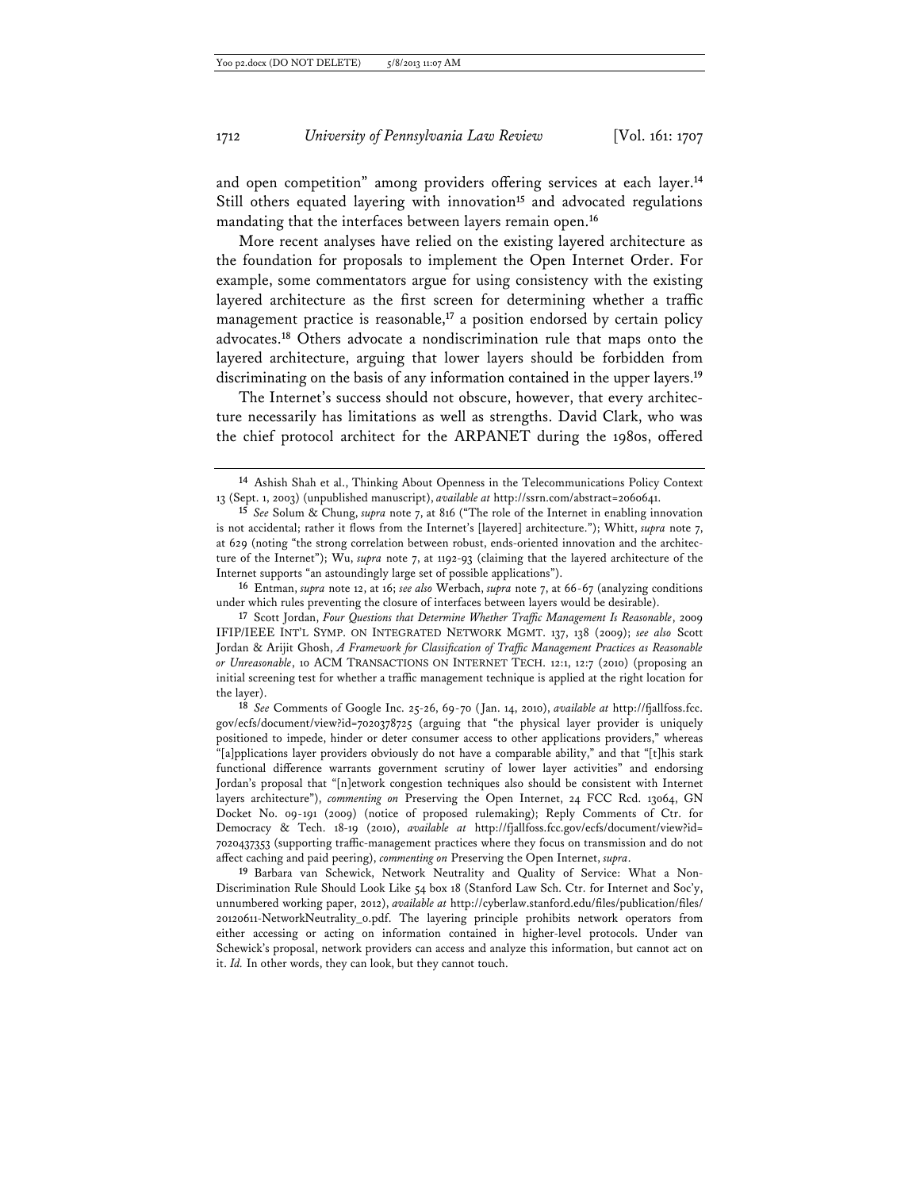and open competition" among providers offering services at each layer.[14] Still others equated layering with innovation[15] and advocated regulations mandating that the interfaces between layers remain open.[16]

More recent analyses have relied on the existing layered architecture as the foundation for proposals to implement the Open Internet Order. For example, some commentators argue for using consistency with the existing layered architecture as the first screen for determining whether a traffic management practice is reasonable,[17] a position endorsed by certain policy advocates.[18] Others advocate a nondiscrimination rule that maps onto the layered architecture, arguing that lower layers should be forbidden from discriminating on the basis of any information contained in the upper layers.[19]

The Internet's success should not obscure, however, that every architecture necessarily has limitations as well as strengths. David Clark, who was the chief protocol architect for the ARPANET during the 1980s, offered

---

[14] Ashish Shah et al., Thinking About Openness in the Telecommunications Policy Context 13 (Sept. 1, 2003) (unpublished manuscript), *available at* http://ssrn.com/abstract=2060641.

[15] *See* Solum & Chung, *supra* note 7, at 816 ("The role of the Internet in enabling innovation is not accidental; rather it flows from the Internet's [layered] architecture."); Whitt, *supra* note 7, at 629 (noting "the strong correlation between robust, ends-oriented innovation and the architecture of the Internet"); Wu, *supra* note 7, at 1192-93 (claiming that the layered architecture of the Internet supports "an astoundingly large set of possible applications").

[16] Entman, *supra* note 12, at 16; *see also* Werbach, *supra* note 7, at 66-67 (analyzing conditions under which rules preventing the closure of interfaces between layers would be desirable).

[17] Scott Jordan, *Four Questions that Determine Whether Traffic Management Is Reasonable*, 2009 IFIP/IEEE INT'L SYMP. ON INTEGRATED NETWORK MGMT. 137, 138 (2009); *see also* Scott Jordan & Arijit Ghosh, *A Framework for Classification of Traffic Management Practices as Reasonable or Unreasonable*, 10 ACM TRANSACTIONS ON INTERNET TECH. 12:1, 12:7 (2010) (proposing an initial screening test for whether a traffic management technique is applied at the right location for the layer).

[18] *See* Comments of Google Inc. 25-26, 69-70 (Jan. 14, 2010), *available at* http://fjallfoss.fcc.gov/ecfs/document/view?id=7020378725 (arguing that "the physical layer provider is uniquely positioned to impede, hinder or deter consumer access to other applications providers," whereas "[a]pplications layer providers obviously do not have a comparable ability," and that "[t]his stark functional difference warrants government scrutiny of lower layer activities" and endorsing Jordan's proposal that "[n]etwork congestion techniques also should be consistent with Internet layers architecture"), *commenting on* Preserving the Open Internet, 24 FCC Rcd. 13064, GN Docket No. 09-191 (2009) (notice of proposed rulemaking); Reply Comments of Ctr. for Democracy & Tech. 18-19 (2010), *available at* http://fjallfoss.fcc.gov/ecfs/document/view?id=7020437353 (supporting traffic-management practices where they focus on transmission and do not affect caching and paid peering), *commenting on* Preserving the Open Internet, *supra*.

[19] Barbara van Schewick, Network Neutrality and Quality of Service: What a Non-Discrimination Rule Should Look Like 54 box 18 (Stanford Law Sch. Ctr. for Internet and Soc'y, unnumbered working paper, 2012), *available at* http://cyberlaw.stanford.edu/files/publication/files/20120611-NetworkNeutrality_0.pdf. The layering principle prohibits network operators from either accessing or acting on information contained in higher-level protocols. Under van Schewick's proposal, network providers can access and analyze this information, but cannot act on it. *Id.* In other words, they can look, but they cannot touch.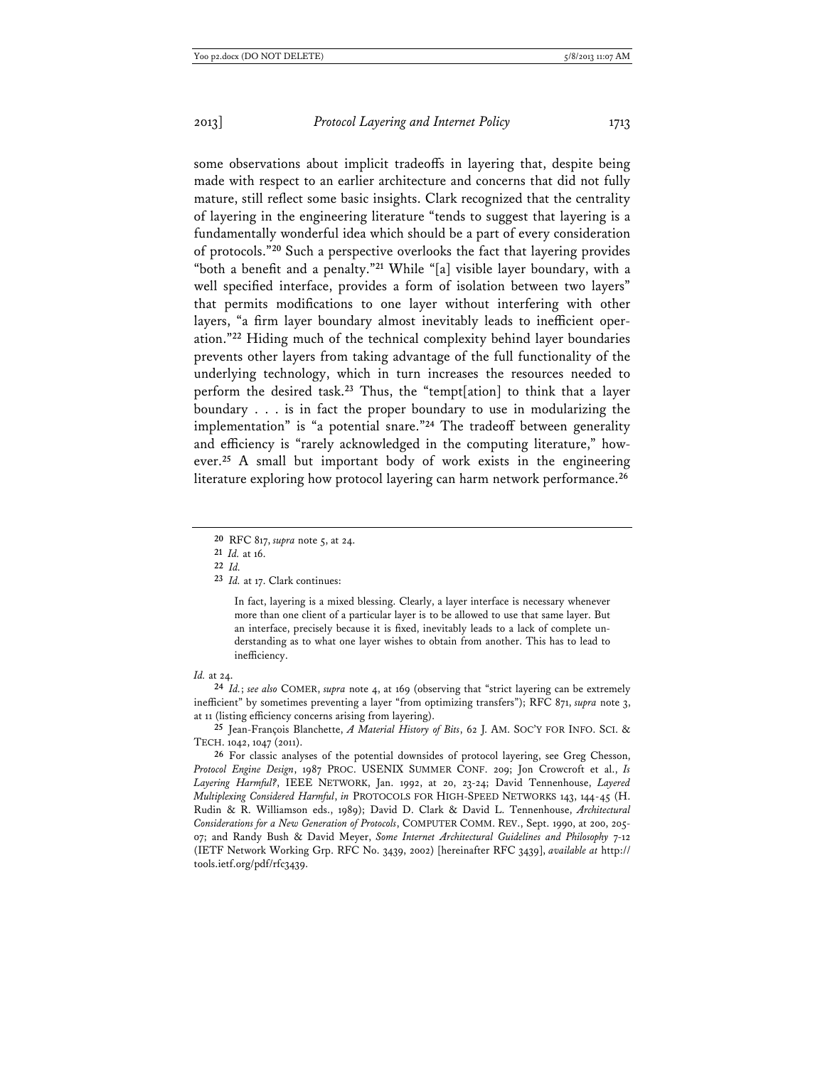some observations about implicit tradeoffs in layering that, despite being made with respect to an earlier architecture and concerns that did not fully mature, still reflect some basic insights. Clark recognized that the centrality of layering in the engineering literature "tends to suggest that layering is a fundamentally wonderful idea which should be a part of every consideration of protocols."[20] Such a perspective overlooks the fact that layering provides "both a benefit and a penalty."[21] While "[a] visible layer boundary, with a well specified interface, provides a form of isolation between two layers" that permits modifications to one layer without interfering with other layers, "a firm layer boundary almost inevitably leads to inefficient operation."[22] Hiding much of the technical complexity behind layer boundaries prevents other layers from taking advantage of the full functionality of the underlying technology, which in turn increases the resources needed to perform the desired task.[23] Thus, the "tempt[ation] to think that a layer boundary . . . is in fact the proper boundary to use in modularizing the implementation" is "a potential snare."[24] The tradeoff between generality and efficiency is "rarely acknowledged in the computing literature," however.[25] A small but important body of work exists in the engineering literature exploring how protocol layering can harm network performance.[26]

---

[20] RFC 817, *supra* note 5, at 24.

[21] *Id.* at 16.

[22] *Id.*

[23] *Id.* at 17. Clark continues:

> In fact, layering is a mixed blessing. Clearly, a layer interface is necessary whenever more than one client of a particular layer is to be allowed to use that same layer. But an interface, precisely because it is fixed, inevitably leads to a lack of complete understanding as to what one layer wishes to obtain from another. This has to lead to inefficiency.

*Id.* at 24.

[24] *Id.*; *see also* COMER, *supra* note 4, at 169 (observing that "strict layering can be extremely inefficient" by sometimes preventing a layer "from optimizing transfers"); RFC 871, *supra* note 3, at 11 (listing efficiency concerns arising from layering).

[25] Jean-François Blanchette, *A Material History of Bits*, 62 J. AM. SOC'Y FOR INFO. SCI. & TECH. 1042, 1047 (2011).

[26] For classic analyses of the potential downsides of protocol layering, see Greg Chesson, *Protocol Engine Design*, 1987 PROC. USENIX SUMMER CONF. 209; Jon Crowcroft et al., *Is Layering Harmful?*, IEEE NETWORK, Jan. 1992, at 20, 23-24; David Tennenhouse, *Layered Multiplexing Considered Harmful*, *in* PROTOCOLS FOR HIGH-SPEED NETWORKS 143, 144-45 (H. Rudin & R. Williamson eds., 1989); David D. Clark & David L. Tennenhouse, *Architectural Considerations for a New Generation of Protocols*, COMPUTER COMM. REV., Sept. 1990, at 200, 205-07; and Randy Bush & David Meyer, *Some Internet Architectural Guidelines and Philosophy* 7-12 (IETF Network Working Grp. RFC No. 3439, 2002) [hereinafter RFC 3439], *available at* http://tools.ietf.org/pdf/rfc3439.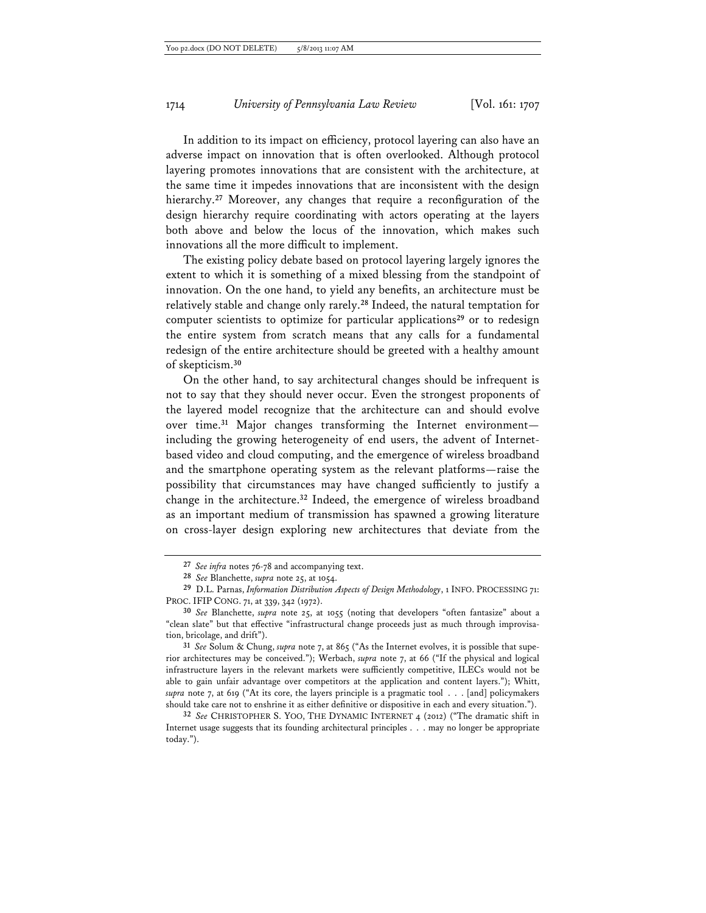In addition to its impact on efficiency, protocol layering can also have an adverse impact on innovation that is often overlooked. Although protocol layering promotes innovations that are consistent with the architecture, at the same time it impedes innovations that are inconsistent with the design hierarchy.[27] Moreover, any changes that require a reconfiguration of the design hierarchy require coordinating with actors operating at the layers both above and below the locus of the innovation, which makes such innovations all the more difficult to implement.

The existing policy debate based on protocol layering largely ignores the extent to which it is something of a mixed blessing from the standpoint of innovation. On the one hand, to yield any benefits, an architecture must be relatively stable and change only rarely.[28] Indeed, the natural temptation for computer scientists to optimize for particular applications[29] or to redesign the entire system from scratch means that any calls for a fundamental redesign of the entire architecture should be greeted with a healthy amount of skepticism.[30]

On the other hand, to say architectural changes should be infrequent is not to say that they should never occur. Even the strongest proponents of the layered model recognize that the architecture can and should evolve over time.[31] Major changes transforming the Internet environment—including the growing heterogeneity of end users, the advent of Internet-based video and cloud computing, and the emergence of wireless broadband and the smartphone operating system as the relevant platforms—raise the possibility that circumstances may have changed sufficiently to justify a change in the architecture.[32] Indeed, the emergence of wireless broadband as an important medium of transmission has spawned a growing literature on cross-layer design exploring new architectures that deviate from the

---

[27] *See infra* notes 76-78 and accompanying text.

[28] *See* Blanchette, *supra* note 25, at 1054.

[29] D.L. Parnas, *Information Distribution Aspects of Design Methodology*, 1 INFO. PROCESSING 71: PROC. IFIP CONG. 71, at 339, 342 (1972).

[30] *See* Blanchette, *supra* note 25, at 1055 (noting that developers "often fantasize" about a "clean slate" but that effective "infrastructural change proceeds just as much through improvisation, bricolage, and drift").

[31] *See* Solum & Chung, *supra* note 7, at 865 ("As the Internet evolves, it is possible that superior architectures may be conceived."); Werbach, *supra* note 7, at 66 ("If the physical and logical infrastructure layers in the relevant markets were sufficiently competitive, ILECs would not be able to gain unfair advantage over competitors at the application and content layers."); Whitt, *supra* note 7, at 619 ("At its core, the layers principle is a pragmatic tool . . . [and] policymakers should take care not to enshrine it as either definitive or dispositive in each and every situation.").

[32] *See* CHRISTOPHER S. YOO, THE DYNAMIC INTERNET 4 (2012) ("The dramatic shift in Internet usage suggests that its founding architectural principles . . . may no longer be appropriate today.").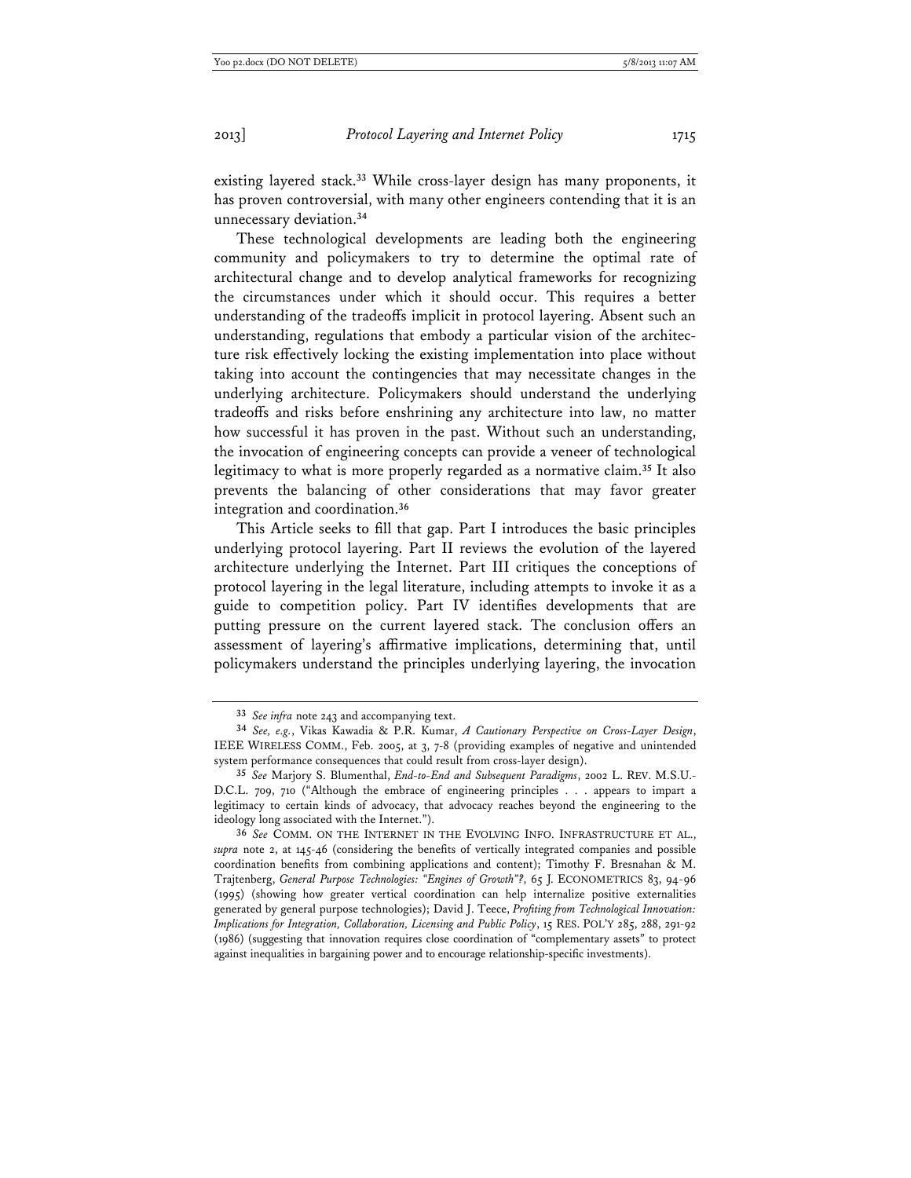existing layered stack.[33] While cross-layer design has many proponents, it has proven controversial, with many other engineers contending that it is an unnecessary deviation.[34]

These technological developments are leading both the engineering community and policymakers to try to determine the optimal rate of architectural change and to develop analytical frameworks for recognizing the circumstances under which it should occur. This requires a better understanding of the tradeoffs implicit in protocol layering. Absent such an understanding, regulations that embody a particular vision of the architecture risk effectively locking the existing implementation into place without taking into account the contingencies that may necessitate changes in the underlying architecture. Policymakers should understand the underlying tradeoffs and risks before enshrining any architecture into law, no matter how successful it has proven in the past. Without such an understanding, the invocation of engineering concepts can provide a veneer of technological legitimacy to what is more properly regarded as a normative claim.[35] It also prevents the balancing of other considerations that may favor greater integration and coordination.[36]

This Article seeks to fill that gap. Part I introduces the basic principles underlying protocol layering. Part II reviews the evolution of the layered architecture underlying the Internet. Part III critiques the conceptions of protocol layering in the legal literature, including attempts to invoke it as a guide to competition policy. Part IV identifies developments that are putting pressure on the current layered stack. The conclusion offers an assessment of layering's affirmative implications, determining that, until policymakers understand the principles underlying layering, the invocation

---

33 *See infra* note 243 and accompanying text.

34 *See, e.g.*, Vikas Kawadia & P.R. Kumar, *A Cautionary Perspective on Cross-Layer Design*, IEEE WIRELESS COMM., Feb. 2005, at 3, 7-8 (providing examples of negative and unintended system performance consequences that could result from cross-layer design).

35 *See* Marjory S. Blumenthal, *End-to-End and Subsequent Paradigms*, 2002 L. REV. M.S.U.-D.C.L. 709, 710 ("Although the embrace of engineering principles . . . appears to impart a legitimacy to certain kinds of advocacy, that advocacy reaches beyond the engineering to the ideology long associated with the Internet.").

36 *See* COMM. ON THE INTERNET IN THE EVOLVING INFO. INFRASTRUCTURE ET AL., *supra* note 2, at 145-46 (considering the benefits of vertically integrated companies and possible coordination benefits from combining applications and content); Timothy F. Bresnahan & M. Trajtenberg, *General Purpose Technologies: "Engines of Growth"?*, 65 J. ECONOMETRICS 83, 94-96 (1995) (showing how greater vertical coordination can help internalize positive externalities generated by general purpose technologies); David J. Teece, *Profiting from Technological Innovation: Implications for Integration, Collaboration, Licensing and Public Policy*, 15 RES. POL'Y 285, 288, 291-92 (1986) (suggesting that innovation requires close coordination of "complementary assets" to protect against inequalities in bargaining power and to encourage relationship-specific investments).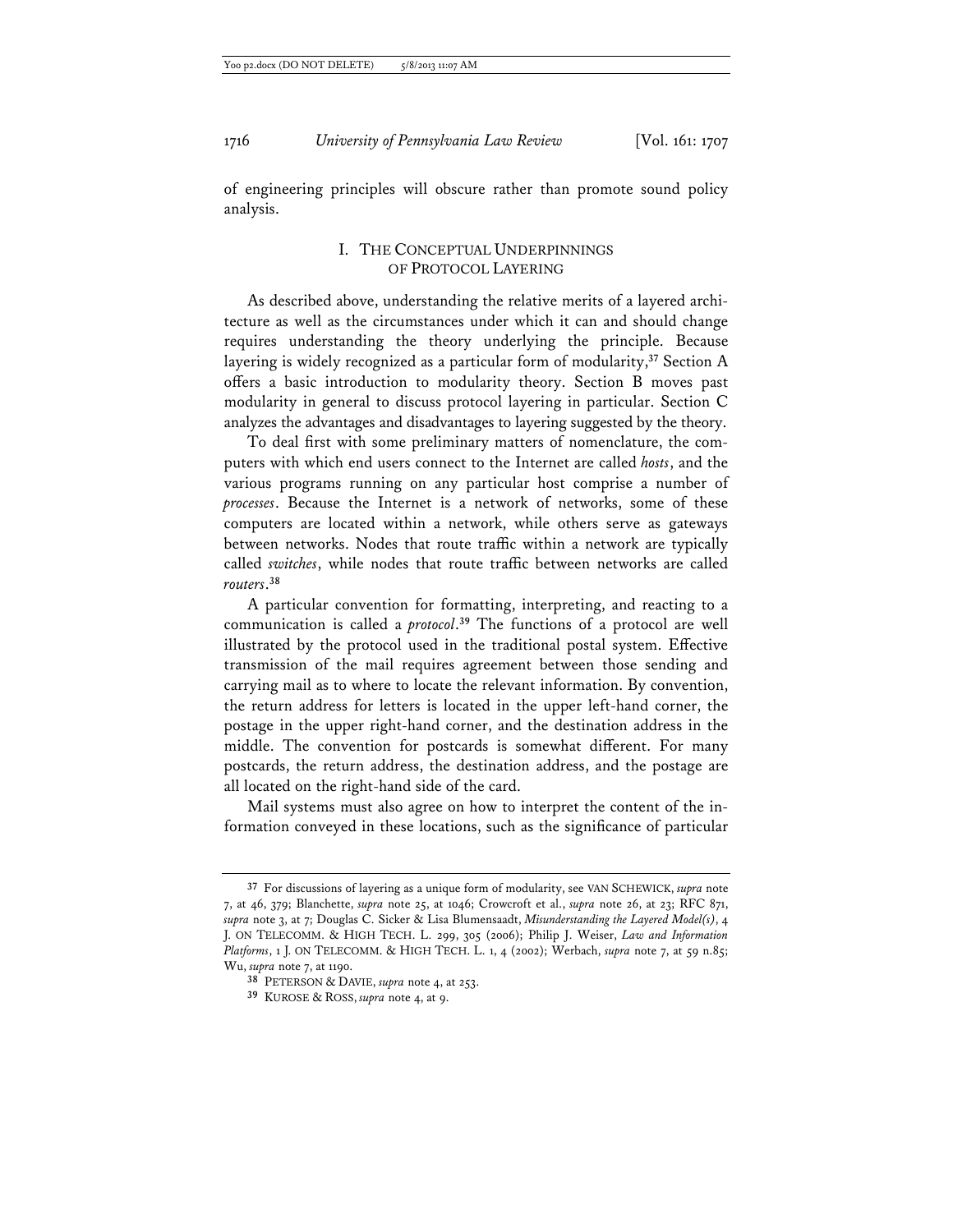of engineering principles will obscure rather than promote sound policy analysis.

## I. THE CONCEPTUAL UNDERPINNINGS OF PROTOCOL LAYERING

As described above, understanding the relative merits of a layered architecture as well as the circumstances under which it can and should change requires understanding the theory underlying the principle. Because layering is widely recognized as a particular form of modularity,[37] Section A offers a basic introduction to modularity theory. Section B moves past modularity in general to discuss protocol layering in particular. Section C analyzes the advantages and disadvantages to layering suggested by the theory.

To deal first with some preliminary matters of nomenclature, the computers with which end users connect to the Internet are called *hosts*, and the various programs running on any particular host comprise a number of *processes*. Because the Internet is a network of networks, some of these computers are located within a network, while others serve as gateways between networks. Nodes that route traffic within a network are typically called *switches*, while nodes that route traffic between networks are called *routers*.[38]

A particular convention for formatting, interpreting, and reacting to a communication is called a *protocol*.[39] The functions of a protocol are well illustrated by the protocol used in the traditional postal system. Effective transmission of the mail requires agreement between those sending and carrying mail as to where to locate the relevant information. By convention, the return address for letters is located in the upper left-hand corner, the postage in the upper right-hand corner, and the destination address in the middle. The convention for postcards is somewhat different. For many postcards, the return address, the destination address, and the postage are all located on the right-hand side of the card.

Mail systems must also agree on how to interpret the content of the information conveyed in these locations, such as the significance of particular

---

[37] For discussions of layering as a unique form of modularity, see VAN SCHEWICK, *supra* note 7, at 46, 379; Blanchette, *supra* note 25, at 1046; Crowcroft et al., *supra* note 26, at 23; RFC 871, *supra* note 3, at 7; Douglas C. Sicker & Lisa Blumensaadt, *Misunderstanding the Layered Model(s)*, 4 J. ON TELECOMM. & HIGH TECH. L. 299, 305 (2006); Philip J. Weiser, *Law and Information Platforms*, 1 J. ON TELECOMM. & HIGH TECH. L. 1, 4 (2002); Werbach, *supra* note 7, at 59 n.85; Wu, *supra* note 7, at 1190.

[38] PETERSON & DAVIE, *supra* note 4, at 253.

[39] KUROSE & ROSS, *supra* note 4, at 9.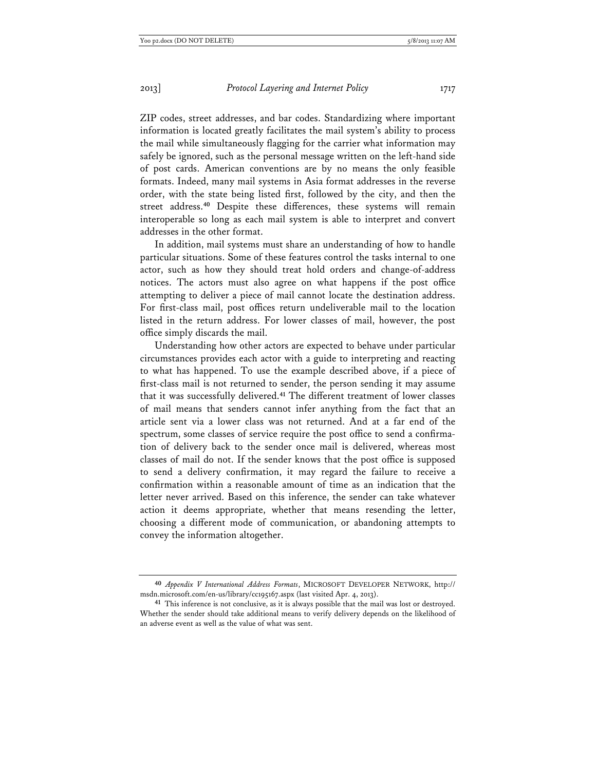ZIP codes, street addresses, and bar codes. Standardizing where important information is located greatly facilitates the mail system's ability to process the mail while simultaneously flagging for the carrier what information may safely be ignored, such as the personal message written on the left-hand side of post cards. American conventions are by no means the only feasible formats. Indeed, many mail systems in Asia format addresses in the reverse order, with the state being listed first, followed by the city, and then the street address.[40] Despite these differences, these systems will remain interoperable so long as each mail system is able to interpret and convert addresses in the other format.

In addition, mail systems must share an understanding of how to handle particular situations. Some of these features control the tasks internal to one actor, such as how they should treat hold orders and change-of-address notices. The actors must also agree on what happens if the post office attempting to deliver a piece of mail cannot locate the destination address. For first-class mail, post offices return undeliverable mail to the location listed in the return address. For lower classes of mail, however, the post office simply discards the mail.

Understanding how other actors are expected to behave under particular circumstances provides each actor with a guide to interpreting and reacting to what has happened. To use the example described above, if a piece of first-class mail is not returned to sender, the person sending it may assume that it was successfully delivered.[41] The different treatment of lower classes of mail means that senders cannot infer anything from the fact that an article sent via a lower class was not returned. And at a far end of the spectrum, some classes of service require the post office to send a confirmation of delivery back to the sender once mail is delivered, whereas most classes of mail do not. If the sender knows that the post office is supposed to send a delivery confirmation, it may regard the failure to receive a confirmation within a reasonable amount of time as an indication that the letter never arrived. Based on this inference, the sender can take whatever action it deems appropriate, whether that means resending the letter, choosing a different mode of communication, or abandoning attempts to convey the information altogether.

---

[40] *Appendix V International Address Formats*, MICROSOFT DEVELOPER NETWORK, http://msdn.microsoft.com/en-us/library/cc195167.aspx (last visited Apr. 4, 2013).

[41] This inference is not conclusive, as it is always possible that the mail was lost or destroyed. Whether the sender should take additional means to verify delivery depends on the likelihood of an adverse event as well as the value of what was sent.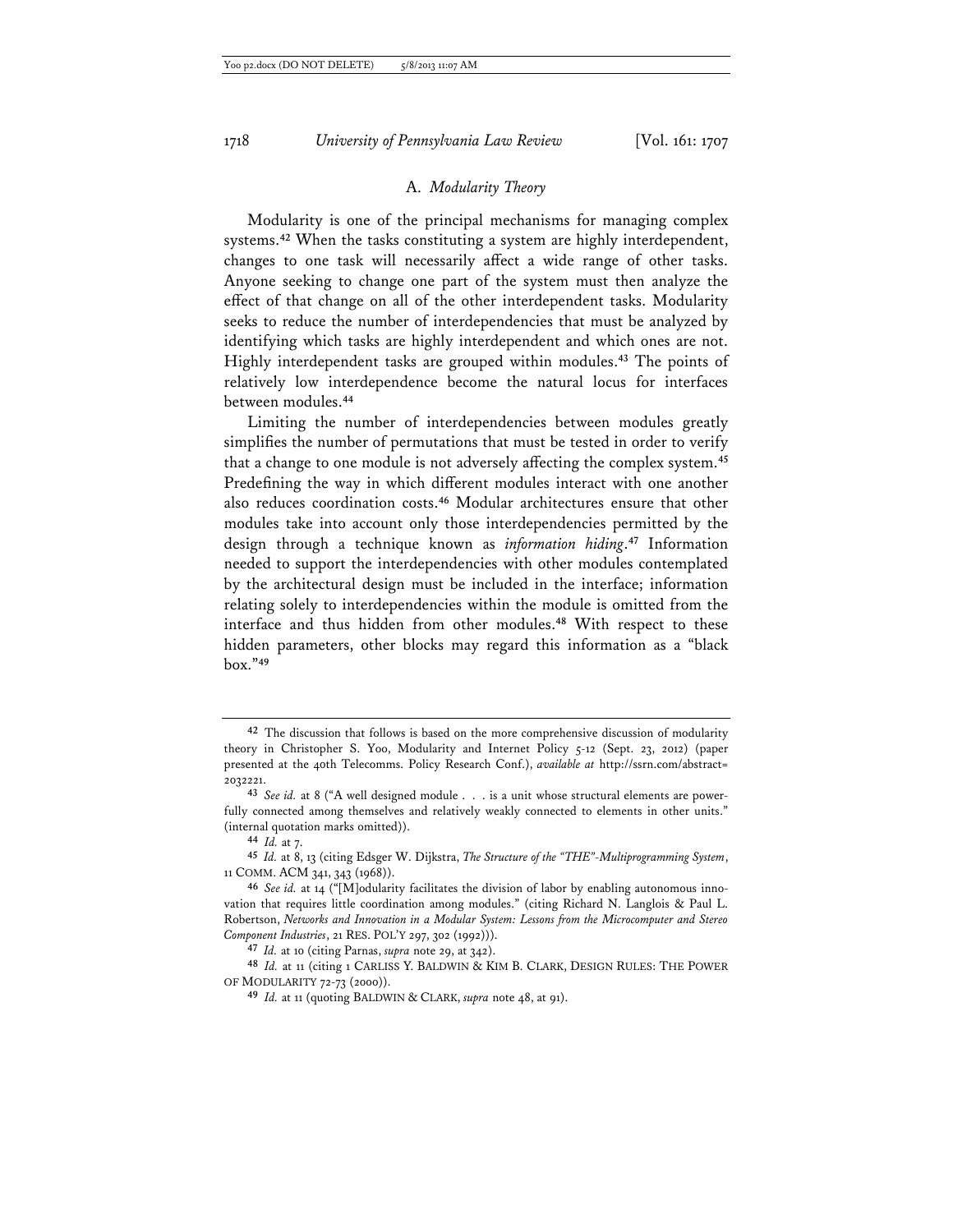## A. *Modularity Theory*

Modularity is one of the principal mechanisms for managing complex systems.[42] When the tasks constituting a system are highly interdependent, changes to one task will necessarily affect a wide range of other tasks. Anyone seeking to change one part of the system must then analyze the effect of that change on all of the other interdependent tasks. Modularity seeks to reduce the number of interdependencies that must be analyzed by identifying which tasks are highly interdependent and which ones are not. Highly interdependent tasks are grouped within modules.[43] The points of relatively low interdependence become the natural locus for interfaces between modules.[44]

Limiting the number of interdependencies between modules greatly simplifies the number of permutations that must be tested in order to verify that a change to one module is not adversely affecting the complex system.[45] Predefining the way in which different modules interact with one another also reduces coordination costs.[46] Modular architectures ensure that other modules take into account only those interdependencies permitted by the design through a technique known as *information hiding*.[47] Information needed to support the interdependencies with other modules contemplated by the architectural design must be included in the interface; information relating solely to interdependencies within the module is omitted from the interface and thus hidden from other modules.[48] With respect to these hidden parameters, other blocks may regard this information as a "black box."[49]

---

[42] The discussion that follows is based on the more comprehensive discussion of modularity theory in Christopher S. Yoo, Modularity and Internet Policy 5-12 (Sept. 23, 2012) (paper presented at the 40th Telecomms. Policy Research Conf.), *available at* http://ssrn.com/abstract=2032221.

[43] *See id.* at 8 ("A well designed module . . . is a unit whose structural elements are powerfully connected among themselves and relatively weakly connected to elements in other units." (internal quotation marks omitted)).

[44] *Id.* at 7.

[45] *Id.* at 8, 13 (citing Edsger W. Dijkstra, *The Structure of the "THE"-Multiprogramming System*, 11 COMM. ACM 341, 343 (1968)).

[46] *See id.* at 14 ("[M]odularity facilitates the division of labor by enabling autonomous innovation that requires little coordination among modules." (citing Richard N. Langlois & Paul L. Robertson, *Networks and Innovation in a Modular System: Lessons from the Microcomputer and Stereo Component Industries*, 21 RES. POL'Y 297, 302 (1992))).

[47] *Id.* at 10 (citing Parnas, *supra* note 29, at 342).

[48] *Id.* at 11 (citing 1 CARLISS Y. BALDWIN & KIM B. CLARK, DESIGN RULES: THE POWER OF MODULARITY 72-73 (2000)).

[49] *Id.* at 11 (quoting BALDWIN & CLARK, *supra* note 48, at 91).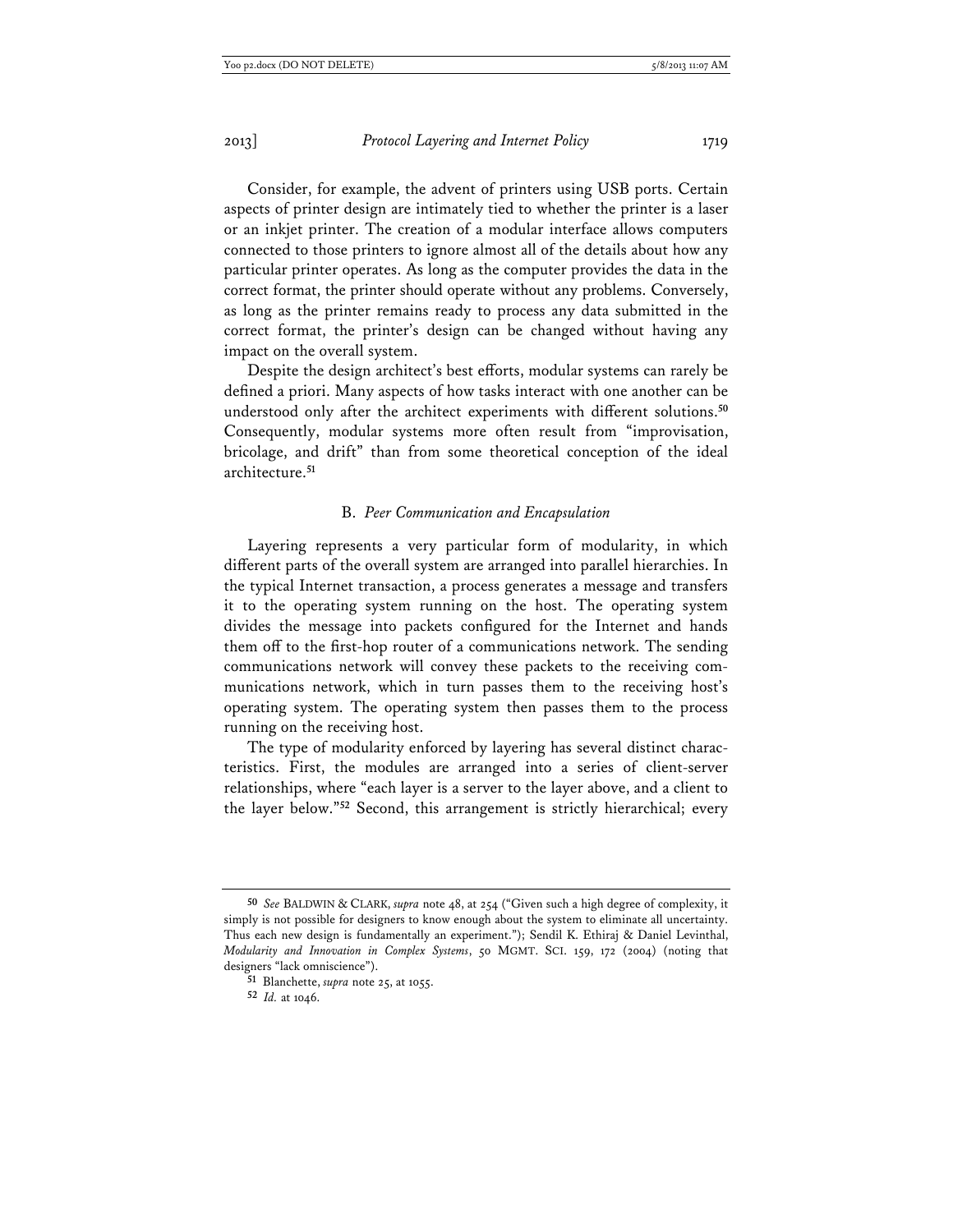Consider, for example, the advent of printers using USB ports. Certain aspects of printer design are intimately tied to whether the printer is a laser or an inkjet printer. The creation of a modular interface allows computers connected to those printers to ignore almost all of the details about how any particular printer operates. As long as the computer provides the data in the correct format, the printer should operate without any problems. Conversely, as long as the printer remains ready to process any data submitted in the correct format, the printer's design can be changed without having any impact on the overall system.

Despite the design architect's best efforts, modular systems can rarely be defined a priori. Many aspects of how tasks interact with one another can be understood only after the architect experiments with different solutions.[50] Consequently, modular systems more often result from "improvisation, bricolage, and drift" than from some theoretical conception of the ideal architecture.[51]

## B. *Peer Communication and Encapsulation*

Layering represents a very particular form of modularity, in which different parts of the overall system are arranged into parallel hierarchies. In the typical Internet transaction, a process generates a message and transfers it to the operating system running on the host. The operating system divides the message into packets configured for the Internet and hands them off to the first-hop router of a communications network. The sending communications network will convey these packets to the receiving communications network, which in turn passes them to the receiving host's operating system. The operating system then passes them to the process running on the receiving host.

The type of modularity enforced by layering has several distinct characteristics. First, the modules are arranged into a series of client-server relationships, where "each layer is a server to the layer above, and a client to the layer below."[52] Second, this arrangement is strictly hierarchical; every

---

[50] *See* BALDWIN & CLARK, *supra* note 48, at 254 ("Given such a high degree of complexity, it simply is not possible for designers to know enough about the system to eliminate all uncertainty. Thus each new design is fundamentally an experiment."); Sendil K. Ethiraj & Daniel Levinthal, *Modularity and Innovation in Complex Systems*, 50 MGMT. SCI. 159, 172 (2004) (noting that designers "lack omniscience").

[51] Blanchette, *supra* note 25, at 1055.

[52] *Id.* at 1046.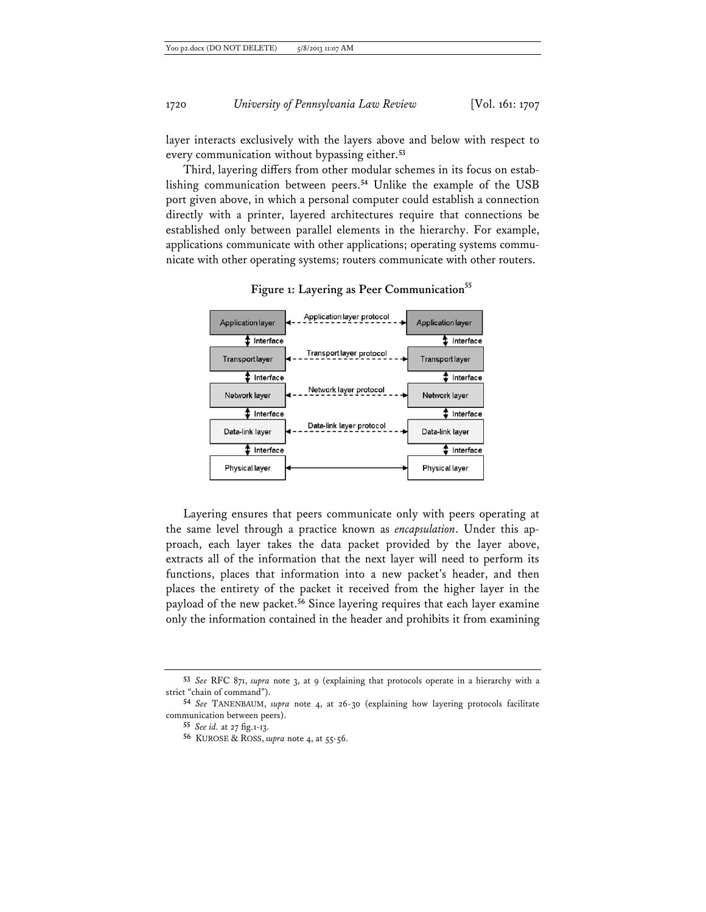layer interacts exclusively with the layers above and below with respect to every communication without bypassing either.[53]

Third, layering differs from other modular schemes in its focus on establishing communication between peers.[54] Unlike the example of the USB port given above, in which a personal computer could establish a connection directly with a printer, layered architectures require that connections be established only between parallel elements in the hierarchy. For example, applications communicate with other applications; operating systems communicate with other operating systems; routers communicate with other routers.

**Figure 1: Layering as Peer Communication[55]**

| | | |
|---|---|---|
| Application layer | ← Application layer protocol → | Application layer |
| ↕ Interface | | ↕ Interface |
| Transport layer | ← Transport layer protocol → | Transport layer |
| ↕ Interface | | ↕ Interface |
| Network layer | ← Network layer protocol → | Network layer |
| ↕ Interface | | ↕ Interface |
| Data-link layer | ← Data-link layer protocol → | Data-link layer |
| ↕ Interface | | ↕ Interface |
| Physical layer | ←——→ | Physical layer |

Layering ensures that peers communicate only with peers operating at the same level through a practice known as *encapsulation*. Under this approach, each layer takes the data packet provided by the layer above, extracts all of the information that the next layer will need to perform its functions, places that information into a new packet's header, and then places the entirety of the packet it received from the higher layer in the payload of the new packet.[56] Since layering requires that each layer examine only the information contained in the header and prohibits it from examining

---

[53] *See* RFC 871, *supra* note 3, at 9 (explaining that protocols operate in a hierarchy with a strict "chain of command").

[54] *See* TANENBAUM, *supra* note 4, at 26-30 (explaining how layering protocols facilitate communication between peers).

[55] *See id.* at 27 fig.1-13.

[56] KUROSE & ROSS, *supra* note 4, at 55-56.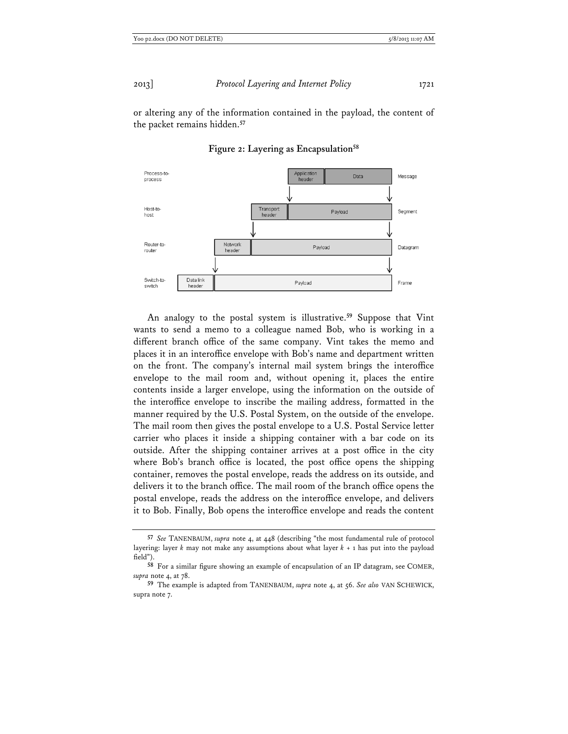or altering any of the information contained in the payload, the content of the packet remains hidden.[57]

**Figure 2: Layering as Encapsulation[58]**

| | | | | | |
|---|---|---|---|---|---|
| Process-to-process | | | | Application header / Data | Message |
| Host-to-host | | | Transport header | Payload | Segment |
| Router-to-router | | Network header | Payload | | Datagram |
| Switch-to-switch | Data link header | Payload | | | Frame |

An analogy to the postal system is illustrative.[59] Suppose that Vint wants to send a memo to a colleague named Bob, who is working in a different branch office of the same company. Vint takes the memo and places it in an interoffice envelope with Bob's name and department written on the front. The company's internal mail system brings the interoffice envelope to the mail room and, without opening it, places the entire contents inside a larger envelope, using the information on the outside of the interoffice envelope to inscribe the mailing address, formatted in the manner required by the U.S. Postal System, on the outside of the envelope. The mail room then gives the postal envelope to a U.S. Postal Service letter carrier who places it inside a shipping container with a bar code on its outside. After the shipping container arrives at a post office in the city where Bob's branch office is located, the post office opens the shipping container, removes the postal envelope, reads the address on its outside, and delivers it to the branch office. The mail room of the branch office opens the postal envelope, reads the address on the interoffice envelope, and delivers it to Bob. Finally, Bob opens the interoffice envelope and reads the content

---

57 *See* TANENBAUM, *supra* note 4, at 448 (describing "the most fundamental rule of protocol layering: layer *k* may not make any assumptions about what layer *k* + 1 has put into the payload field").

58 For a similar figure showing an example of encapsulation of an IP datagram, see COMER, *supra* note 4, at 78.

59 The example is adapted from TANENBAUM, *supra* note 4, at 56. *See also* VAN SCHEWICK, supra note 7.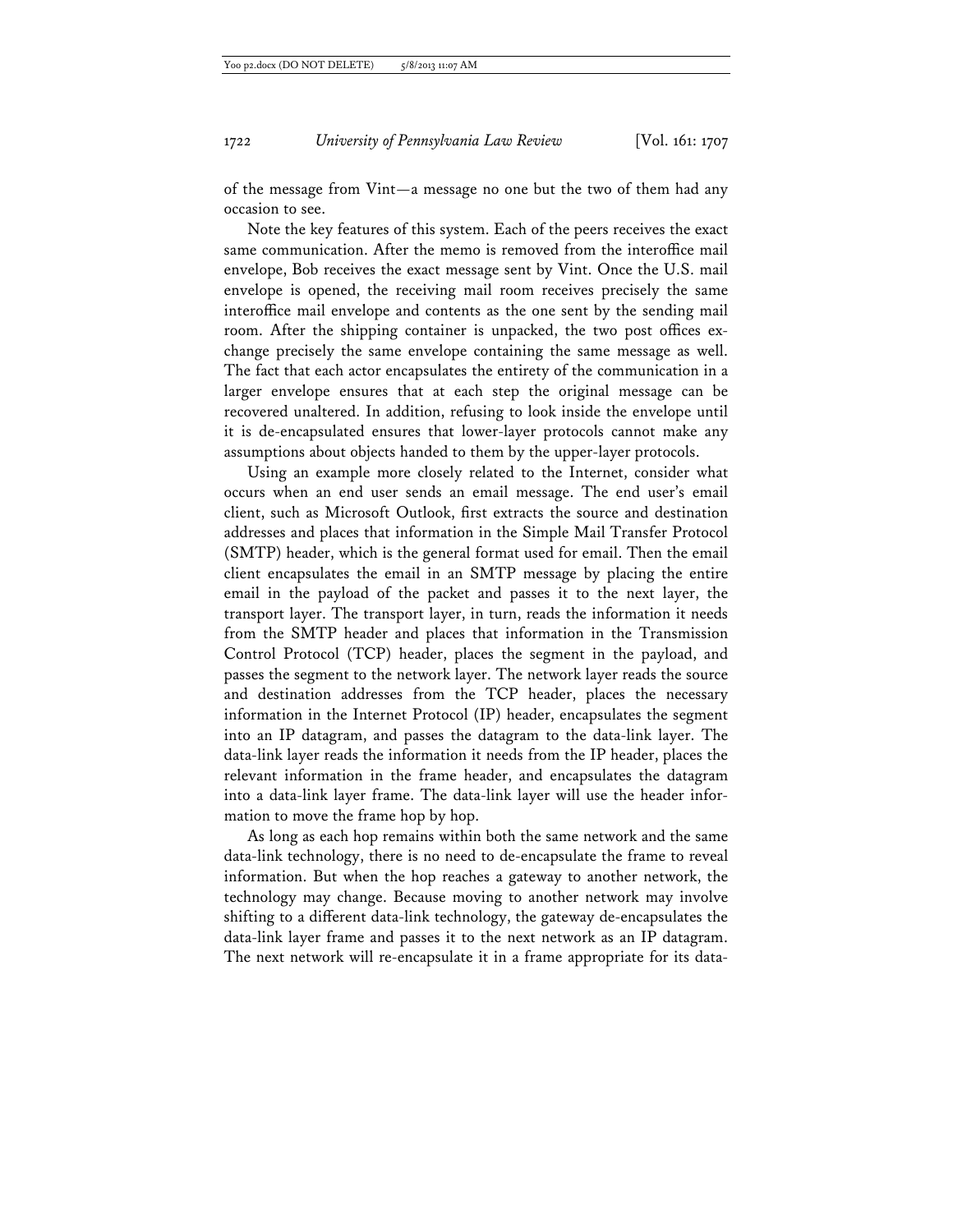of the message from Vint—a message no one but the two of them had any occasion to see.

Note the key features of this system. Each of the peers receives the exact same communication. After the memo is removed from the interoffice mail envelope, Bob receives the exact message sent by Vint. Once the U.S. mail envelope is opened, the receiving mail room receives precisely the same interoffice mail envelope and contents as the one sent by the sending mail room. After the shipping container is unpacked, the two post offices exchange precisely the same envelope containing the same message as well. The fact that each actor encapsulates the entirety of the communication in a larger envelope ensures that at each step the original message can be recovered unaltered. In addition, refusing to look inside the envelope until it is de-encapsulated ensures that lower-layer protocols cannot make any assumptions about objects handed to them by the upper-layer protocols.

Using an example more closely related to the Internet, consider what occurs when an end user sends an email message. The end user's email client, such as Microsoft Outlook, first extracts the source and destination addresses and places that information in the Simple Mail Transfer Protocol (SMTP) header, which is the general format used for email. Then the email client encapsulates the email in an SMTP message by placing the entire email in the payload of the packet and passes it to the next layer, the transport layer. The transport layer, in turn, reads the information it needs from the SMTP header and places that information in the Transmission Control Protocol (TCP) header, places the segment in the payload, and passes the segment to the network layer. The network layer reads the source and destination addresses from the TCP header, places the necessary information in the Internet Protocol (IP) header, encapsulates the segment into an IP datagram, and passes the datagram to the data-link layer. The data-link layer reads the information it needs from the IP header, places the relevant information in the frame header, and encapsulates the datagram into a data-link layer frame. The data-link layer will use the header information to move the frame hop by hop.

As long as each hop remains within both the same network and the same data-link technology, there is no need to de-encapsulate the frame to reveal information. But when the hop reaches a gateway to another network, the technology may change. Because moving to another network may involve shifting to a different data-link technology, the gateway de-encapsulates the data-link layer frame and passes it to the next network as an IP datagram. The next network will re-encapsulate it in a frame appropriate for its data-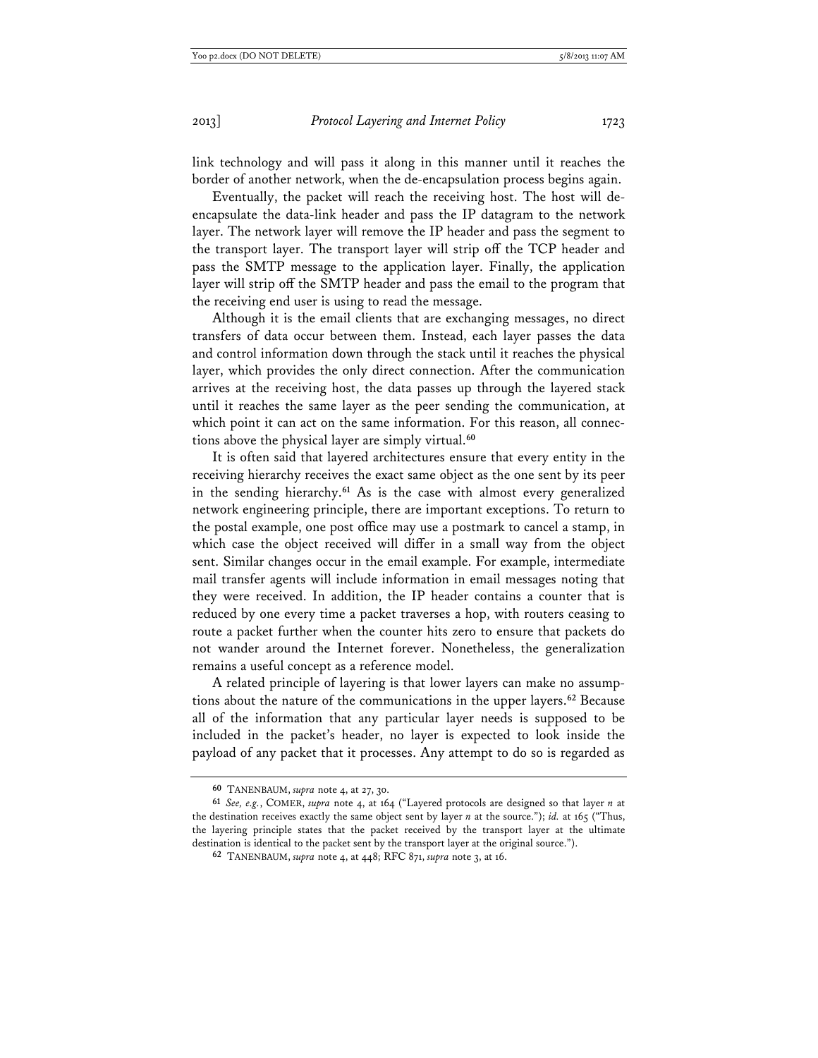link technology and will pass it along in this manner until it reaches the border of another network, when the de-encapsulation process begins again.

Eventually, the packet will reach the receiving host. The host will de-encapsulate the data-link header and pass the IP datagram to the network layer. The network layer will remove the IP header and pass the segment to the transport layer. The transport layer will strip off the TCP header and pass the SMTP message to the application layer. Finally, the application layer will strip off the SMTP header and pass the email to the program that the receiving end user is using to read the message.

Although it is the email clients that are exchanging messages, no direct transfers of data occur between them. Instead, each layer passes the data and control information down through the stack until it reaches the physical layer, which provides the only direct connection. After the communication arrives at the receiving host, the data passes up through the layered stack until it reaches the same layer as the peer sending the communication, at which point it can act on the same information. For this reason, all connections above the physical layer are simply virtual.[60]

It is often said that layered architectures ensure that every entity in the receiving hierarchy receives the exact same object as the one sent by its peer in the sending hierarchy.[61] As is the case with almost every generalized network engineering principle, there are important exceptions. To return to the postal example, one post office may use a postmark to cancel a stamp, in which case the object received will differ in a small way from the object sent. Similar changes occur in the email example. For example, intermediate mail transfer agents will include information in email messages noting that they were received. In addition, the IP header contains a counter that is reduced by one every time a packet traverses a hop, with routers ceasing to route a packet further when the counter hits zero to ensure that packets do not wander around the Internet forever. Nonetheless, the generalization remains a useful concept as a reference model.

A related principle of layering is that lower layers can make no assumptions about the nature of the communications in the upper layers.[62] Because all of the information that any particular layer needs is supposed to be included in the packet's header, no layer is expected to look inside the payload of any packet that it processes. Any attempt to do so is regarded as

---

[60] TANENBAUM, *supra* note 4, at 27, 30.

[61] *See, e.g.*, COMER, *supra* note 4, at 164 ("Layered protocols are designed so that layer *n* at the destination receives exactly the same object sent by layer *n* at the source."); *id.* at 165 ("Thus, the layering principle states that the packet received by the transport layer at the ultimate destination is identical to the packet sent by the transport layer at the original source.").

[62] TANENBAUM, *supra* note 4, at 448; RFC 871, *supra* note 3, at 16.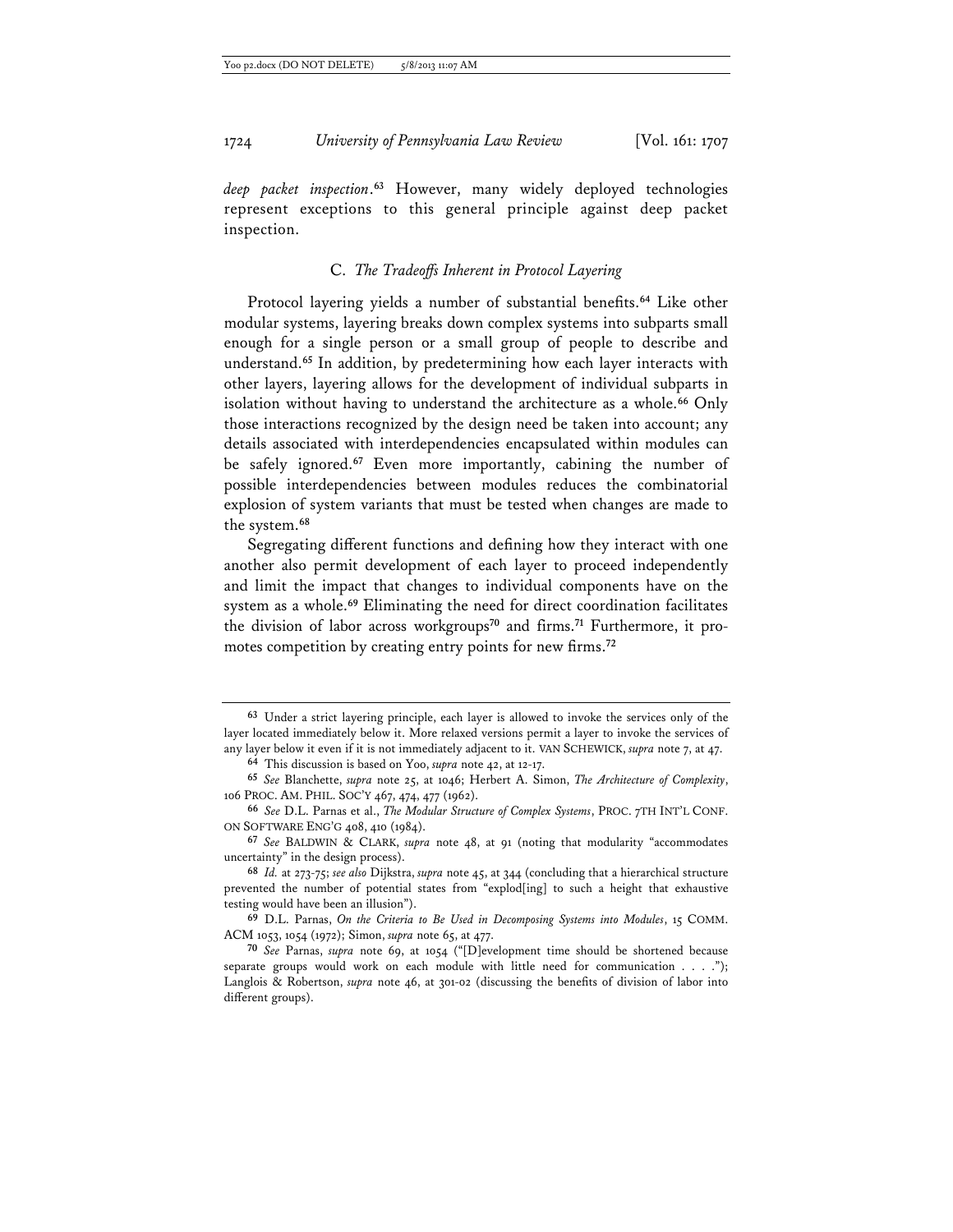*deep packet inspection*.[63] However, many widely deployed technologies represent exceptions to this general principle against deep packet inspection.

### C. *The Tradeoffs Inherent in Protocol Layering*

Protocol layering yields a number of substantial benefits.[64] Like other modular systems, layering breaks down complex systems into subparts small enough for a single person or a small group of people to describe and understand.[65] In addition, by predetermining how each layer interacts with other layers, layering allows for the development of individual subparts in isolation without having to understand the architecture as a whole.[66] Only those interactions recognized by the design need be taken into account; any details associated with interdependencies encapsulated within modules can be safely ignored.[67] Even more importantly, cabining the number of possible interdependencies between modules reduces the combinatorial explosion of system variants that must be tested when changes are made to the system.[68]

Segregating different functions and defining how they interact with one another also permit development of each layer to proceed independently and limit the impact that changes to individual components have on the system as a whole.[69] Eliminating the need for direct coordination facilitates the division of labor across workgroups[70] and firms.[71] Furthermore, it promotes competition by creating entry points for new firms.[72]

---

[63] Under a strict layering principle, each layer is allowed to invoke the services only of the layer located immediately below it. More relaxed versions permit a layer to invoke the services of any layer below it even if it is not immediately adjacent to it. VAN SCHEWICK, *supra* note 7, at 47.

[64] This discussion is based on Yoo, *supra* note 42, at 12-17.

[65] *See* Blanchette, *supra* note 25, at 1046; Herbert A. Simon, *The Architecture of Complexity*, 106 PROC. AM. PHIL. SOC'Y 467, 474, 477 (1962).

[66] *See* D.L. Parnas et al., *The Modular Structure of Complex Systems*, PROC. 7TH INT'L CONF. ON SOFTWARE ENG'G 408, 410 (1984).

[67] *See* BALDWIN & CLARK, *supra* note 48, at 91 (noting that modularity "accommodates uncertainty" in the design process).

[68] *Id.* at 273-75; *see also* Dijkstra, *supra* note 45, at 344 (concluding that a hierarchical structure prevented the number of potential states from "explod[ing] to such a height that exhaustive testing would have been an illusion").

[69] D.L. Parnas, *On the Criteria to Be Used in Decomposing Systems into Modules*, 15 COMM. ACM 1053, 1054 (1972); Simon, *supra* note 65, at 477.

[70] *See* Parnas, *supra* note 69, at 1054 ("[D]evelopment time should be shortened because separate groups would work on each module with little need for communication . . . ."); Langlois & Robertson, *supra* note 46, at 301-02 (discussing the benefits of division of labor into different groups).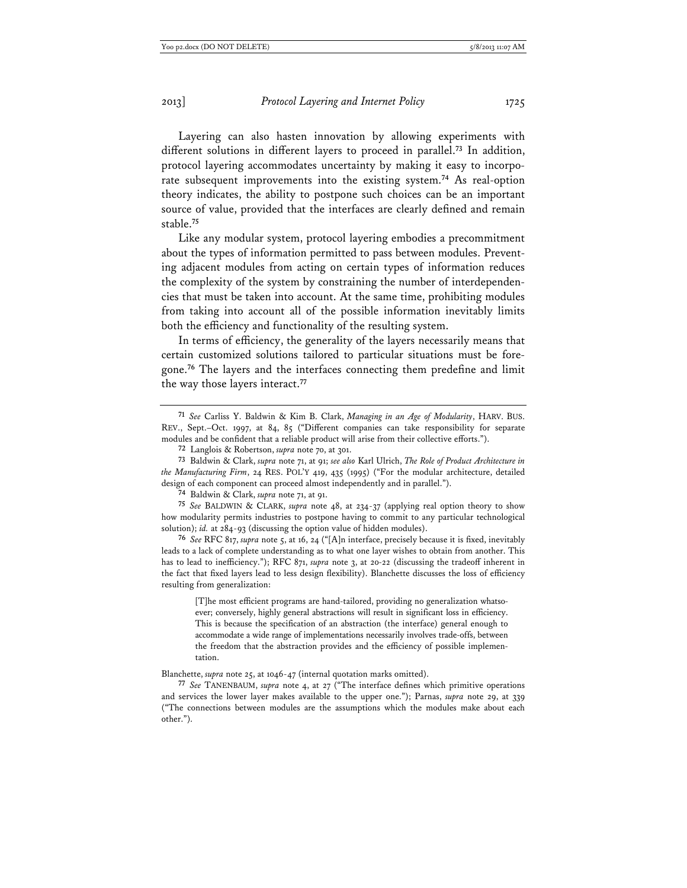Layering can also hasten innovation by allowing experiments with different solutions in different layers to proceed in parallel.[73] In addition, protocol layering accommodates uncertainty by making it easy to incorporate subsequent improvements into the existing system.[74] As real-option theory indicates, the ability to postpone such choices can be an important source of value, provided that the interfaces are clearly defined and remain stable.[75]

Like any modular system, protocol layering embodies a precommitment about the types of information permitted to pass between modules. Preventing adjacent modules from acting on certain types of information reduces the complexity of the system by constraining the number of interdependencies that must be taken into account. At the same time, prohibiting modules from taking into account all of the possible information inevitably limits both the efficiency and functionality of the resulting system.

In terms of efficiency, the generality of the layers necessarily means that certain customized solutions tailored to particular situations must be foregone.[76] The layers and the interfaces connecting them predefine and limit the way those layers interact.[77]

---

[71] *See* Carliss Y. Baldwin & Kim B. Clark, *Managing in an Age of Modularity*, HARV. BUS. REV., Sept.–Oct. 1997, at 84, 85 ("Different companies can take responsibility for separate modules and be confident that a reliable product will arise from their collective efforts.").

[72] Langlois & Robertson, *supra* note 70, at 301.

[73] Baldwin & Clark, *supra* note 71, at 91; *see also* Karl Ulrich, *The Role of Product Architecture in the Manufacturing Firm*, 24 RES. POL'Y 419, 435 (1995) ("For the modular architecture, detailed design of each component can proceed almost independently and in parallel.").

[74] Baldwin & Clark, *supra* note 71, at 91.

[75] *See* BALDWIN & CLARK, *supra* note 48, at 234-37 (applying real option theory to show how modularity permits industries to postpone having to commit to any particular technological solution); *id.* at 284-93 (discussing the option value of hidden modules).

[76] *See* RFC 817, *supra* note 5, at 16, 24 ("[A]n interface, precisely because it is fixed, inevitably leads to a lack of complete understanding as to what one layer wishes to obtain from another. This has to lead to inefficiency."); RFC 871, *supra* note 3, at 20-22 (discussing the tradeoff inherent in the fact that fixed layers lead to less design flexibility). Blanchette discusses the loss of efficiency resulting from generalization:

> [T]he most efficient programs are hand-tailored, providing no generalization whatsoever; conversely, highly general abstractions will result in significant loss in efficiency. This is because the specification of an abstraction (the interface) general enough to accommodate a wide range of implementations necessarily involves trade-offs, between the freedom that the abstraction provides and the efficiency of possible implementation.

Blanchette, *supra* note 25, at 1046-47 (internal quotation marks omitted).

[77] *See* TANENBAUM, *supra* note 4, at 27 ("The interface defines which primitive operations and services the lower layer makes available to the upper one."); Parnas, *supra* note 29, at 339 ("The connections between modules are the assumptions which the modules make about each other.").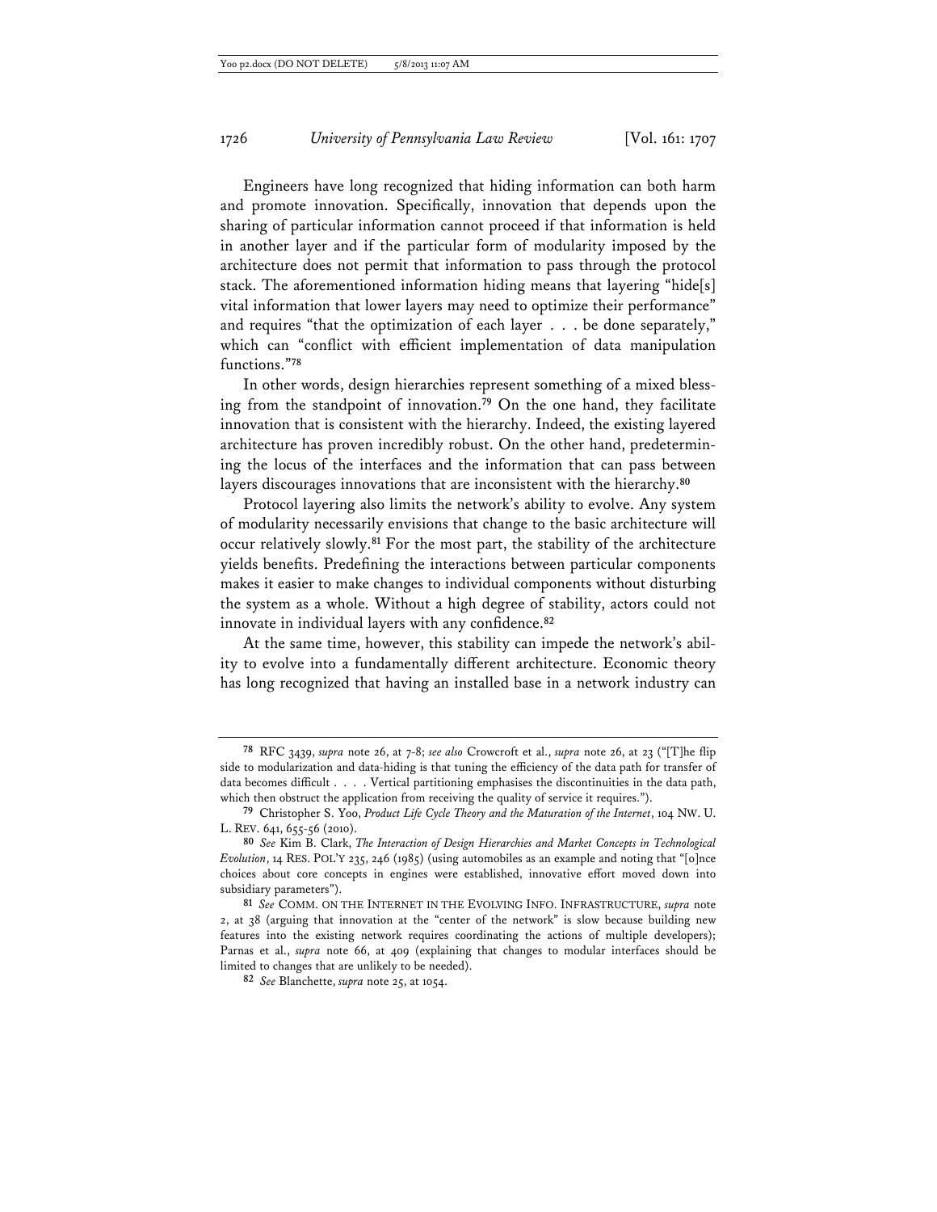Engineers have long recognized that hiding information can both harm and promote innovation. Specifically, innovation that depends upon the sharing of particular information cannot proceed if that information is held in another layer and if the particular form of modularity imposed by the architecture does not permit that information to pass through the protocol stack. The aforementioned information hiding means that layering "hide[s] vital information that lower layers may need to optimize their performance" and requires "that the optimization of each layer . . . be done separately," which can "conflict with efficient implementation of data manipulation functions."[78]

In other words, design hierarchies represent something of a mixed blessing from the standpoint of innovation.[79] On the one hand, they facilitate innovation that is consistent with the hierarchy. Indeed, the existing layered architecture has proven incredibly robust. On the other hand, predetermining the locus of the interfaces and the information that can pass between layers discourages innovations that are inconsistent with the hierarchy.[80]

Protocol layering also limits the network's ability to evolve. Any system of modularity necessarily envisions that change to the basic architecture will occur relatively slowly.[81] For the most part, the stability of the architecture yields benefits. Predefining the interactions between particular components makes it easier to make changes to individual components without disturbing the system as a whole. Without a high degree of stability, actors could not innovate in individual layers with any confidence.[82]

At the same time, however, this stability can impede the network's ability to evolve into a fundamentally different architecture. Economic theory has long recognized that having an installed base in a network industry can

---

[78] RFC 3439, *supra* note 26, at 7-8; *see also* Crowcroft et al., *supra* note 26, at 23 ("[T]he flip side to modularization and data-hiding is that tuning the efficiency of the data path for transfer of data becomes difficult . . . . Vertical partitioning emphasises the discontinuities in the data path, which then obstruct the application from receiving the quality of service it requires.").

[79] Christopher S. Yoo, *Product Life Cycle Theory and the Maturation of the Internet*, 104 NW. U. L. REV. 641, 655-56 (2010).

[80] *See* Kim B. Clark, *The Interaction of Design Hierarchies and Market Concepts in Technological Evolution*, 14 RES. POL'Y 235, 246 (1985) (using automobiles as an example and noting that "[o]nce choices about core concepts in engines were established, innovative effort moved down into subsidiary parameters").

[81] *See* COMM. ON THE INTERNET IN THE EVOLVING INFO. INFRASTRUCTURE, *supra* note 2, at 38 (arguing that innovation at the "center of the network" is slow because building new features into the existing network requires coordinating the actions of multiple developers); Parnas et al., *supra* note 66, at 409 (explaining that changes to modular interfaces should be limited to changes that are unlikely to be needed).

[82] *See* Blanchette, *supra* note 25, at 1054.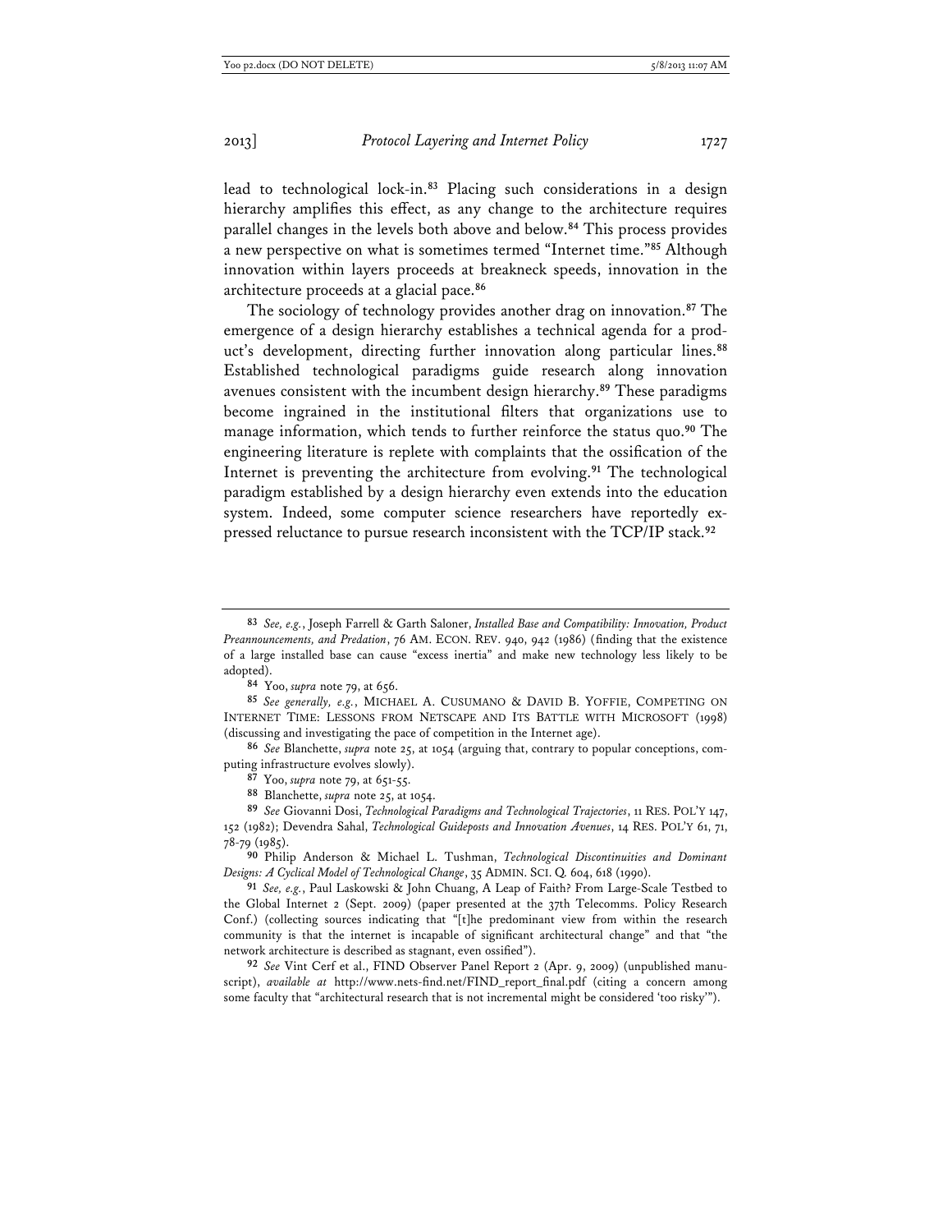lead to technological lock-in.[83] Placing such considerations in a design hierarchy amplifies this effect, as any change to the architecture requires parallel changes in the levels both above and below.[84] This process provides a new perspective on what is sometimes termed "Internet time."[85] Although innovation within layers proceeds at breakneck speeds, innovation in the architecture proceeds at a glacial pace.[86]

The sociology of technology provides another drag on innovation.[87] The emergence of a design hierarchy establishes a technical agenda for a product's development, directing further innovation along particular lines.[88] Established technological paradigms guide research along innovation avenues consistent with the incumbent design hierarchy.[89] These paradigms become ingrained in the institutional filters that organizations use to manage information, which tends to further reinforce the status quo.[90] The engineering literature is replete with complaints that the ossification of the Internet is preventing the architecture from evolving.[91] The technological paradigm established by a design hierarchy even extends into the education system. Indeed, some computer science researchers have reportedly expressed reluctance to pursue research inconsistent with the TCP/IP stack.[92]

---

[83] *See, e.g.*, Joseph Farrell & Garth Saloner, *Installed Base and Compatibility: Innovation, Product Preannouncements, and Predation*, 76 AM. ECON. REV. 940, 942 (1986) (finding that the existence of a large installed base can cause "excess inertia" and make new technology less likely to be adopted).

[84] Yoo, *supra* note 79, at 656.

[85] *See generally, e.g.*, MICHAEL A. CUSUMANO & DAVID B. YOFFIE, COMPETING ON INTERNET TIME: LESSONS FROM NETSCAPE AND ITS BATTLE WITH MICROSOFT (1998) (discussing and investigating the pace of competition in the Internet age).

[86] *See* Blanchette, *supra* note 25, at 1054 (arguing that, contrary to popular conceptions, computing infrastructure evolves slowly).

[87] Yoo, *supra* note 79, at 651-55.

[88] Blanchette, *supra* note 25, at 1054.

[89] *See* Giovanni Dosi, *Technological Paradigms and Technological Trajectories*, 11 RES. POL'Y 147, 152 (1982); Devendra Sahal, *Technological Guideposts and Innovation Avenues*, 14 RES. POL'Y 61, 71, 78-79 (1985).

[90] Philip Anderson & Michael L. Tushman, *Technological Discontinuities and Dominant Designs: A Cyclical Model of Technological Change*, 35 ADMIN. SCI. Q. 604, 618 (1990).

[91] *See, e.g.*, Paul Laskowski & John Chuang, A Leap of Faith? From Large-Scale Testbed to the Global Internet 2 (Sept. 2009) (paper presented at the 37th Telecomms. Policy Research Conf.) (collecting sources indicating that "[t]he predominant view from within the research community is that the internet is incapable of significant architectural change" and that "the network architecture is described as stagnant, even ossified").

[92] *See* Vint Cerf et al., FIND Observer Panel Report 2 (Apr. 9, 2009) (unpublished manuscript), *available at* http://www.nets-find.net/FIND_report_final.pdf (citing a concern among some faculty that "architectural research that is not incremental might be considered 'too risky'").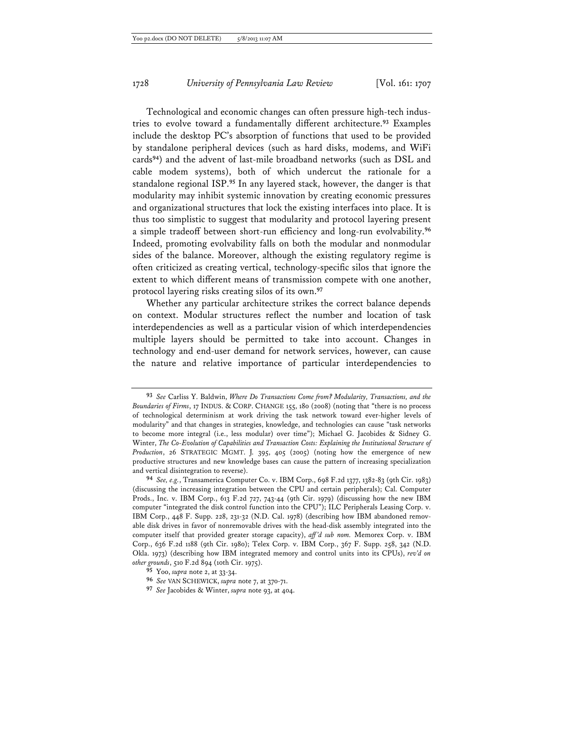Technological and economic changes can often pressure high-tech industries to evolve toward a fundamentally different architecture.[93] Examples include the desktop PC's absorption of functions that used to be provided by standalone peripheral devices (such as hard disks, modems, and WiFi cards[94]) and the advent of last-mile broadband networks (such as DSL and cable modem systems), both of which undercut the rationale for a standalone regional ISP.[95] In any layered stack, however, the danger is that modularity may inhibit systemic innovation by creating economic pressures and organizational structures that lock the existing interfaces into place. It is thus too simplistic to suggest that modularity and protocol layering present a simple tradeoff between short-run efficiency and long-run evolvability.[96] Indeed, promoting evolvability falls on both the modular and nonmodular sides of the balance. Moreover, although the existing regulatory regime is often criticized as creating vertical, technology-specific silos that ignore the extent to which different means of transmission compete with one another, protocol layering risks creating silos of its own.[97]

Whether any particular architecture strikes the correct balance depends on context. Modular structures reflect the number and location of task interdependencies as well as a particular vision of which interdependencies multiple layers should be permitted to take into account. Changes in technology and end-user demand for network services, however, can cause the nature and relative importance of particular interdependencies to

---

[93] *See* Carliss Y. Baldwin, *Where Do Transactions Come from? Modularity, Transactions, and the Boundaries of Firms*, 17 INDUS. & CORP. CHANGE 155, 180 (2008) (noting that "there is no process of technological determinism at work driving the task network toward ever-higher levels of modularity" and that changes in strategies, knowledge, and technologies can cause "task networks to become more integral (i.e., less modular) over time"); Michael G. Jacobides & Sidney G. Winter, *The Co-Evolution of Capabilities and Transaction Costs: Explaining the Institutional Structure of Production*, 26 STRATEGIC MGMT. J. 395, 405 (2005) (noting how the emergence of new productive structures and new knowledge bases can cause the pattern of increasing specialization and vertical disintegration to reverse).

[94] *See, e.g.*, Transamerica Computer Co. v. IBM Corp., 698 F.2d 1377, 1382-83 (9th Cir. 1983) (discussing the increasing integration between the CPU and certain peripherals); Cal. Computer Prods., Inc. v. IBM Corp., 613 F.2d 727, 743-44 (9th Cir. 1979) (discussing how the new IBM computer "integrated the disk control function into the CPU"); ILC Peripherals Leasing Corp. v. IBM Corp., 448 F. Supp. 228, 231-32 (N.D. Cal. 1978) (describing how IBM abandoned removable disk drives in favor of nonremovable drives with the head-disk assembly integrated into the computer itself that provided greater storage capacity), *aff'd sub nom.* Memorex Corp. v. IBM Corp., 636 F.2d 1188 (9th Cir. 1980); Telex Corp. v. IBM Corp., 367 F. Supp. 258, 342 (N.D. Okla. 1973) (describing how IBM integrated memory and control units into its CPUs), *rev'd on other grounds*, 510 F.2d 894 (10th Cir. 1975).

[95] Yoo, *supra* note 2, at 33-34.

[96] *See* VAN SCHEWICK, *supra* note 7, at 370-71.

[97] *See* Jacobides & Winter, *supra* note 93, at 404.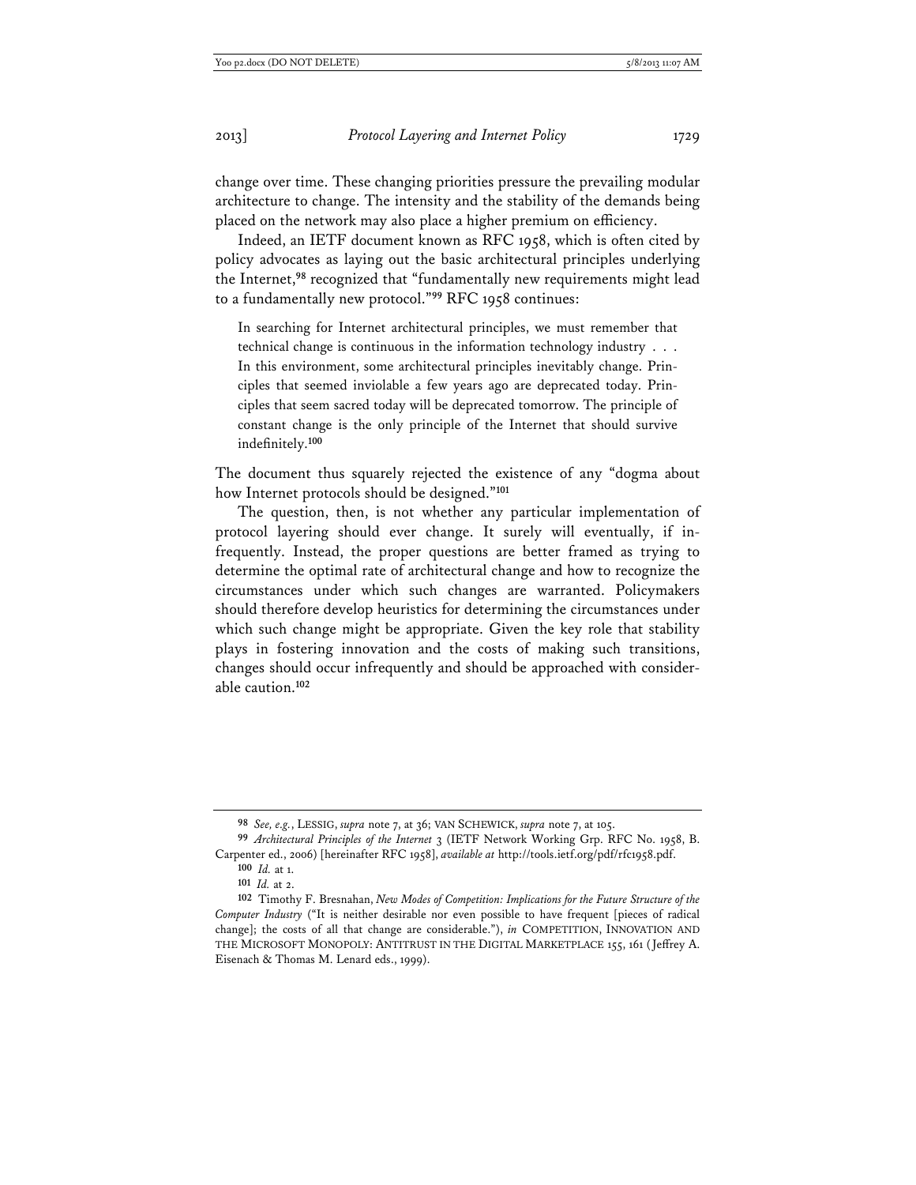change over time. These changing priorities pressure the prevailing modular architecture to change. The intensity and the stability of the demands being placed on the network may also place a higher premium on efficiency.

Indeed, an IETF document known as RFC 1958, which is often cited by policy advocates as laying out the basic architectural principles underlying the Internet,[98] recognized that "fundamentally new requirements might lead to a fundamentally new protocol."[99] RFC 1958 continues:

> In searching for Internet architectural principles, we must remember that technical change is continuous in the information technology industry . . . In this environment, some architectural principles inevitably change. Principles that seemed inviolable a few years ago are deprecated today. Principles that seem sacred today will be deprecated tomorrow. The principle of constant change is the only principle of the Internet that should survive indefinitely.[100]

The document thus squarely rejected the existence of any "dogma about how Internet protocols should be designed."[101]

The question, then, is not whether any particular implementation of protocol layering should ever change. It surely will eventually, if infrequently. Instead, the proper questions are better framed as trying to determine the optimal rate of architectural change and how to recognize the circumstances under which such changes are warranted. Policymakers should therefore develop heuristics for determining the circumstances under which such change might be appropriate. Given the key role that stability plays in fostering innovation and the costs of making such transitions, changes should occur infrequently and should be approached with considerable caution.[102]

---

[98] *See, e.g.*, LESSIG, *supra* note 7, at 36; VAN SCHEWICK, *supra* note 7, at 105.

[99] *Architectural Principles of the Internet* 3 (IETF Network Working Grp. RFC No. 1958, B. Carpenter ed., 2006) [hereinafter RFC 1958], *available at* http://tools.ietf.org/pdf/rfc1958.pdf.

[100] *Id.* at 1.

[101] *Id.* at 2.

[102] Timothy F. Bresnahan, *New Modes of Competition: Implications for the Future Structure of the Computer Industry* ("It is neither desirable nor even possible to have frequent [pieces of radical change]; the costs of all that change are considerable."), *in* COMPETITION, INNOVATION AND THE MICROSOFT MONOPOLY: ANTITRUST IN THE DIGITAL MARKETPLACE 155, 161 (Jeffrey A. Eisenach & Thomas M. Lenard eds., 1999).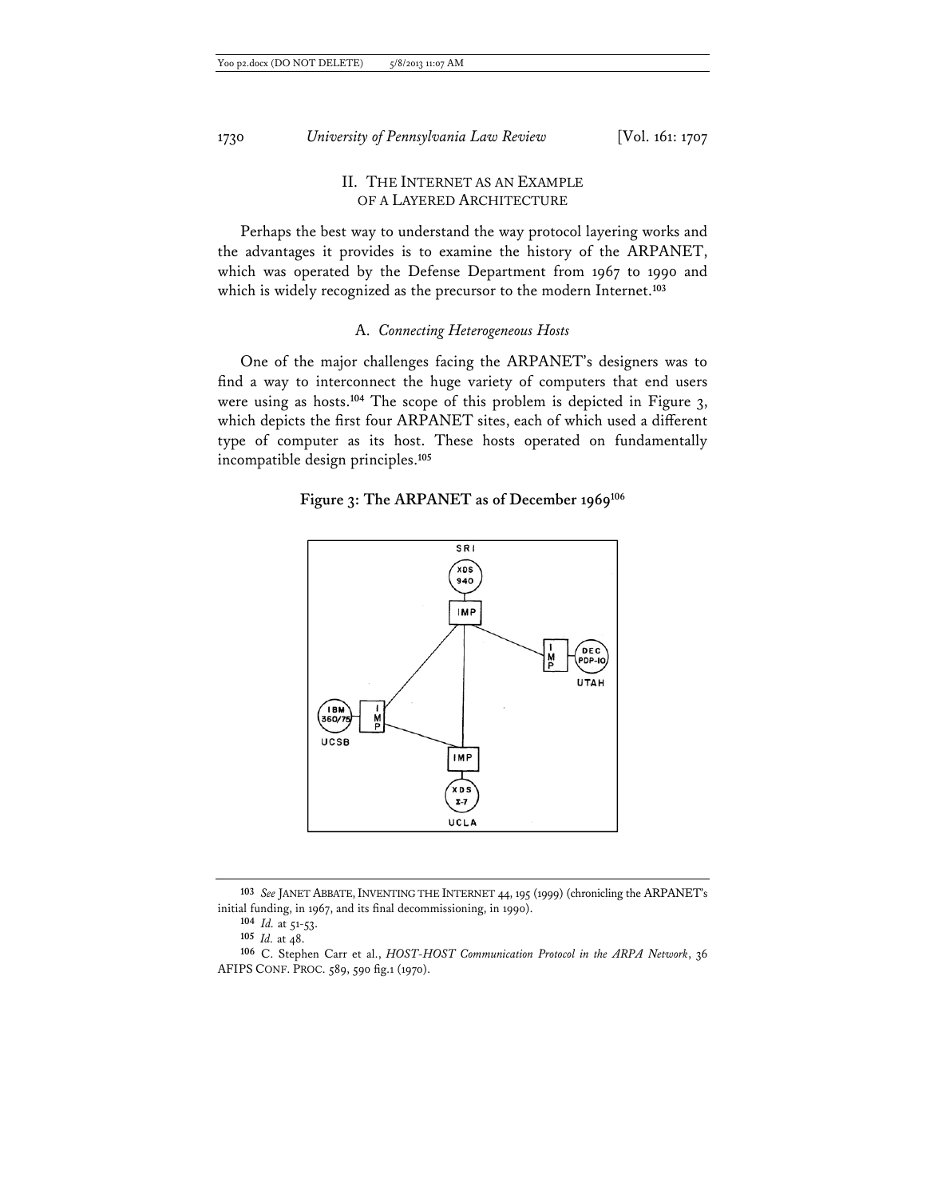## II. THE INTERNET AS AN EXAMPLE OF A LAYERED ARCHITECTURE

Perhaps the best way to understand the way protocol layering works and the advantages it provides is to examine the history of the ARPANET, which was operated by the Defense Department from 1967 to 1990 and which is widely recognized as the precursor to the modern Internet.[103]

### A. *Connecting Heterogeneous Hosts*

One of the major challenges facing the ARPANET's designers was to find a way to interconnect the huge variety of computers that end users were using as hosts.[104] The scope of this problem is depicted in Figure 3, which depicts the first four ARPANET sites, each of which used a different type of computer as its host. These hosts operated on fundamentally incompatible design principles.[105]

**Figure 3: The ARPANET as of December 1969**[106]

---

[103] *See* JANET ABBATE, INVENTING THE INTERNET 44, 195 (1999) (chronicling the ARPANET's initial funding, in 1967, and its final decommissioning, in 1990).

[104] *Id.* at 51-53.

[105] *Id.* at 48.

[106] C. Stephen Carr et al., *HOST-HOST Communication Protocol in the ARPA Network*, 36 AFIPS CONF. PROC. 589, 590 fig.1 (1970).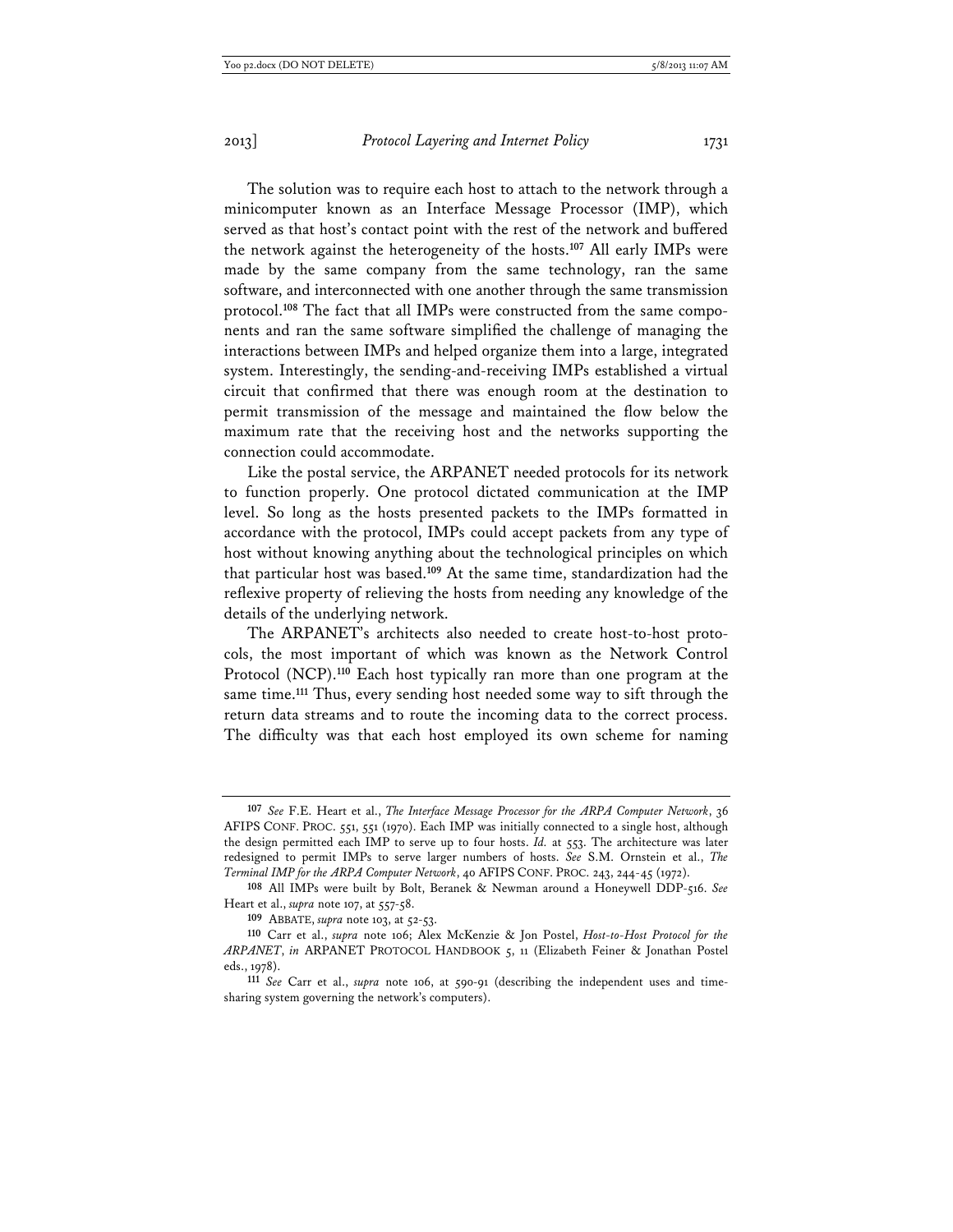The solution was to require each host to attach to the network through a minicomputer known as an Interface Message Processor (IMP), which served as that host's contact point with the rest of the network and buffered the network against the heterogeneity of the hosts.[107] All early IMPs were made by the same company from the same technology, ran the same software, and interconnected with one another through the same transmission protocol.[108] The fact that all IMPs were constructed from the same components and ran the same software simplified the challenge of managing the interactions between IMPs and helped organize them into a large, integrated system. Interestingly, the sending-and-receiving IMPs established a virtual circuit that confirmed that there was enough room at the destination to permit transmission of the message and maintained the flow below the maximum rate that the receiving host and the networks supporting the connection could accommodate.

Like the postal service, the ARPANET needed protocols for its network to function properly. One protocol dictated communication at the IMP level. So long as the hosts presented packets to the IMPs formatted in accordance with the protocol, IMPs could accept packets from any type of host without knowing anything about the technological principles on which that particular host was based.[109] At the same time, standardization had the reflexive property of relieving the hosts from needing any knowledge of the details of the underlying network.

The ARPANET's architects also needed to create host-to-host protocols, the most important of which was known as the Network Control Protocol (NCP).[110] Each host typically ran more than one program at the same time.[111] Thus, every sending host needed some way to sift through the return data streams and to route the incoming data to the correct process. The difficulty was that each host employed its own scheme for naming

---

[107] *See* F.E. Heart et al., *The Interface Message Processor for the ARPA Computer Network*, 36 AFIPS CONF. PROC. 551, 551 (1970). Each IMP was initially connected to a single host, although the design permitted each IMP to serve up to four hosts. *Id.* at 553. The architecture was later redesigned to permit IMPs to serve larger numbers of hosts. *See* S.M. Ornstein et al., *The Terminal IMP for the ARPA Computer Network*, 40 AFIPS CONF. PROC. 243, 244-45 (1972).

[108] All IMPs were built by Bolt, Beranek & Newman around a Honeywell DDP-516. *See* Heart et al., *supra* note 107, at 557-58.

[109] ABBATE, *supra* note 103, at 52-53.

[110] Carr et al., *supra* note 106; Alex McKenzie & Jon Postel, *Host-to-Host Protocol for the ARPANET*, *in* ARPANET PROTOCOL HANDBOOK 5, 11 (Elizabeth Feiner & Jonathan Postel eds., 1978).

[111] *See* Carr et al., *supra* note 106, at 590-91 (describing the independent uses and time-sharing system governing the network's computers).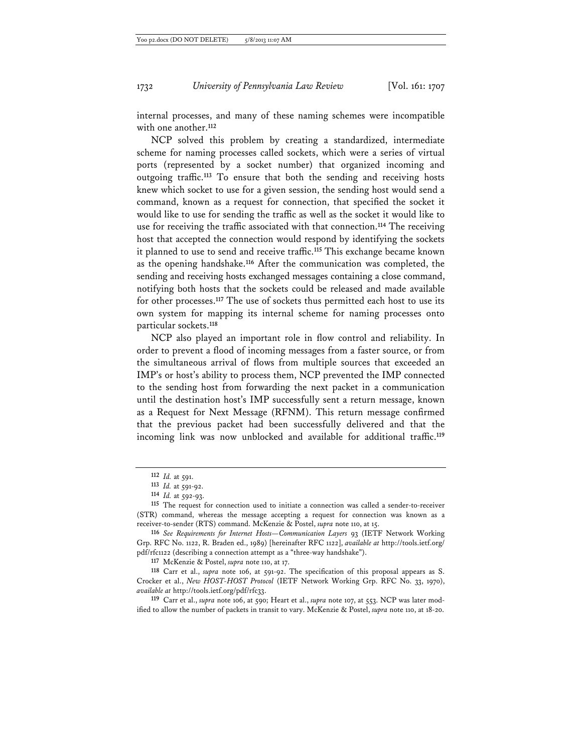internal processes, and many of these naming schemes were incompatible with one another.[112]

NCP solved this problem by creating a standardized, intermediate scheme for naming processes called sockets, which were a series of virtual ports (represented by a socket number) that organized incoming and outgoing traffic.[113] To ensure that both the sending and receiving hosts knew which socket to use for a given session, the sending host would send a command, known as a request for connection, that specified the socket it would like to use for sending the traffic as well as the socket it would like to use for receiving the traffic associated with that connection.[114] The receiving host that accepted the connection would respond by identifying the sockets it planned to use to send and receive traffic.[115] This exchange became known as the opening handshake.[116] After the communication was completed, the sending and receiving hosts exchanged messages containing a close command, notifying both hosts that the sockets could be released and made available for other processes.[117] The use of sockets thus permitted each host to use its own system for mapping its internal scheme for naming processes onto particular sockets.[118]

NCP also played an important role in flow control and reliability. In order to prevent a flood of incoming messages from a faster source, or from the simultaneous arrival of flows from multiple sources that exceeded an IMP's or host's ability to process them, NCP prevented the IMP connected to the sending host from forwarding the next packet in a communication until the destination host's IMP successfully sent a return message, known as a Request for Next Message (RFNM). This return message confirmed that the previous packet had been successfully delivered and that the incoming link was now unblocked and available for additional traffic.[119]

---

[112] *Id.* at 591.

[113] *Id.* at 591-92.

[114] *Id.* at 592-93.

[115] The request for connection used to initiate a connection was called a sender-to-receiver (STR) command, whereas the message accepting a request for connection was known as a receiver-to-sender (RTS) command. McKenzie & Postel, *supra* note 110, at 15.

[116] *See Requirements for Internet Hosts—Communication Layers* 93 (IETF Network Working Grp. RFC No. 1122, R. Braden ed., 1989) [hereinafter RFC 1122], *available at* http://tools.ietf.org/pdf/rfc1122 (describing a connection attempt as a "three-way handshake").

[117] McKenzie & Postel, *supra* note 110, at 17.

[118] Carr et al., *supra* note 106, at 591-92. The specification of this proposal appears as S. Crocker et al., *New HOST-HOST Protocol* (IETF Network Working Grp. RFC No. 33, 1970), *available at* http://tools.ietf.org/pdf/rfc33.

[119] Carr et al., *supra* note 106, at 590; Heart et al., *supra* note 107, at 553. NCP was later modified to allow the number of packets in transit to vary. McKenzie & Postel, *supra* note 110, at 18-20.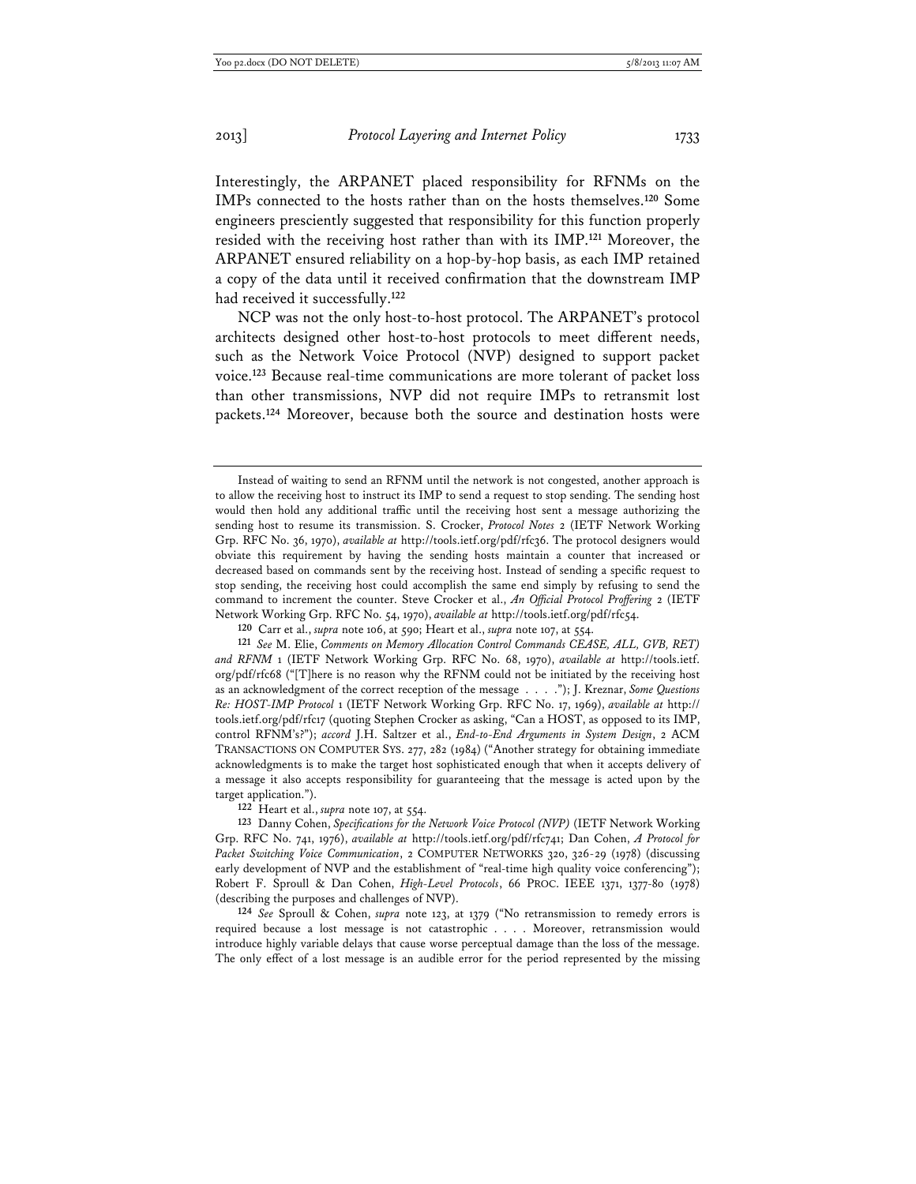Interestingly, the ARPANET placed responsibility for RFNMs on the IMPs connected to the hosts rather than on the hosts themselves.[120] Some engineers presciently suggested that responsibility for this function properly resided with the receiving host rather than with its IMP.[121] Moreover, the ARPANET ensured reliability on a hop-by-hop basis, as each IMP retained a copy of the data until it received confirmation that the downstream IMP had received it successfully.[122]

NCP was not the only host-to-host protocol. The ARPANET's protocol architects designed other host-to-host protocols to meet different needs, such as the Network Voice Protocol (NVP) designed to support packet voice.[123] Because real-time communications are more tolerant of packet loss than other transmissions, NVP did not require IMPs to retransmit lost packets.[124] Moreover, because both the source and destination hosts were

---

Instead of waiting to send an RFNM until the network is not congested, another approach is to allow the receiving host to instruct its IMP to send a request to stop sending. The sending host would then hold any additional traffic until the receiving host sent a message authorizing the sending host to resume its transmission. S. Crocker, *Protocol Notes* 2 (IETF Network Working Grp. RFC No. 36, 1970), *available at* http://tools.ietf.org/pdf/rfc36. The protocol designers would obviate this requirement by having the sending hosts maintain a counter that increased or decreased based on commands sent by the receiving host. Instead of sending a specific request to stop sending, the receiving host could accomplish the same end simply by refusing to send the command to increment the counter. Steve Crocker et al., *An Official Protocol Proffering* 2 (IETF Network Working Grp. RFC No. 54, 1970), *available at* http://tools.ietf.org/pdf/rfc54.

120 Carr et al., *supra* note 106, at 590; Heart et al., *supra* note 107, at 554.

121 *See* M. Elie, *Comments on Memory Allocation Control Commands CEASE, ALL, GVB, RET) and RFNM* 1 (IETF Network Working Grp. RFC No. 68, 1970), *available at* http://tools.ietf.org/pdf/rfc68 ("[T]here is no reason why the RFNM could not be initiated by the receiving host as an acknowledgment of the correct reception of the message . . . ."); J. Kreznar, *Some Questions Re: HOST-IMP Protocol* 1 (IETF Network Working Grp. RFC No. 17, 1969), *available at* http://tools.ietf.org/pdf/rfc17 (quoting Stephen Crocker as asking, "Can a HOST, as opposed to its IMP, control RFNM's?"); *accord* J.H. Saltzer et al., *End-to-End Arguments in System Design*, 2 ACM TRANSACTIONS ON COMPUTER SYS. 277, 282 (1984) ("Another strategy for obtaining immediate acknowledgments is to make the target host sophisticated enough that when it accepts delivery of a message it also accepts responsibility for guaranteeing that the message is acted upon by the target application.").

122 Heart et al., *supra* note 107, at 554.

123 Danny Cohen, *Specifications for the Network Voice Protocol (NVP)* (IETF Network Working Grp. RFC No. 741, 1976), *available at* http://tools.ietf.org/pdf/rfc741; Dan Cohen, *A Protocol for Packet Switching Voice Communication*, 2 COMPUTER NETWORKS 320, 326-29 (1978) (discussing early development of NVP and the establishment of "real-time high quality voice conferencing"); Robert F. Sproull & Dan Cohen, *High-Level Protocols*, 66 PROC. IEEE 1371, 1377-80 (1978) (describing the purposes and challenges of NVP).

124 *See* Sproull & Cohen, *supra* note 123, at 1379 ("No retransmission to remedy errors is required because a lost message is not catastrophic . . . . Moreover, retransmission would introduce highly variable delays that cause worse perceptual damage than the loss of the message. The only effect of a lost message is an audible error for the period represented by the missing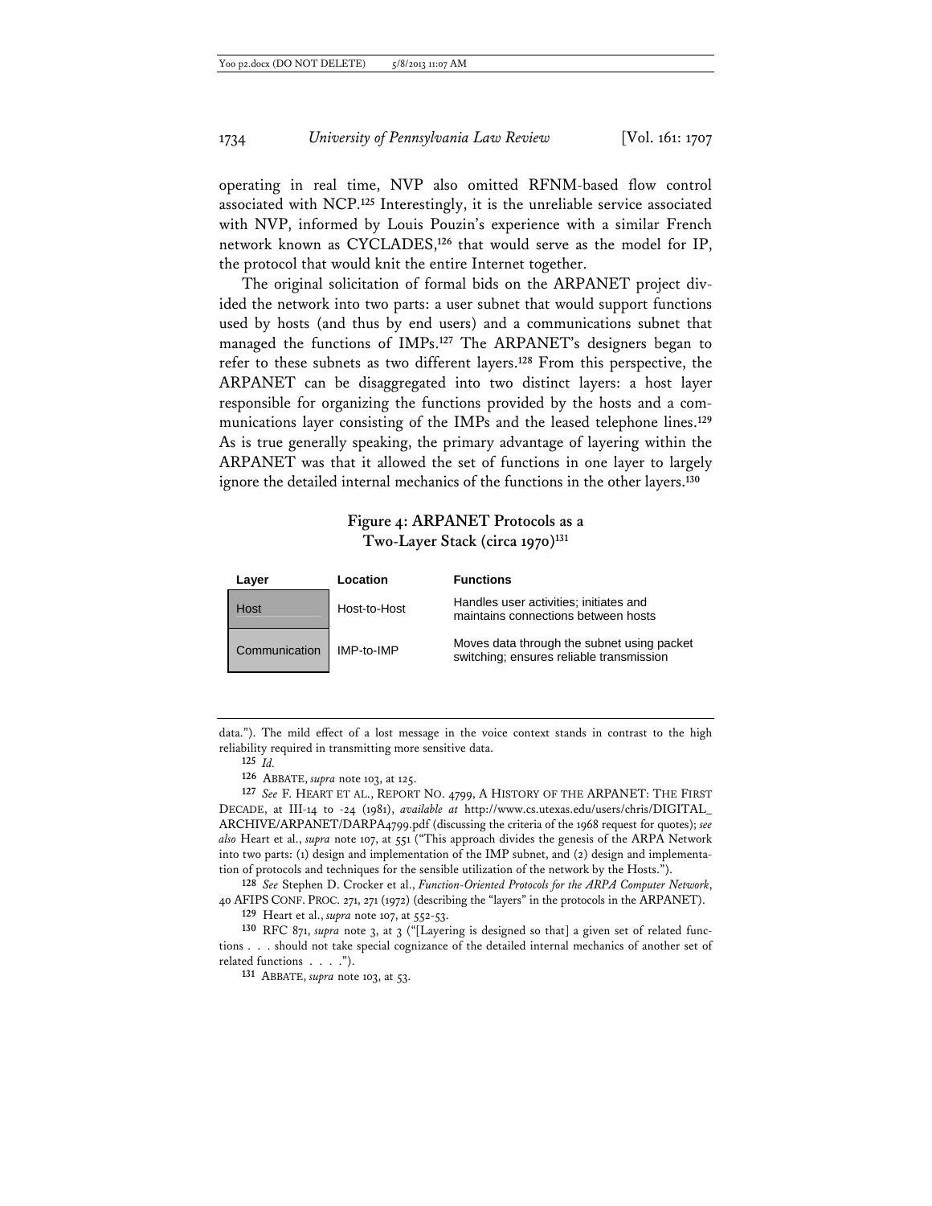operating in real time, NVP also omitted RFNM-based flow control associated with NCP.[125] Interestingly, it is the unreliable service associated with NVP, informed by Louis Pouzin's experience with a similar French network known as CYCLADES,[126] that would serve as the model for IP, the protocol that would knit the entire Internet together.

The original solicitation of formal bids on the ARPANET project divided the network into two parts: a user subnet that would support functions used by hosts (and thus by end users) and a communications subnet that managed the functions of IMPs.[127] The ARPANET's designers began to refer to these subnets as two different layers.[128] From this perspective, the ARPANET can be disaggregated into two distinct layers: a host layer responsible for organizing the functions provided by the hosts and a communications layer consisting of the IMPs and the leased telephone lines.[129] As is true generally speaking, the primary advantage of layering within the ARPANET was that it allowed the set of functions in one layer to largely ignore the detailed internal mechanics of the functions in the other layers.[130]

**Figure 4: ARPANET Protocols as a Two-Layer Stack (circa 1970)[131]**

| Layer | Location | Functions |
| --- | --- | --- |
| Host | Host-to-Host | Handles user activities; initiates and maintains connections between hosts |
| Communication | IMP-to-IMP | Moves data through the subnet using packet switching; ensures reliable transmission |

---

data."). The mild effect of a lost message in the voice context stands in contrast to the high reliability required in transmitting more sensitive data.

125 *Id.*

126 ABBATE, *supra* note 103, at 125.

127 *See* F. HEART ET AL., REPORT NO. 4799, A HISTORY OF THE ARPANET: THE FIRST DECADE, at III-14 to -24 (1981), *available at* http://www.cs.utexas.edu/users/chris/DIGITAL_ARCHIVE/ARPANET/DARPA4799.pdf (discussing the criteria of the 1968 request for quotes); *see also* Heart et al., *supra* note 107, at 551 ("This approach divides the genesis of the ARPA Network into two parts: (1) design and implementation of the IMP subnet, and (2) design and implementation of protocols and techniques for the sensible utilization of the network by the Hosts.").

128 *See* Stephen D. Crocker et al., *Function-Oriented Protocols for the ARPA Computer Network*, 40 AFIPS CONF. PROC. 271, 271 (1972) (describing the "layers" in the protocols in the ARPANET).

129 Heart et al., *supra* note 107, at 552-53.

130 RFC 871, *supra* note 3, at 3 ("[Layering is designed so that] a given set of related functions . . . should not take special cognizance of the detailed internal mechanics of another set of related functions . . . .").

131 ABBATE, *supra* note 103, at 53.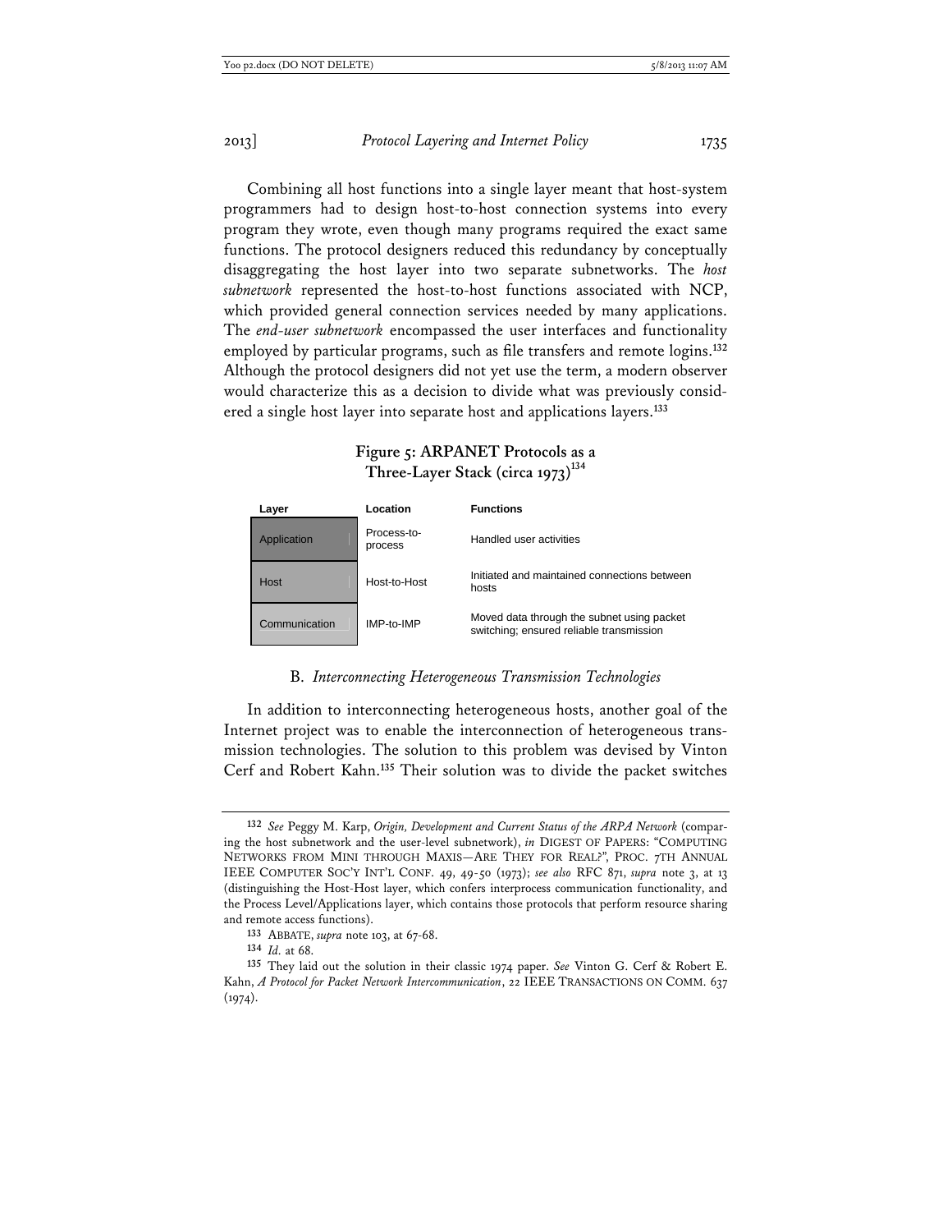Combining all host functions into a single layer meant that host-system programmers had to design host-to-host connection systems into every program they wrote, even though many programs required the exact same functions. The protocol designers reduced this redundancy by conceptually disaggregating the host layer into two separate subnetworks. The *host subnetwork* represented the host-to-host functions associated with NCP, which provided general connection services needed by many applications. The *end-user subnetwork* encompassed the user interfaces and functionality employed by particular programs, such as file transfers and remote logins.[132] Although the protocol designers did not yet use the term, a modern observer would characterize this as a decision to divide what was previously considered a single host layer into separate host and applications layers.[133]

**Figure 5: ARPANET Protocols as a Three-Layer Stack (circa 1973)**[134]

| Layer | Location | Functions |
| --- | --- | --- |
| Application | Process-to-process | Handled user activities |
| Host | Host-to-Host | Initiated and maintained connections between hosts |
| Communication | IMP-to-IMP | Moved data through the subnet using packet switching; ensured reliable transmission |

### B. *Interconnecting Heterogeneous Transmission Technologies*

In addition to interconnecting heterogeneous hosts, another goal of the Internet project was to enable the interconnection of heterogeneous transmission technologies. The solution to this problem was devised by Vinton Cerf and Robert Kahn.[135] Their solution was to divide the packet switches

---

[132] *See* Peggy M. Karp, *Origin, Development and Current Status of the ARPA Network* (comparing the host subnetwork and the user-level subnetwork), *in* DIGEST OF PAPERS: "COMPUTING NETWORKS FROM MINI THROUGH MAXIS—ARE THEY FOR REAL?", PROC. 7TH ANNUAL IEEE COMPUTER SOC'Y INT'L CONF. 49, 49-50 (1973); *see also* RFC 871, *supra* note 3, at 13 (distinguishing the Host-Host layer, which confers interprocess communication functionality, and the Process Level/Applications layer, which contains those protocols that perform resource sharing and remote access functions).

[133] ABBATE, *supra* note 103, at 67-68.

[134] *Id.* at 68.

[135] They laid out the solution in their classic 1974 paper. *See* Vinton G. Cerf & Robert E. Kahn, *A Protocol for Packet Network Intercommunication*, 22 IEEE TRANSACTIONS ON COMM. 637 (1974).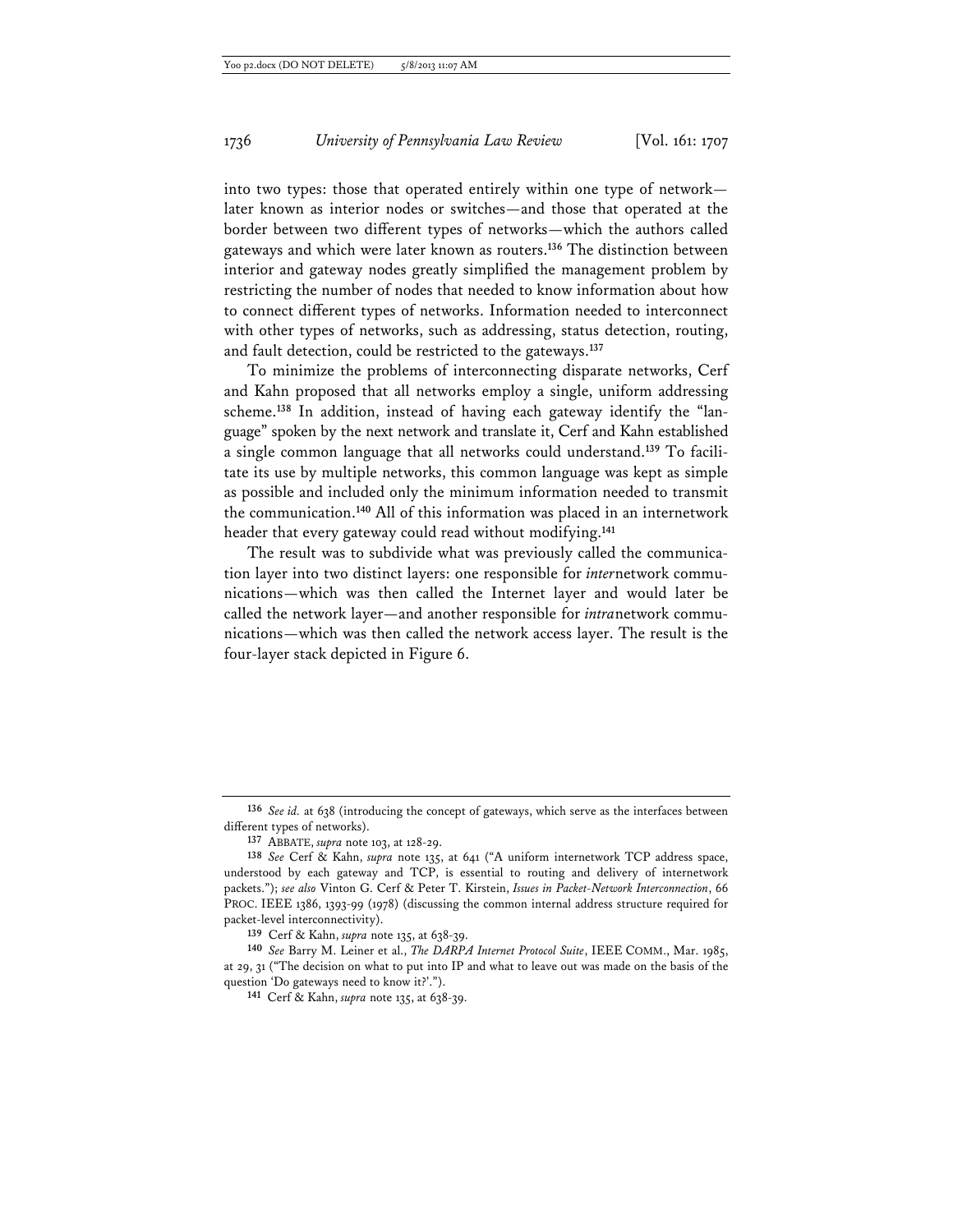into two types: those that operated entirely within one type of network—later known as interior nodes or switches—and those that operated at the border between two different types of networks—which the authors called gateways and which were later known as routers.[136] The distinction between interior and gateway nodes greatly simplified the management problem by restricting the number of nodes that needed to know information about how to connect different types of networks. Information needed to interconnect with other types of networks, such as addressing, status detection, routing, and fault detection, could be restricted to the gateways.[137]

To minimize the problems of interconnecting disparate networks, Cerf and Kahn proposed that all networks employ a single, uniform addressing scheme.[138] In addition, instead of having each gateway identify the "language" spoken by the next network and translate it, Cerf and Kahn established a single common language that all networks could understand.[139] To facilitate its use by multiple networks, this common language was kept as simple as possible and included only the minimum information needed to transmit the communication.[140] All of this information was placed in an internetwork header that every gateway could read without modifying.[141]

The result was to subdivide what was previously called the communication layer into two distinct layers: one responsible for *inter*network communications—which was then called the Internet layer and would later be called the network layer—and another responsible for *intra*network communications—which was then called the network access layer. The result is the four-layer stack depicted in Figure 6.

---

[136] *See id.* at 638 (introducing the concept of gateways, which serve as the interfaces between different types of networks).

[137] ABBATE, *supra* note 103, at 128-29.

[138] *See* Cerf & Kahn, *supra* note 135, at 641 ("A uniform internetwork TCP address space, understood by each gateway and TCP, is essential to routing and delivery of internetwork packets."); *see also* Vinton G. Cerf & Peter T. Kirstein, *Issues in Packet-Network Interconnection*, 66 PROC. IEEE 1386, 1393-99 (1978) (discussing the common internal address structure required for packet-level interconnectivity).

[139] Cerf & Kahn, *supra* note 135, at 638-39.

[140] *See* Barry M. Leiner et al., *The DARPA Internet Protocol Suite*, IEEE COMM., Mar. 1985, at 29, 31 ("The decision on what to put into IP and what to leave out was made on the basis of the question 'Do gateways need to know it?'.").

[141] Cerf & Kahn, *supra* note 135, at 638-39.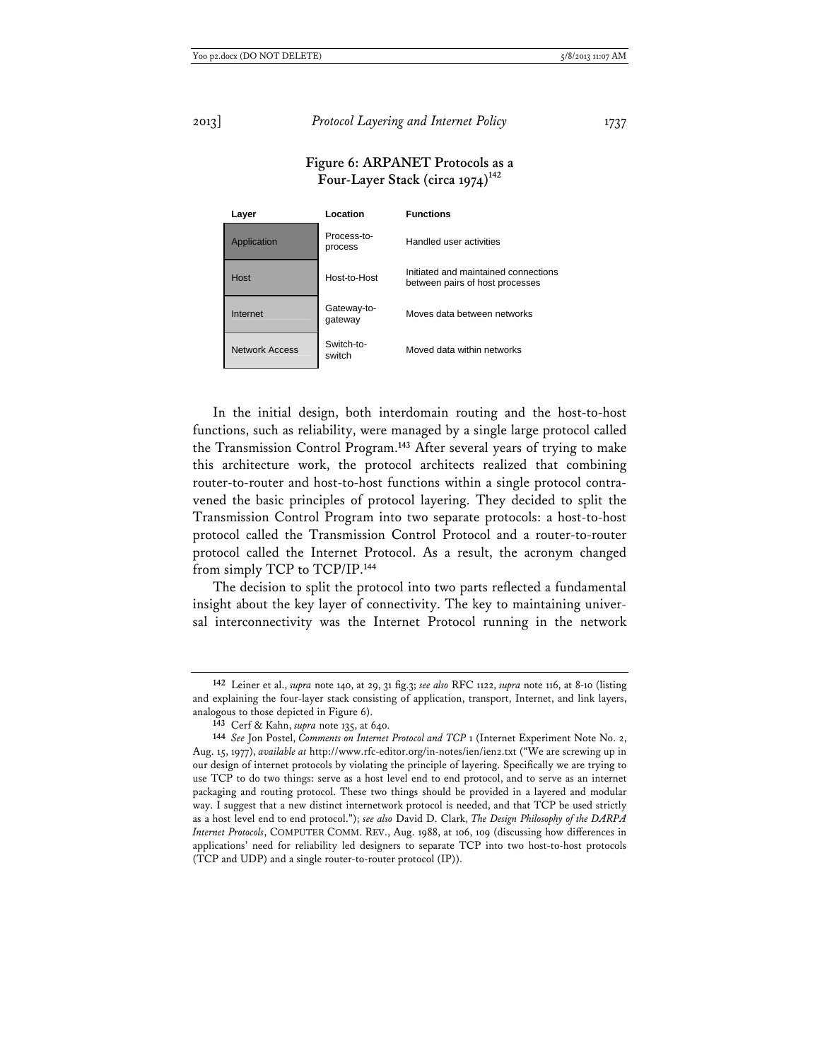**Figure 6: ARPANET Protocols as a Four-Layer Stack (circa 1974)**[142]

| Layer | Location | Functions |
| --- | --- | --- |
| Application | Process-to-process | Handled user activities |
| Host | Host-to-Host | Initiated and maintained connections between pairs of host processes |
| Internet | Gateway-to-gateway | Moves data between networks |
| Network Access | Switch-to-switch | Moved data within networks |

In the initial design, both interdomain routing and the host-to-host functions, such as reliability, were managed by a single large protocol called the Transmission Control Program.[143] After several years of trying to make this architecture work, the protocol architects realized that combining router-to-router and host-to-host functions within a single protocol contravened the basic principles of protocol layering. They decided to split the Transmission Control Program into two separate protocols: a host-to-host protocol called the Transmission Control Protocol and a router-to-router protocol called the Internet Protocol. As a result, the acronym changed from simply TCP to TCP/IP.[144]

The decision to split the protocol into two parts reflected a fundamental insight about the key layer of connectivity. The key to maintaining universal interconnectivity was the Internet Protocol running in the network

---

[142] Leiner et al., *supra* note 140, at 29, 31 fig.3; *see also* RFC 1122, *supra* note 116, at 8-10 (listing and explaining the four-layer stack consisting of application, transport, Internet, and link layers, analogous to those depicted in Figure 6).

[143] Cerf & Kahn, *supra* note 135, at 640.

[144] *See* Jon Postel, *Comments on Internet Protocol and TCP* 1 (Internet Experiment Note No. 2, Aug. 15, 1977), *available at* http://www.rfc-editor.org/in-notes/ien/ien2.txt ("We are screwing up in our design of internet protocols by violating the principle of layering. Specifically we are trying to use TCP to do two things: serve as a host level end to end protocol, and to serve as an internet packaging and routing protocol. These two things should be provided in a layered and modular way. I suggest that a new distinct internetwork protocol is needed, and that TCP be used strictly as a host level end to end protocol."); *see also* David D. Clark, *The Design Philosophy of the DARPA Internet Protocols*, COMPUTER COMM. REV., Aug. 1988, at 106, 109 (discussing how differences in applications' need for reliability led designers to separate TCP into two host-to-host protocols (TCP and UDP) and a single router-to-router protocol (IP)).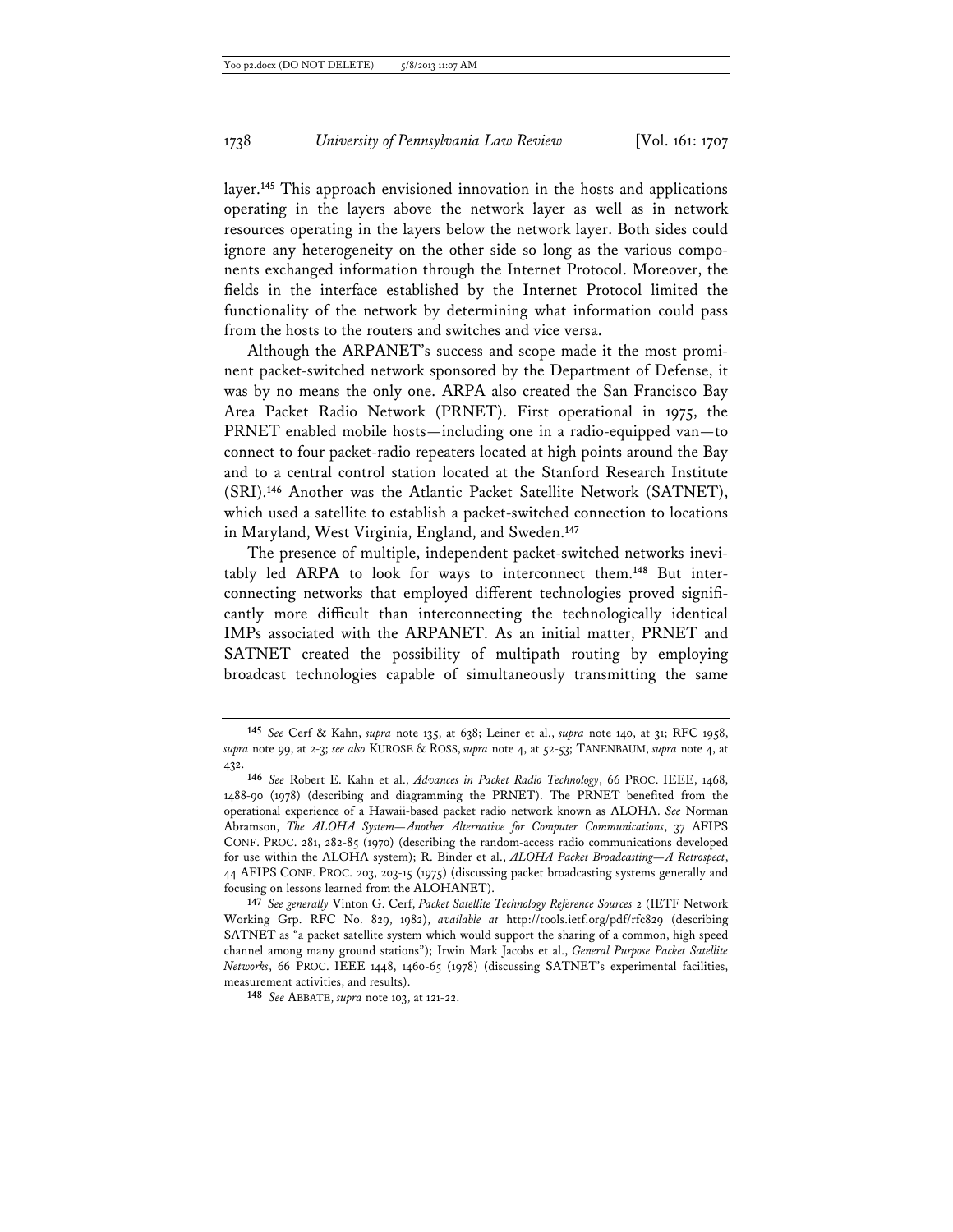layer.[145] This approach envisioned innovation in the hosts and applications operating in the layers above the network layer as well as in network resources operating in the layers below the network layer. Both sides could ignore any heterogeneity on the other side so long as the various components exchanged information through the Internet Protocol. Moreover, the fields in the interface established by the Internet Protocol limited the functionality of the network by determining what information could pass from the hosts to the routers and switches and vice versa.

Although the ARPANET's success and scope made it the most prominent packet-switched network sponsored by the Department of Defense, it was by no means the only one. ARPA also created the San Francisco Bay Area Packet Radio Network (PRNET). First operational in 1975, the PRNET enabled mobile hosts—including one in a radio-equipped van—to connect to four packet-radio repeaters located at high points around the Bay and to a central control station located at the Stanford Research Institute (SRI).[146] Another was the Atlantic Packet Satellite Network (SATNET), which used a satellite to establish a packet-switched connection to locations in Maryland, West Virginia, England, and Sweden.[147]

The presence of multiple, independent packet-switched networks inevitably led ARPA to look for ways to interconnect them.[148] But interconnecting networks that employed different technologies proved significantly more difficult than interconnecting the technologically identical IMPs associated with the ARPANET. As an initial matter, PRNET and SATNET created the possibility of multipath routing by employing broadcast technologies capable of simultaneously transmitting the same

---

[145] *See* Cerf & Kahn, *supra* note 135, at 638; Leiner et al., *supra* note 140, at 31; RFC 1958, *supra* note 99, at 2-3; *see also* KUROSE & ROSS, *supra* note 4, at 52-53; TANENBAUM, *supra* note 4, at 432.

[146] *See* Robert E. Kahn et al., *Advances in Packet Radio Technology*, 66 PROC. IEEE, 1468, 1488-90 (1978) (describing and diagramming the PRNET). The PRNET benefited from the operational experience of a Hawaii-based packet radio network known as ALOHA. *See* Norman Abramson, *The ALOHA System—Another Alternative for Computer Communications*, 37 AFIPS CONF. PROC. 281, 282-85 (1970) (describing the random-access radio communications developed for use within the ALOHA system); R. Binder et al., *ALOHA Packet Broadcasting—A Retrospect*, 44 AFIPS CONF. PROC. 203, 203-15 (1975) (discussing packet broadcasting systems generally and focusing on lessons learned from the ALOHANET).

[147] *See generally* Vinton G. Cerf, *Packet Satellite Technology Reference Sources* 2 (IETF Network Working Grp. RFC No. 829, 1982), *available at* http://tools.ietf.org/pdf/rfc829 (describing SATNET as "a packet satellite system which would support the sharing of a common, high speed channel among many ground stations"); Irwin Mark Jacobs et al., *General Purpose Packet Satellite Networks*, 66 PROC. IEEE 1448, 1460-65 (1978) (discussing SATNET's experimental facilities, measurement activities, and results).

[148] *See* ABBATE, *supra* note 103, at 121-22.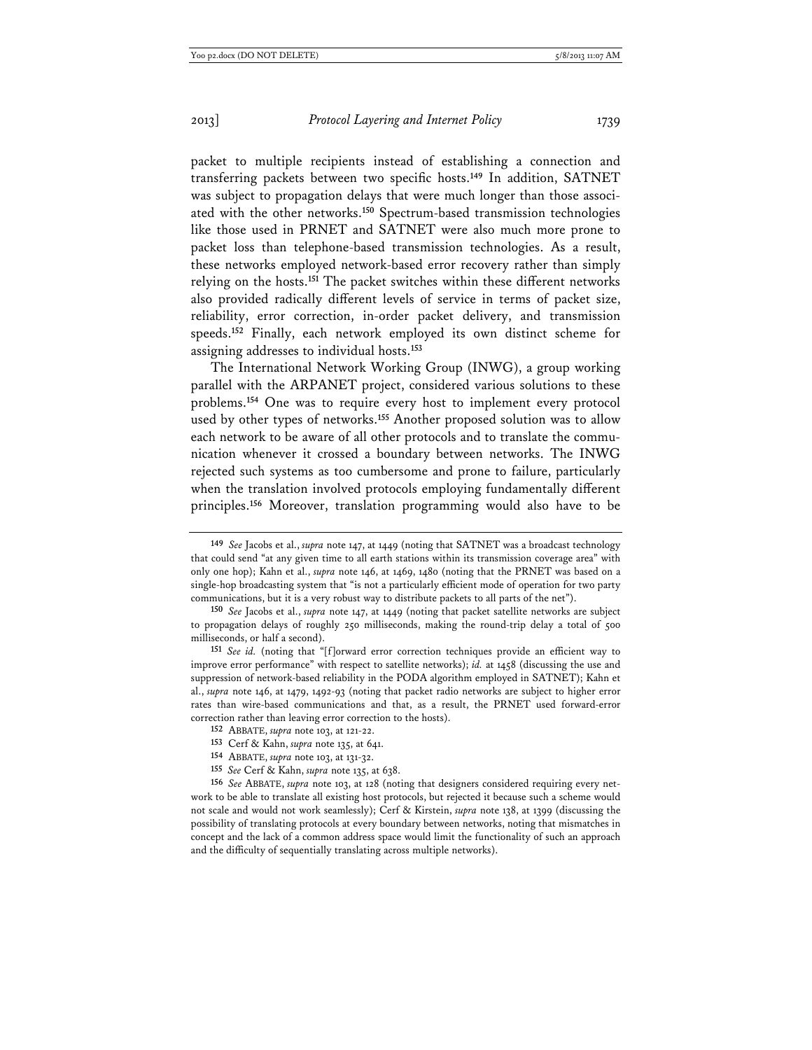packet to multiple recipients instead of establishing a connection and transferring packets between two specific hosts.[149] In addition, SATNET was subject to propagation delays that were much longer than those associated with the other networks.[150] Spectrum-based transmission technologies like those used in PRNET and SATNET were also much more prone to packet loss than telephone-based transmission technologies. As a result, these networks employed network-based error recovery rather than simply relying on the hosts.[151] The packet switches within these different networks also provided radically different levels of service in terms of packet size, reliability, error correction, in-order packet delivery, and transmission speeds.[152] Finally, each network employed its own distinct scheme for assigning addresses to individual hosts.[153]

The International Network Working Group (INWG), a group working parallel with the ARPANET project, considered various solutions to these problems.[154] One was to require every host to implement every protocol used by other types of networks.[155] Another proposed solution was to allow each network to be aware of all other protocols and to translate the communication whenever it crossed a boundary between networks. The INWG rejected such systems as too cumbersome and prone to failure, particularly when the translation involved protocols employing fundamentally different principles.[156] Moreover, translation programming would also have to be

---

[149] *See* Jacobs et al., *supra* note 147, at 1449 (noting that SATNET was a broadcast technology that could send "at any given time to all earth stations within its transmission coverage area" with only one hop); Kahn et al., *supra* note 146, at 1469, 1480 (noting that the PRNET was based on a single-hop broadcasting system that "is not a particularly efficient mode of operation for two party communications, but it is a very robust way to distribute packets to all parts of the net").

[150] *See* Jacobs et al., *supra* note 147, at 1449 (noting that packet satellite networks are subject to propagation delays of roughly 250 milliseconds, making the round-trip delay a total of 500 milliseconds, or half a second).

[151] *See id.* (noting that "[f]orward error correction techniques provide an efficient way to improve error performance" with respect to satellite networks); *id.* at 1458 (discussing the use and suppression of network-based reliability in the PODA algorithm employed in SATNET); Kahn et al., *supra* note 146, at 1479, 1492-93 (noting that packet radio networks are subject to higher error rates than wire-based communications and that, as a result, the PRNET used forward-error correction rather than leaving error correction to the hosts).

[152] ABBATE, *supra* note 103, at 121-22.

[153] Cerf & Kahn, *supra* note 135, at 641.

[154] ABBATE, *supra* note 103, at 131-32.

[155] *See* Cerf & Kahn, *supra* note 135, at 638.

[156] *See* ABBATE, *supra* note 103, at 128 (noting that designers considered requiring every network to be able to translate all existing host protocols, but rejected it because such a scheme would not scale and would not work seamlessly); Cerf & Kirstein, *supra* note 138, at 1399 (discussing the possibility of translating protocols at every boundary between networks, noting that mismatches in concept and the lack of a common address space would limit the functionality of such an approach and the difficulty of sequentially translating across multiple networks).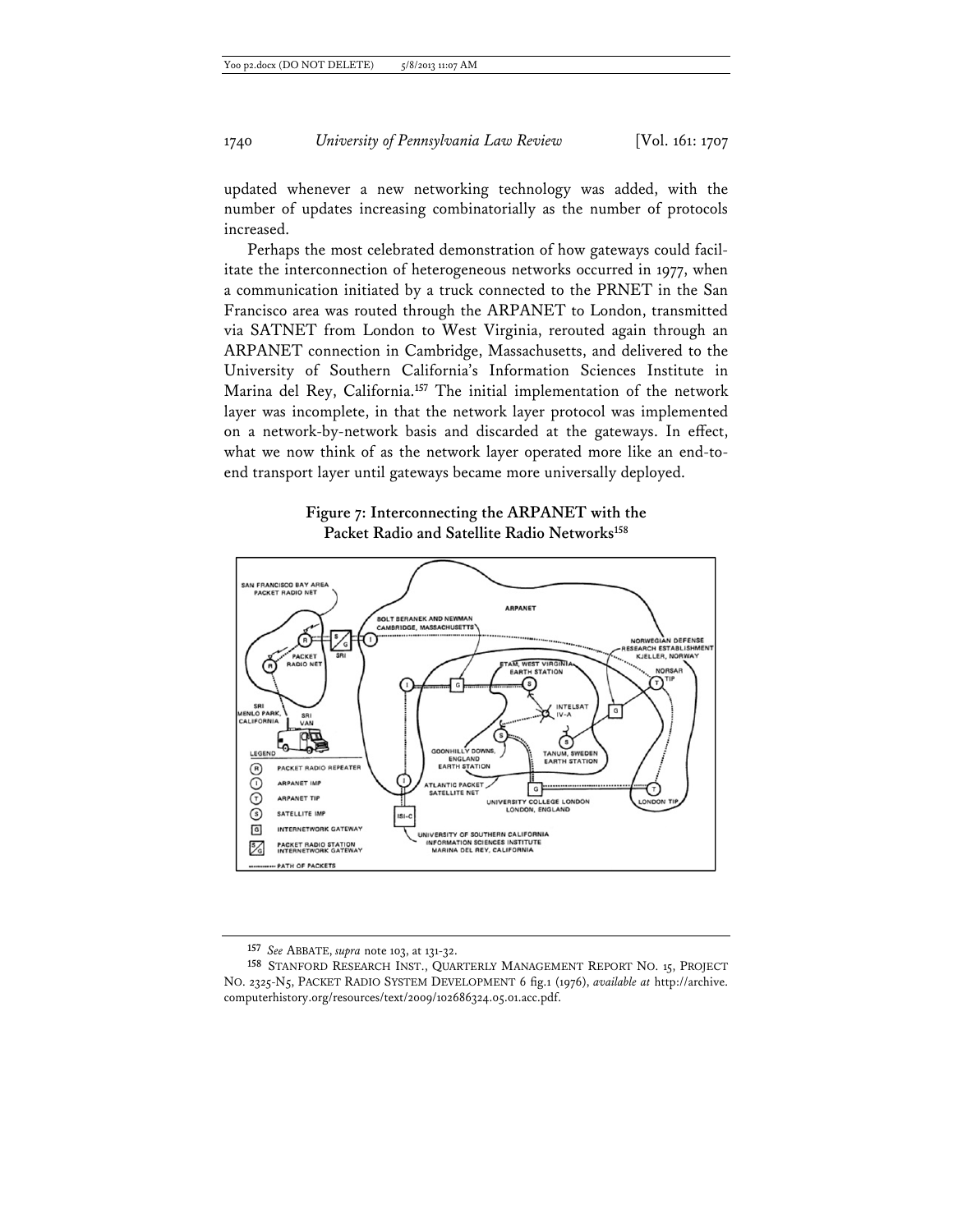updated whenever a new networking technology was added, with the number of updates increasing combinatorially as the number of protocols increased.

Perhaps the most celebrated demonstration of how gateways could facilitate the interconnection of heterogeneous networks occurred in 1977, when a communication initiated by a truck connected to the PRNET in the San Francisco area was routed through the ARPANET to London, transmitted via SATNET from London to West Virginia, rerouted again through an ARPANET connection in Cambridge, Massachusetts, and delivered to the University of Southern California's Information Sciences Institute in Marina del Rey, California.[157] The initial implementation of the network layer was incomplete, in that the network layer protocol was implemented on a network-by-network basis and discarded at the gateways. In effect, what we now think of as the network layer operated more like an end-to-end transport layer until gateways became more universally deployed.

**Figure 7: Interconnecting the ARPANET with the Packet Radio and Satellite Radio Networks[158]**

---

[157] *See* ABBATE, *supra* note 103, at 131-32.

[158] STANFORD RESEARCH INST., QUARTERLY MANAGEMENT REPORT NO. 15, PROJECT NO. 2325-N5, PACKET RADIO SYSTEM DEVELOPMENT 6 fig.1 (1976), *available at* http://archive.computerhistory.org/resources/text/2009/102686324.05.01.acc.pdf.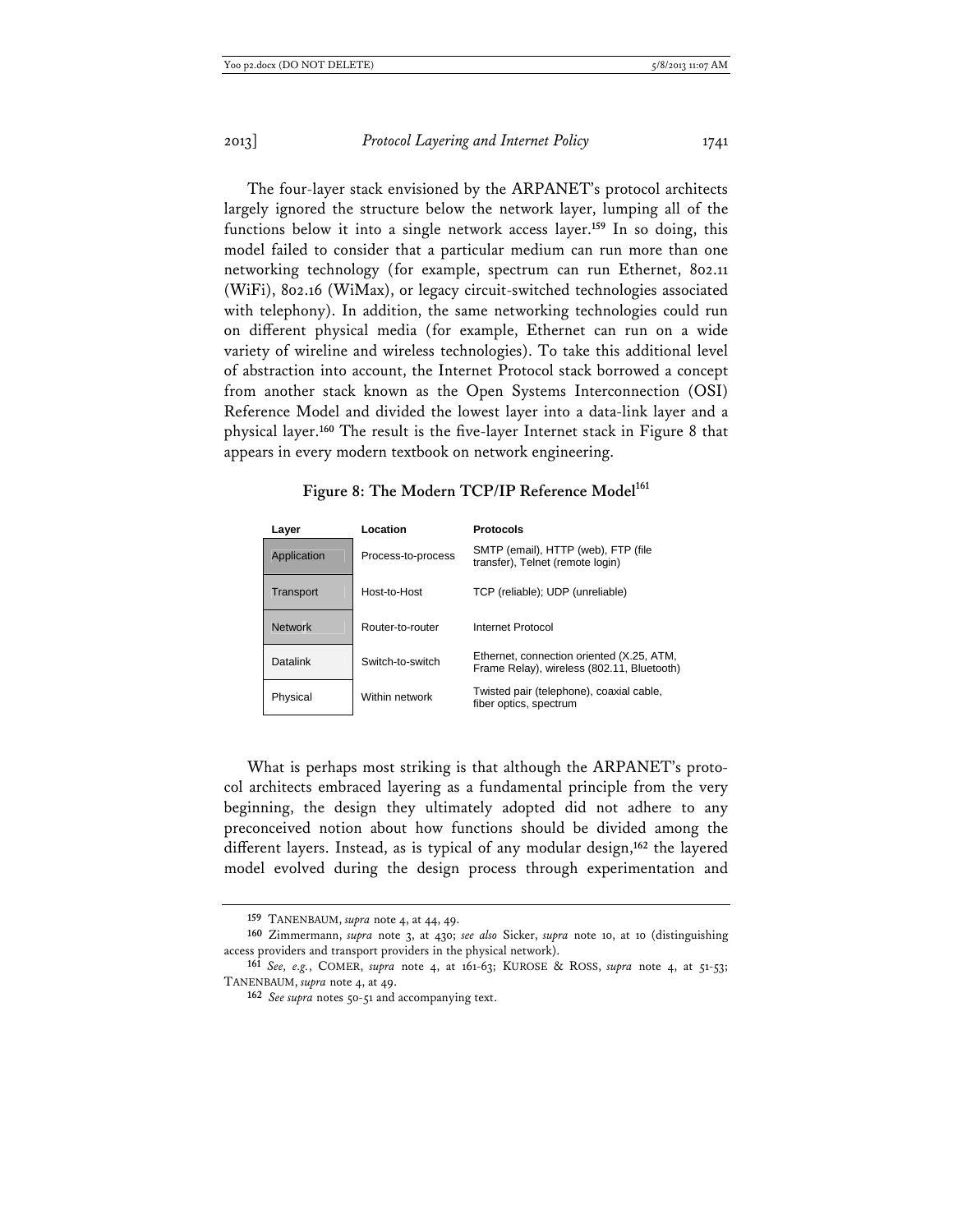The four-layer stack envisioned by the ARPANET's protocol architects largely ignored the structure below the network layer, lumping all of the functions below it into a single network access layer.[159] In so doing, this model failed to consider that a particular medium can run more than one networking technology (for example, spectrum can run Ethernet, 802.11 (WiFi), 802.16 (WiMax), or legacy circuit-switched technologies associated with telephony). In addition, the same networking technologies could run on different physical media (for example, Ethernet can run on a wide variety of wireline and wireless technologies). To take this additional level of abstraction into account, the Internet Protocol stack borrowed a concept from another stack known as the Open Systems Interconnection (OSI) Reference Model and divided the lowest layer into a data-link layer and a physical layer.[160] The result is the five-layer Internet stack in Figure 8 that appears in every modern textbook on network engineering.

**Figure 8: The Modern TCP/IP Reference Model[161]**

| Layer | Location | Protocols |
|---|---|---|
| Application | Process-to-process | SMTP (email), HTTP (web), FTP (file transfer), Telnet (remote login) |
| Transport | Host-to-Host | TCP (reliable); UDP (unreliable) |
| Network | Router-to-router | Internet Protocol |
| Datalink | Switch-to-switch | Ethernet, connection oriented (X.25, ATM, Frame Relay), wireless (802.11, Bluetooth) |
| Physical | Within network | Twisted pair (telephone), coaxial cable, fiber optics, spectrum |

What is perhaps most striking is that although the ARPANET's protocol architects embraced layering as a fundamental principle from the very beginning, the design they ultimately adopted did not adhere to any preconceived notion about how functions should be divided among the different layers. Instead, as is typical of any modular design,[162] the layered model evolved during the design process through experimentation and

159 TANENBAUM, *supra* note 4, at 44, 49.

160 Zimmermann, *supra* note 3, at 430; *see also* Sicker, *supra* note 10, at 10 (distinguishing access providers and transport providers in the physical network).

161 *See, e.g.*, COMER, *supra* note 4, at 161-63; KUROSE & ROSS, *supra* note 4, at 51-53; TANENBAUM, *supra* note 4, at 49.

162 *See supra* notes 50-51 and accompanying text.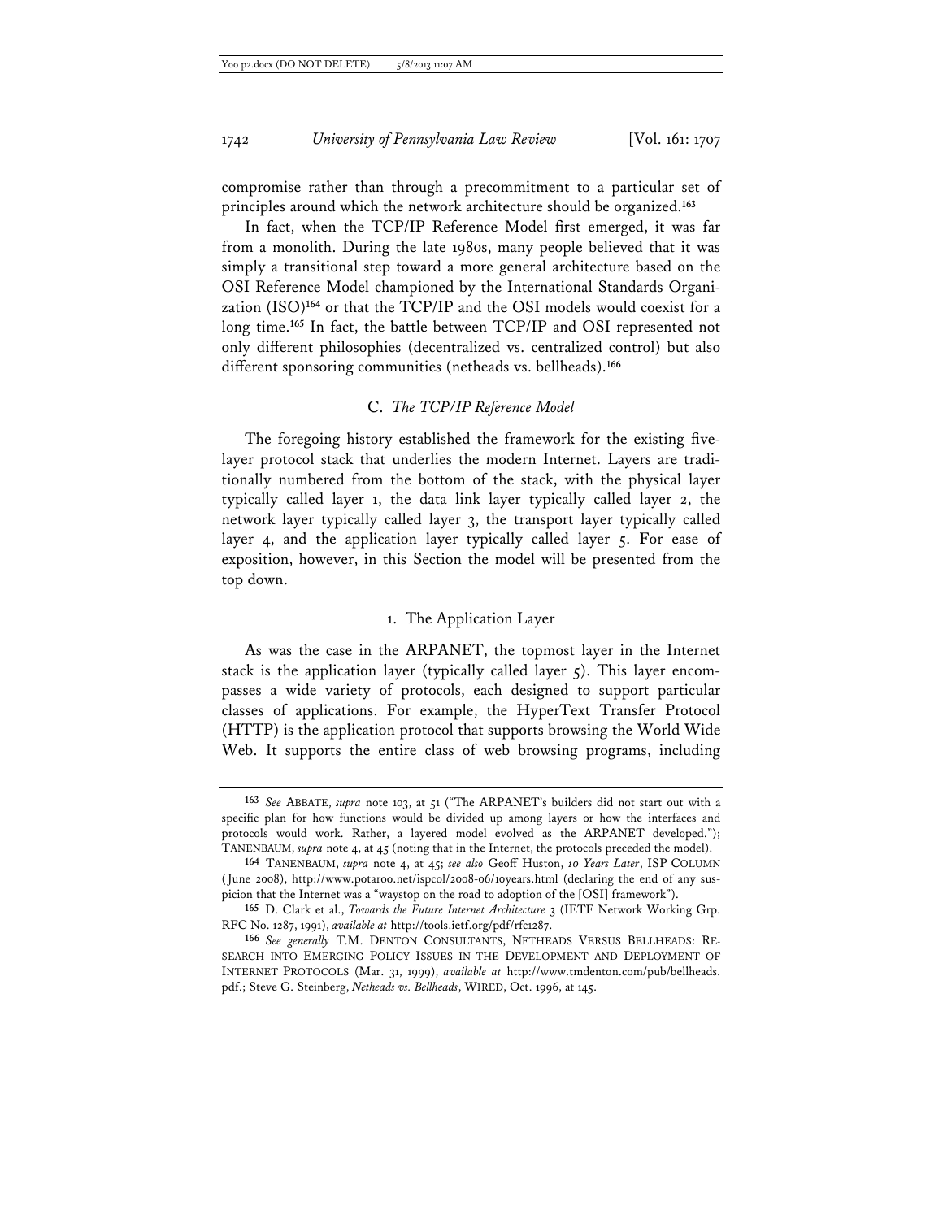compromise rather than through a precommitment to a particular set of principles around which the network architecture should be organized.[163]

In fact, when the TCP/IP Reference Model first emerged, it was far from a monolith. During the late 1980s, many people believed that it was simply a transitional step toward a more general architecture based on the OSI Reference Model championed by the International Standards Organization (ISO)[164] or that the TCP/IP and the OSI models would coexist for a long time.[165] In fact, the battle between TCP/IP and OSI represented not only different philosophies (decentralized vs. centralized control) but also different sponsoring communities (netheads vs. bellheads).[166]

### C. *The TCP/IP Reference Model*

The foregoing history established the framework for the existing five-layer protocol stack that underlies the modern Internet. Layers are traditionally numbered from the bottom of the stack, with the physical layer typically called layer 1, the data link layer typically called layer 2, the network layer typically called layer 3, the transport layer typically called layer 4, and the application layer typically called layer 5. For ease of exposition, however, in this Section the model will be presented from the top down.

#### 1. The Application Layer

As was the case in the ARPANET, the topmost layer in the Internet stack is the application layer (typically called layer 5). This layer encompasses a wide variety of protocols, each designed to support particular classes of applications. For example, the HyperText Transfer Protocol (HTTP) is the application protocol that supports browsing the World Wide Web. It supports the entire class of web browsing programs, including

---

[163] *See* ABBATE, *supra* note 103, at 51 ("The ARPANET's builders did not start out with a specific plan for how functions would be divided up among layers or how the interfaces and protocols would work. Rather, a layered model evolved as the ARPANET developed."); TANENBAUM, *supra* note 4, at 45 (noting that in the Internet, the protocols preceded the model).

[164] TANENBAUM, *supra* note 4, at 45; *see also* Geoff Huston, *10 Years Later*, ISP COLUMN (June 2008), http://www.potaroo.net/ispcol/2008-06/10years.html (declaring the end of any suspicion that the Internet was a "waystop on the road to adoption of the [OSI] framework").

[165] D. Clark et al., *Towards the Future Internet Architecture* 3 (IETF Network Working Grp. RFC No. 1287, 1991), *available at* http://tools.ietf.org/pdf/rfc1287.

[166] *See generally* T.M. DENTON CONSULTANTS, NETHEADS VERSUS BELLHEADS: RESEARCH INTO EMERGING POLICY ISSUES IN THE DEVELOPMENT AND DEPLOYMENT OF INTERNET PROTOCOLS (Mar. 31, 1999), *available at* http://www.tmdenton.com/pub/bellheads.pdf.; Steve G. Steinberg, *Netheads vs. Bellheads*, WIRED, Oct. 1996, at 145.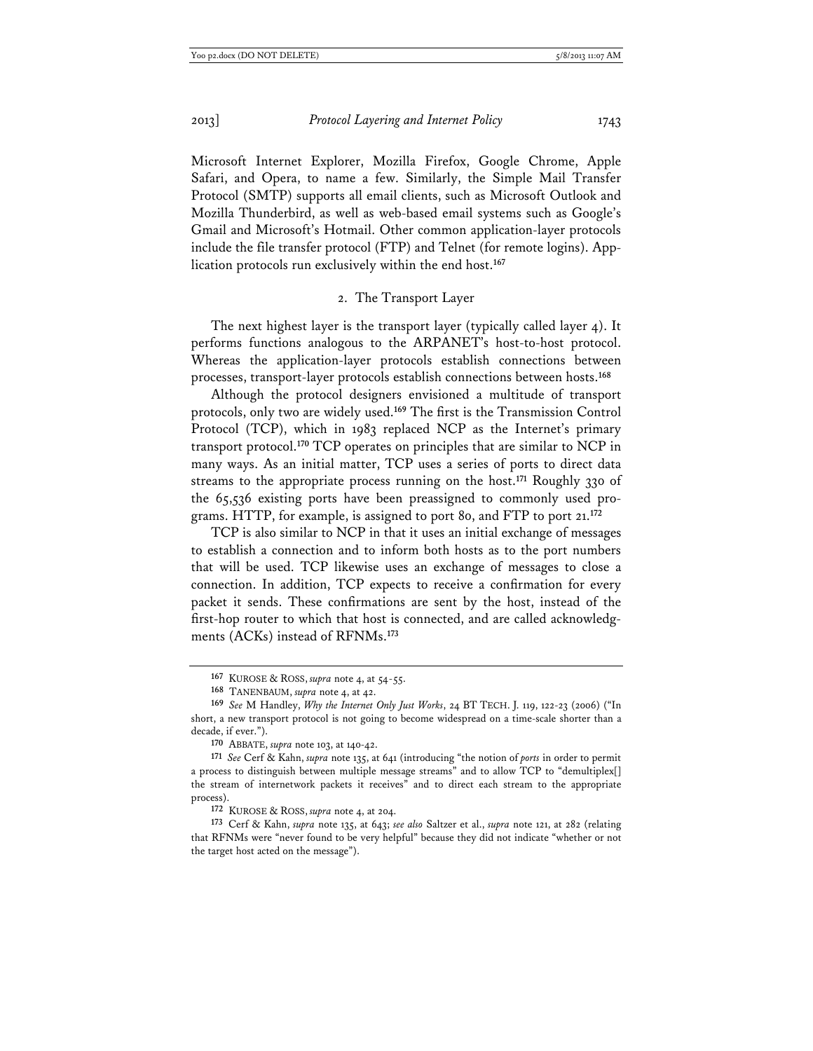Microsoft Internet Explorer, Mozilla Firefox, Google Chrome, Apple Safari, and Opera, to name a few. Similarly, the Simple Mail Transfer Protocol (SMTP) supports all email clients, such as Microsoft Outlook and Mozilla Thunderbird, as well as web-based email systems such as Google's Gmail and Microsoft's Hotmail. Other common application-layer protocols include the file transfer protocol (FTP) and Telnet (for remote logins). Application protocols run exclusively within the end host.[167]

### 2. The Transport Layer

The next highest layer is the transport layer (typically called layer 4). It performs functions analogous to the ARPANET's host-to-host protocol. Whereas the application-layer protocols establish connections between processes, transport-layer protocols establish connections between hosts.[168]

Although the protocol designers envisioned a multitude of transport protocols, only two are widely used.[169] The first is the Transmission Control Protocol (TCP), which in 1983 replaced NCP as the Internet's primary transport protocol.[170] TCP operates on principles that are similar to NCP in many ways. As an initial matter, TCP uses a series of ports to direct data streams to the appropriate process running on the host.[171] Roughly 330 of the 65,536 existing ports have been preassigned to commonly used programs. HTTP, for example, is assigned to port 80, and FTP to port 21.[172]

TCP is also similar to NCP in that it uses an initial exchange of messages to establish a connection and to inform both hosts as to the port numbers that will be used. TCP likewise uses an exchange of messages to close a connection. In addition, TCP expects to receive a confirmation for every packet it sends. These confirmations are sent by the host, instead of the first-hop router to which that host is connected, and are called acknowledgments (ACKs) instead of RFNMs.[173]

---

[167] KUROSE & ROSS, *supra* note 4, at 54-55.

[168] TANENBAUM, *supra* note 4, at 42.

[169] *See* M Handley, *Why the Internet Only Just Works*, 24 BT TECH. J. 119, 122-23 (2006) ("In short, a new transport protocol is not going to become widespread on a time-scale shorter than a decade, if ever.").

[170] ABBATE, *supra* note 103, at 140-42.

[171] *See* Cerf & Kahn, *supra* note 135, at 641 (introducing "the notion of *ports* in order to permit a process to distinguish between multiple message streams" and to allow TCP to "demultiplex[] the stream of internetwork packets it receives" and to direct each stream to the appropriate process).

[172] KUROSE & ROSS, *supra* note 4, at 204.

[173] Cerf & Kahn, *supra* note 135, at 643; *see also* Saltzer et al., *supra* note 121, at 282 (relating that RFNMs were "never found to be very helpful" because they did not indicate "whether or not the target host acted on the message").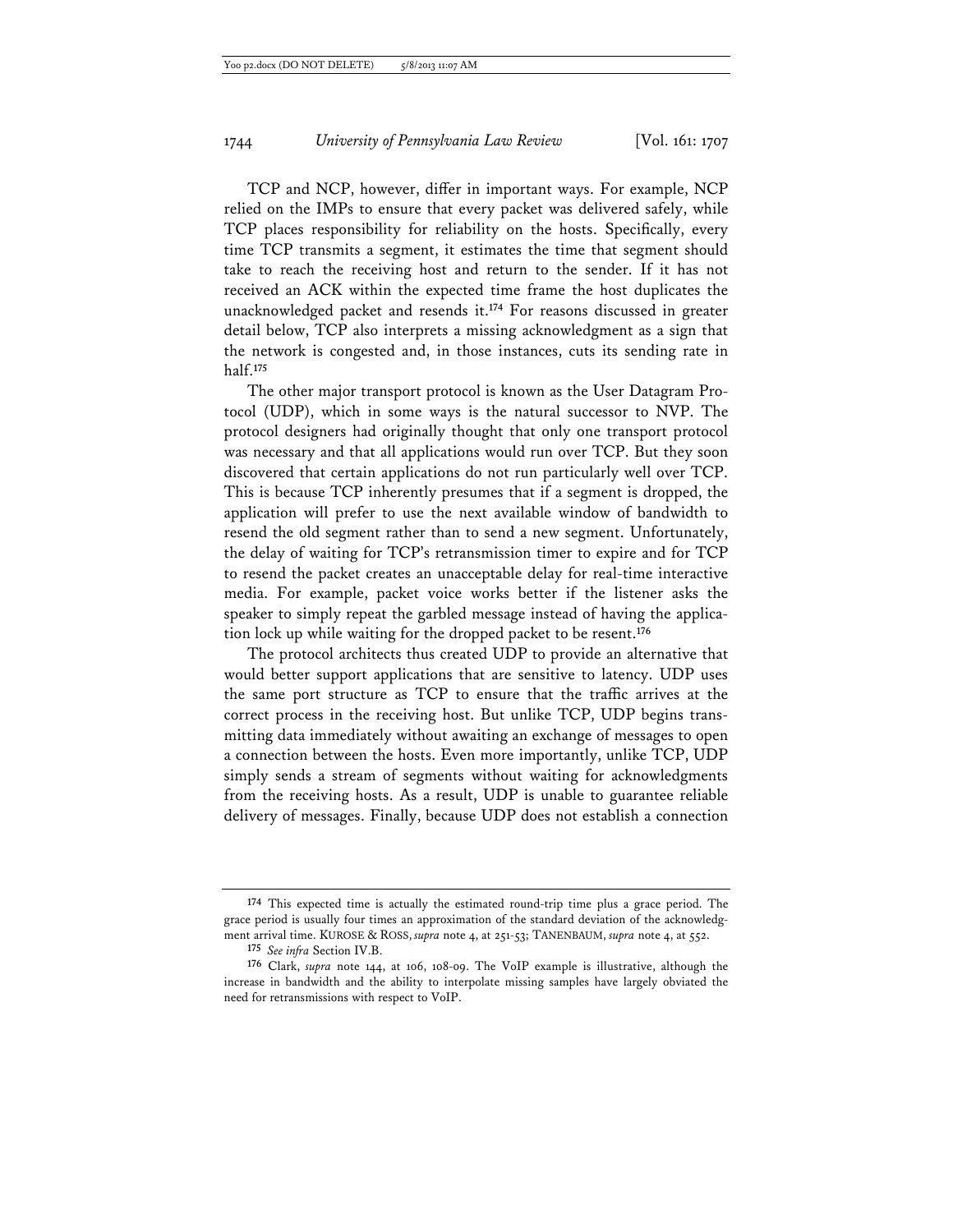TCP and NCP, however, differ in important ways. For example, NCP relied on the IMPs to ensure that every packet was delivered safely, while TCP places responsibility for reliability on the hosts. Specifically, every time TCP transmits a segment, it estimates the time that segment should take to reach the receiving host and return to the sender. If it has not received an ACK within the expected time frame the host duplicates the unacknowledged packet and resends it.[174] For reasons discussed in greater detail below, TCP also interprets a missing acknowledgment as a sign that the network is congested and, in those instances, cuts its sending rate in half.[175]

The other major transport protocol is known as the User Datagram Protocol (UDP), which in some ways is the natural successor to NVP. The protocol designers had originally thought that only one transport protocol was necessary and that all applications would run over TCP. But they soon discovered that certain applications do not run particularly well over TCP. This is because TCP inherently presumes that if a segment is dropped, the application will prefer to use the next available window of bandwidth to resend the old segment rather than to send a new segment. Unfortunately, the delay of waiting for TCP's retransmission timer to expire and for TCP to resend the packet creates an unacceptable delay for real-time interactive media. For example, packet voice works better if the listener asks the speaker to simply repeat the garbled message instead of having the application lock up while waiting for the dropped packet to be resent.[176]

The protocol architects thus created UDP to provide an alternative that would better support applications that are sensitive to latency. UDP uses the same port structure as TCP to ensure that the traffic arrives at the correct process in the receiving host. But unlike TCP, UDP begins transmitting data immediately without awaiting an exchange of messages to open a connection between the hosts. Even more importantly, unlike TCP, UDP simply sends a stream of segments without waiting for acknowledgments from the receiving hosts. As a result, UDP is unable to guarantee reliable delivery of messages. Finally, because UDP does not establish a connection

---

[174] This expected time is actually the estimated round-trip time plus a grace period. The grace period is usually four times an approximation of the standard deviation of the acknowledgment arrival time. KUROSE & ROSS, *supra* note 4, at 251-53; TANENBAUM, *supra* note 4, at 552.

[175] *See infra* Section IV.B.

[176] Clark, *supra* note 144, at 106, 108-09. The VoIP example is illustrative, although the increase in bandwidth and the ability to interpolate missing samples have largely obviated the need for retransmissions with respect to VoIP.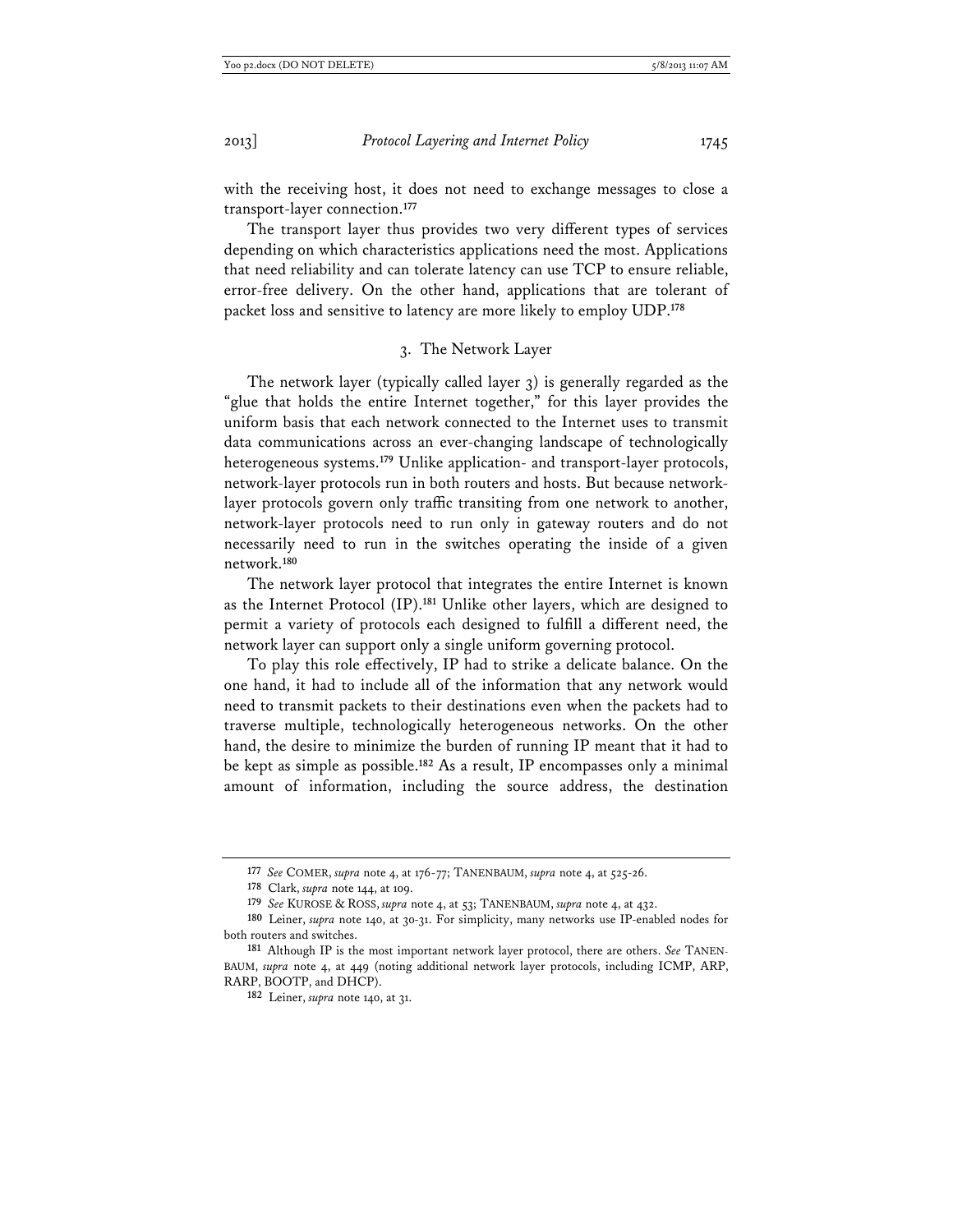with the receiving host, it does not need to exchange messages to close a transport-layer connection.[177]

The transport layer thus provides two very different types of services depending on which characteristics applications need the most. Applications that need reliability and can tolerate latency can use TCP to ensure reliable, error-free delivery. On the other hand, applications that are tolerant of packet loss and sensitive to latency are more likely to employ UDP.[178]

### 3. The Network Layer

The network layer (typically called layer 3) is generally regarded as the "glue that holds the entire Internet together," for this layer provides the uniform basis that each network connected to the Internet uses to transmit data communications across an ever-changing landscape of technologically heterogeneous systems.[179] Unlike application- and transport-layer protocols, network-layer protocols run in both routers and hosts. But because network-layer protocols govern only traffic transiting from one network to another, network-layer protocols need to run only in gateway routers and do not necessarily need to run in the switches operating the inside of a given network.[180]

The network layer protocol that integrates the entire Internet is known as the Internet Protocol (IP).[181] Unlike other layers, which are designed to permit a variety of protocols each designed to fulfill a different need, the network layer can support only a single uniform governing protocol.

To play this role effectively, IP had to strike a delicate balance. On the one hand, it had to include all of the information that any network would need to transmit packets to their destinations even when the packets had to traverse multiple, technologically heterogeneous networks. On the other hand, the desire to minimize the burden of running IP meant that it had to be kept as simple as possible.[182] As a result, IP encompasses only a minimal amount of information, including the source address, the destination

---

[177] *See* COMER, *supra* note 4, at 176-77; TANENBAUM, *supra* note 4, at 525-26.

[178] Clark, *supra* note 144, at 109.

[179] *See* KUROSE & ROSS, *supra* note 4, at 53; TANENBAUM, *supra* note 4, at 432.

[180] Leiner, *supra* note 140, at 30-31. For simplicity, many networks use IP-enabled nodes for both routers and switches.

[181] Although IP is the most important network layer protocol, there are others. *See* TANENBAUM, *supra* note 4, at 449 (noting additional network layer protocols, including ICMP, ARP, RARP, BOOTP, and DHCP).

[182] Leiner, *supra* note 140, at 31.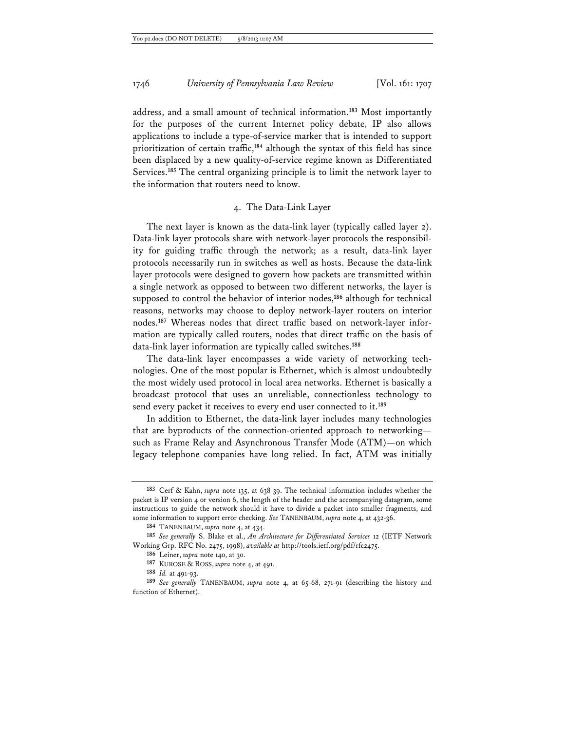address, and a small amount of technical information.[183] Most importantly for the purposes of the current Internet policy debate, IP also allows applications to include a type-of-service marker that is intended to support prioritization of certain traffic,[184] although the syntax of this field has since been displaced by a new quality-of-service regime known as Differentiated Services.[185] The central organizing principle is to limit the network layer to the information that routers need to know.

### 4. The Data-Link Layer

The next layer is known as the data-link layer (typically called layer 2). Data-link layer protocols share with network-layer protocols the responsibility for guiding traffic through the network; as a result, data-link layer protocols necessarily run in switches as well as hosts. Because the data-link layer protocols were designed to govern how packets are transmitted within a single network as opposed to between two different networks, the layer is supposed to control the behavior of interior nodes,[186] although for technical reasons, networks may choose to deploy network-layer routers on interior nodes.[187] Whereas nodes that direct traffic based on network-layer information are typically called routers, nodes that direct traffic on the basis of data-link layer information are typically called switches.[188]

The data-link layer encompasses a wide variety of networking technologies. One of the most popular is Ethernet, which is almost undoubtedly the most widely used protocol in local area networks. Ethernet is basically a broadcast protocol that uses an unreliable, connectionless technology to send every packet it receives to every end user connected to it.[189]

In addition to Ethernet, the data-link layer includes many technologies that are byproducts of the connection-oriented approach to networking—such as Frame Relay and Asynchronous Transfer Mode (ATM)—on which legacy telephone companies have long relied. In fact, ATM was initially

---

[183] Cerf & Kahn, *supra* note 135, at 638-39. The technical information includes whether the packet is IP version 4 or version 6, the length of the header and the accompanying datagram, some instructions to guide the network should it have to divide a packet into smaller fragments, and some information to support error checking. *See* TANENBAUM, *supra* note 4, at 432-36.

[184] TANENBAUM, *supra* note 4, at 434.

[185] *See generally* S. Blake et al., *An Architecture for Differentiated Services* 12 (IETF Network Working Grp. RFC No. 2475, 1998), *available at* http://tools.ietf.org/pdf/rfc2475.

[186] Leiner, *supra* note 140, at 30.

[187] KUROSE & ROSS, *supra* note 4, at 491.

[188] *Id.* at 491-93.

[189] *See generally* TANENBAUM, *supra* note 4, at 65-68, 271-91 (describing the history and function of Ethernet).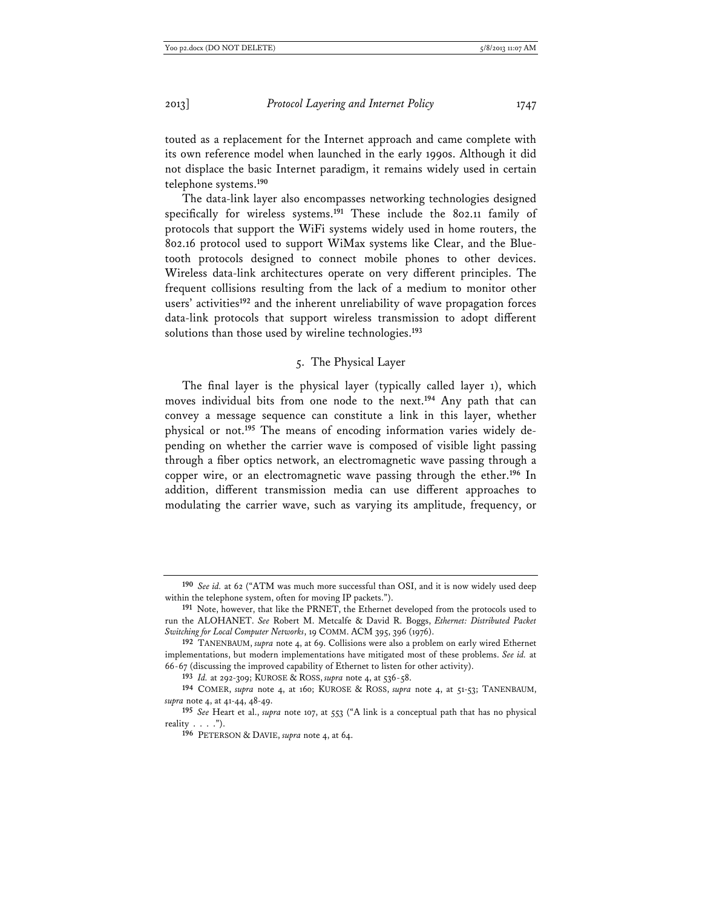touted as a replacement for the Internet approach and came complete with its own reference model when launched in the early 1990s. Although it did not displace the basic Internet paradigm, it remains widely used in certain telephone systems.[190]

The data-link layer also encompasses networking technologies designed specifically for wireless systems.[191] These include the 802.11 family of protocols that support the WiFi systems widely used in home routers, the 802.16 protocol used to support WiMax systems like Clear, and the Bluetooth protocols designed to connect mobile phones to other devices. Wireless data-link architectures operate on very different principles. The frequent collisions resulting from the lack of a medium to monitor other users' activities[192] and the inherent unreliability of wave propagation forces data-link protocols that support wireless transmission to adopt different solutions than those used by wireline technologies.[193]

### 5. The Physical Layer

The final layer is the physical layer (typically called layer 1), which moves individual bits from one node to the next.[194] Any path that can convey a message sequence can constitute a link in this layer, whether physical or not.[195] The means of encoding information varies widely depending on whether the carrier wave is composed of visible light passing through a fiber optics network, an electromagnetic wave passing through a copper wire, or an electromagnetic wave passing through the ether.[196] In addition, different transmission media can use different approaches to modulating the carrier wave, such as varying its amplitude, frequency, or

---

[190] *See id.* at 62 ("ATM was much more successful than OSI, and it is now widely used deep within the telephone system, often for moving IP packets.").

[191] Note, however, that like the PRNET, the Ethernet developed from the protocols used to run the ALOHANET. *See* Robert M. Metcalfe & David R. Boggs, *Ethernet: Distributed Packet Switching for Local Computer Networks*, 19 COMM. ACM 395, 396 (1976).

[192] TANENBAUM, *supra* note 4, at 69. Collisions were also a problem on early wired Ethernet implementations, but modern implementations have mitigated most of these problems. *See id.* at 66-67 (discussing the improved capability of Ethernet to listen for other activity).

[193] *Id.* at 292-309; KUROSE & ROSS, *supra* note 4, at 536-58.

[194] COMER, *supra* note 4, at 160; KUROSE & ROSS, *supra* note 4, at 51-53; TANENBAUM, *supra* note 4, at 41-44, 48-49.

[195] *See* Heart et al., *supra* note 107, at 553 ("A link is a conceptual path that has no physical reality . . . .").

[196] PETERSON & DAVIE, *supra* note 4, at 64.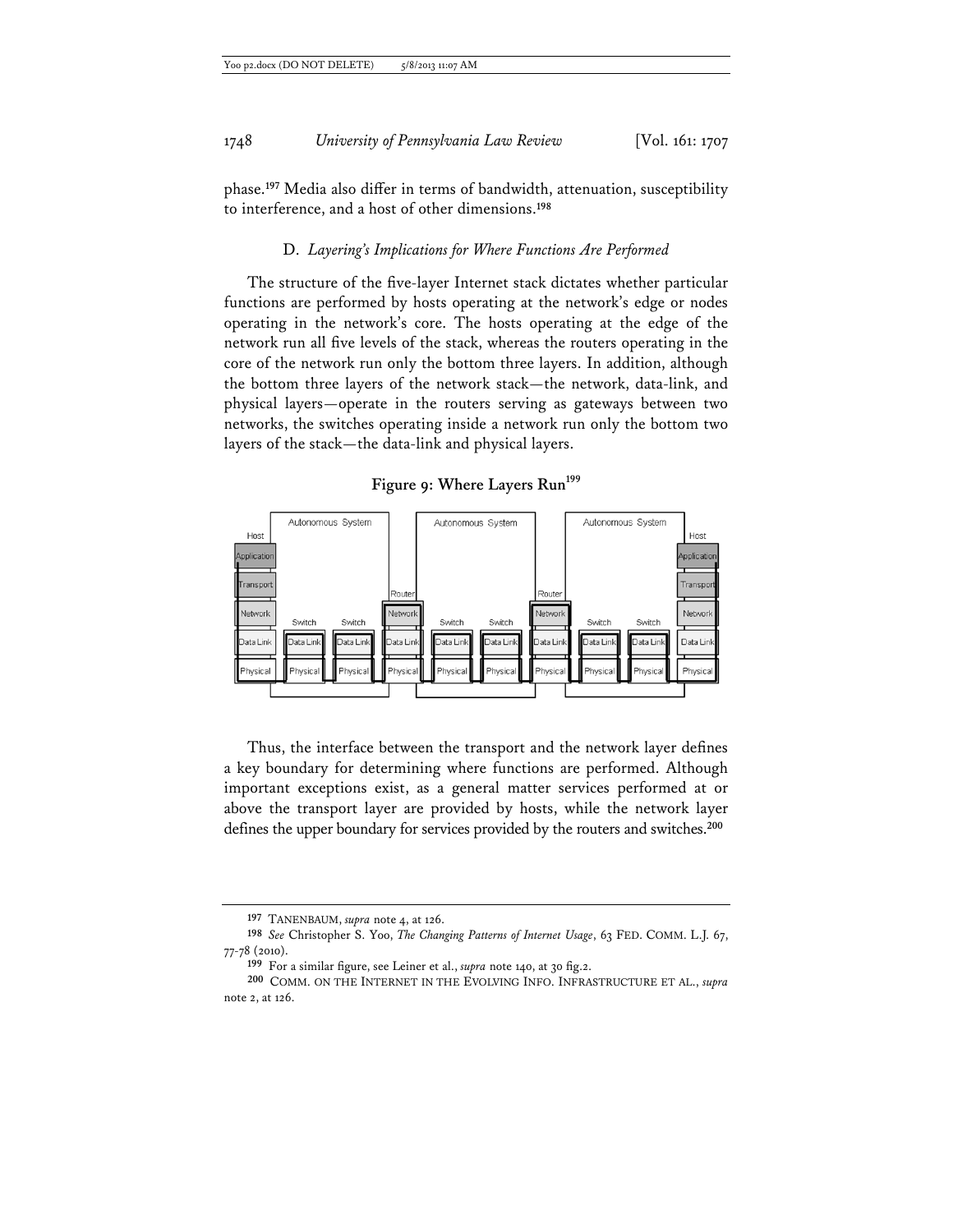phase.[197] Media also differ in terms of bandwidth, attenuation, susceptibility to interference, and a host of other dimensions.[198]

### D. *Layering's Implications for Where Functions Are Performed*

The structure of the five-layer Internet stack dictates whether particular functions are performed by hosts operating at the network's edge or nodes operating in the network's core. The hosts operating at the edge of the network run all five levels of the stack, whereas the routers operating in the core of the network run only the bottom three layers. In addition, although the bottom three layers of the network stack—the network, data-link, and physical layers—operate in the routers serving as gateways between two networks, the switches operating inside a network run only the bottom two layers of the stack—the data-link and physical layers.

**Figure 9: Where Layers Run[199]**

Thus, the interface between the transport and the network layer defines a key boundary for determining where functions are performed. Although important exceptions exist, as a general matter services performed at or above the transport layer are provided by hosts, while the network layer defines the upper boundary for services provided by the routers and switches.[200]

---

[197] TANENBAUM, *supra* note 4, at 126.

[198] *See* Christopher S. Yoo, *The Changing Patterns of Internet Usage*, 63 FED. COMM. L.J. 67, 77-78 (2010).

[199] For a similar figure, see Leiner et al., *supra* note 140, at 30 fig.2.

[200] COMM. ON THE INTERNET IN THE EVOLVING INFO. INFRASTRUCTURE ET AL., *supra* note 2, at 126.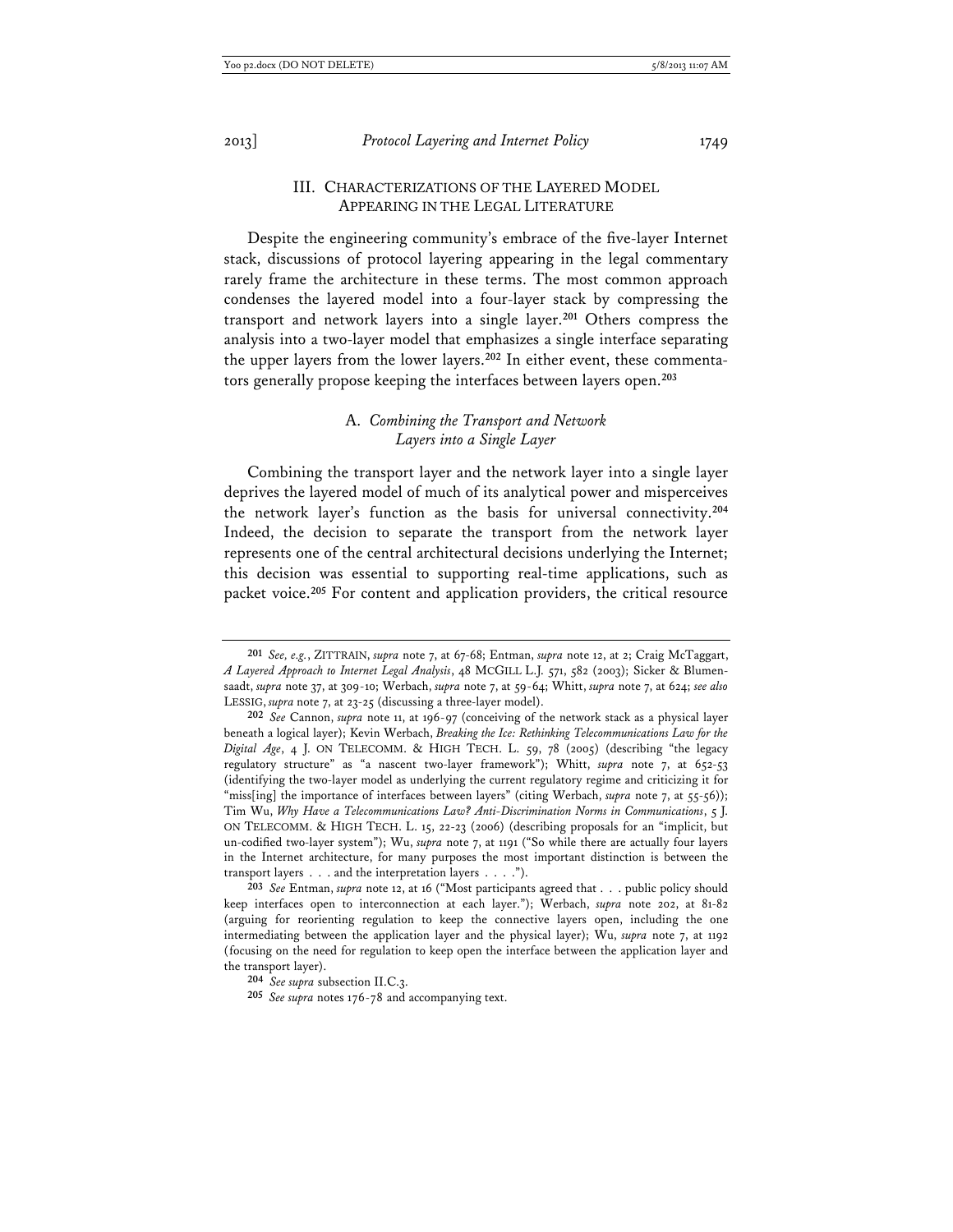## III. CHARACTERIZATIONS OF THE LAYERED MODEL APPEARING IN THE LEGAL LITERATURE

Despite the engineering community's embrace of the five-layer Internet stack, discussions of protocol layering appearing in the legal commentary rarely frame the architecture in these terms. The most common approach condenses the layered model into a four-layer stack by compressing the transport and network layers into a single layer.[201] Others compress the analysis into a two-layer model that emphasizes a single interface separating the upper layers from the lower layers.[202] In either event, these commentators generally propose keeping the interfaces between layers open.[203]

### A. *Combining the Transport and Network Layers into a Single Layer*

Combining the transport layer and the network layer into a single layer deprives the layered model of much of its analytical power and misperceives the network layer's function as the basis for universal connectivity.[204] Indeed, the decision to separate the transport from the network layer represents one of the central architectural decisions underlying the Internet; this decision was essential to supporting real-time applications, such as packet voice.[205] For content and application providers, the critical resource

---

201 *See, e.g.*, ZITTRAIN, *supra* note 7, at 67-68; Entman, *supra* note 12, at 2; Craig McTaggart, *A Layered Approach to Internet Legal Analysis*, 48 MCGILL L.J. 571, 582 (2003); Sicker & Blumensaadt, *supra* note 37, at 309-10; Werbach, *supra* note 7, at 59-64; Whitt, *supra* note 7, at 624; *see also* LESSIG, *supra* note 7, at 23-25 (discussing a three-layer model).

202 *See* Cannon, *supra* note 11, at 196-97 (conceiving of the network stack as a physical layer beneath a logical layer); Kevin Werbach, *Breaking the Ice: Rethinking Telecommunications Law for the Digital Age*, 4 J. ON TELECOMM. & HIGH TECH. L. 59, 78 (2005) (describing "the legacy regulatory structure" as "a nascent two-layer framework"); Whitt, *supra* note 7, at 652-53 (identifying the two-layer model as underlying the current regulatory regime and criticizing it for "miss[ing] the importance of interfaces between layers" (citing Werbach, *supra* note 7, at 55-56)); Tim Wu, *Why Have a Telecommunications Law? Anti-Discrimination Norms in Communications*, 5 J. ON TELECOMM. & HIGH TECH. L. 15, 22-23 (2006) (describing proposals for an "implicit, but un-codified two-layer system"); Wu, *supra* note 7, at 1191 ("So while there are actually four layers in the Internet architecture, for many purposes the most important distinction is between the transport layers . . . and the interpretation layers . . . .").

203 *See* Entman, *supra* note 12, at 16 ("Most participants agreed that . . . public policy should keep interfaces open to interconnection at each layer."); Werbach, *supra* note 202, at 81-82 (arguing for reorienting regulation to keep the connective layers open, including the one intermediating between the application layer and the physical layer); Wu, *supra* note 7, at 1192 (focusing on the need for regulation to keep open the interface between the application layer and the transport layer).

204 *See supra* subsection II.C.3.

205 *See supra* notes 176-78 and accompanying text.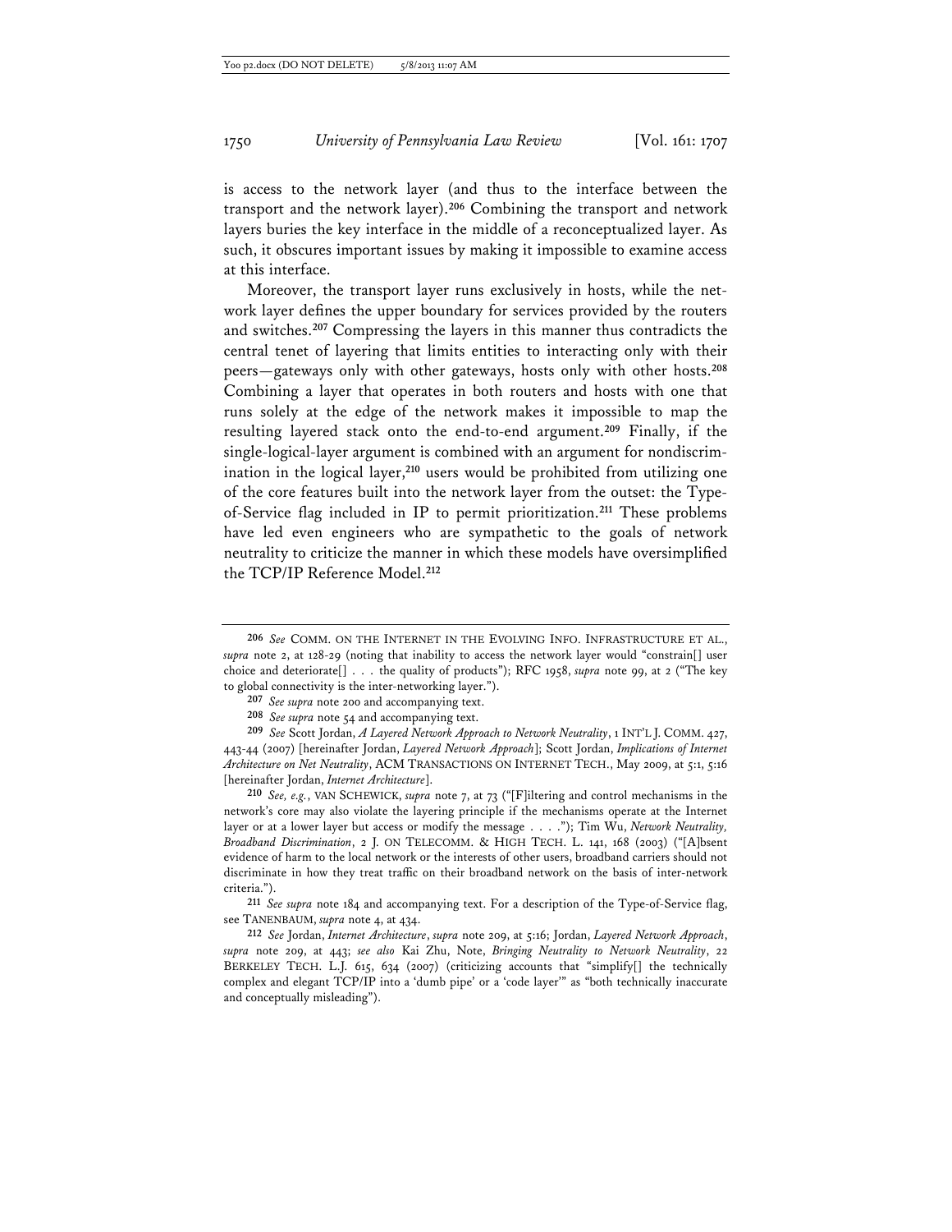is access to the network layer (and thus to the interface between the transport and the network layer).[206] Combining the transport and network layers buries the key interface in the middle of a reconceptualized layer. As such, it obscures important issues by making it impossible to examine access at this interface.

Moreover, the transport layer runs exclusively in hosts, while the network layer defines the upper boundary for services provided by the routers and switches.[207] Compressing the layers in this manner thus contradicts the central tenet of layering that limits entities to interacting only with their peers—gateways only with other gateways, hosts only with other hosts.[208] Combining a layer that operates in both routers and hosts with one that runs solely at the edge of the network makes it impossible to map the resulting layered stack onto the end-to-end argument.[209] Finally, if the single-logical-layer argument is combined with an argument for nondiscrimination in the logical layer,[210] users would be prohibited from utilizing one of the core features built into the network layer from the outset: the Type-of-Service flag included in IP to permit prioritization.[211] These problems have led even engineers who are sympathetic to the goals of network neutrality to criticize the manner in which these models have oversimplified the TCP/IP Reference Model.[212]

---

[206] *See* COMM. ON THE INTERNET IN THE EVOLVING INFO. INFRASTRUCTURE ET AL., *supra* note 2, at 128-29 (noting that inability to access the network layer would "constrain[] user choice and deteriorate[] . . . the quality of products"); RFC 1958, *supra* note 99, at 2 ("The key to global connectivity is the inter-networking layer.").

[207] *See supra* note 200 and accompanying text.

[208] *See supra* note 54 and accompanying text.

[209] *See* Scott Jordan, *A Layered Network Approach to Network Neutrality*, 1 INT'L J. COMM. 427, 443-44 (2007) [hereinafter Jordan, *Layered Network Approach*]; Scott Jordan, *Implications of Internet Architecture on Net Neutrality*, ACM TRANSACTIONS ON INTERNET TECH., May 2009, at 5:1, 5:16 [hereinafter Jordan, *Internet Architecture*].

[210] *See, e.g.*, VAN SCHEWICK, *supra* note 7, at 73 ("[F]iltering and control mechanisms in the network's core may also violate the layering principle if the mechanisms operate at the Internet layer or at a lower layer but access or modify the message . . . ."); Tim Wu, *Network Neutrality, Broadband Discrimination*, 2 J. ON TELECOMM. & HIGH TECH. L. 141, 168 (2003) ("[A]bsent evidence of harm to the local network or the interests of other users, broadband carriers should not discriminate in how they treat traffic on their broadband network on the basis of inter-network criteria.").

[211] *See supra* note 184 and accompanying text. For a description of the Type-of-Service flag, see TANENBAUM, *supra* note 4, at 434.

[212] *See* Jordan, *Internet Architecture*, *supra* note 209, at 5:16; Jordan, *Layered Network Approach*, *supra* note 209, at 443; *see also* Kai Zhu, Note, *Bringing Neutrality to Network Neutrality*, 22 BERKELEY TECH. L.J. 615, 634 (2007) (criticizing accounts that "simplify[] the technically complex and elegant TCP/IP into a 'dumb pipe' or a 'code layer'" as "both technically inaccurate and conceptually misleading").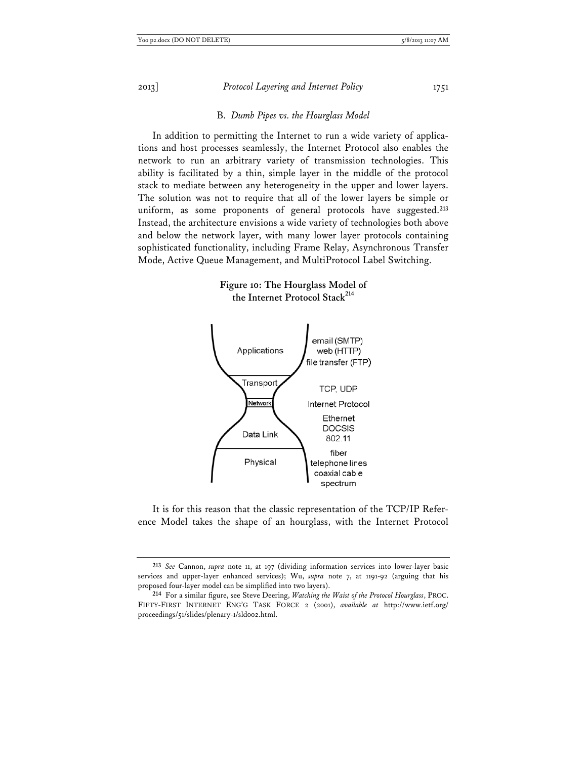### B. *Dumb Pipes vs. the Hourglass Model*

In addition to permitting the Internet to run a wide variety of applications and host processes seamlessly, the Internet Protocol also enables the network to run an arbitrary variety of transmission technologies. This ability is facilitated by a thin, simple layer in the middle of the protocol stack to mediate between any heterogeneity in the upper and lower layers. The solution was not to require that all of the lower layers be simple or uniform, as some proponents of general protocols have suggested.[213] Instead, the architecture envisions a wide variety of technologies both above and below the network layer, with many lower layer protocols containing sophisticated functionality, including Frame Relay, Asynchronous Transfer Mode, Active Queue Management, and MultiProtocol Label Switching.

**Figure 10: The Hourglass Model of the Internet Protocol Stack**[214]

It is for this reason that the classic representation of the TCP/IP Reference Model takes the shape of an hourglass, with the Internet Protocol

---

[213] *See* Cannon, *supra* note 11, at 197 (dividing information services into lower-layer basic services and upper-layer enhanced services); Wu, *supra* note 7, at 1191-92 (arguing that his proposed four-layer model can be simplified into two layers).

[214] For a similar figure, see Steve Deering, *Watching the Waist of the Protocol Hourglass*, PROC. FIFTY-FIRST INTERNET ENG'G TASK FORCE 2 (2001), *available at* http://www.ietf.org/proceedings/51/slides/plenary-1/sld002.html.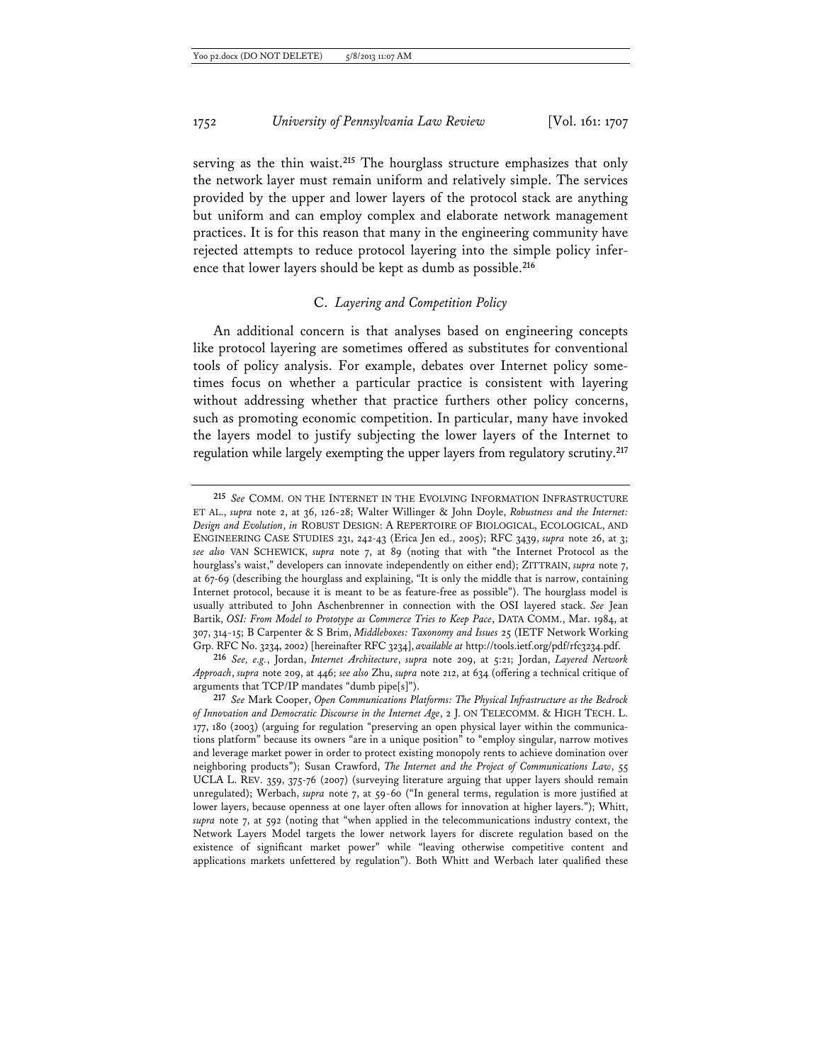serving as the thin waist.[215] The hourglass structure emphasizes that only the network layer must remain uniform and relatively simple. The services provided by the upper and lower layers of the protocol stack are anything but uniform and can employ complex and elaborate network management practices. It is for this reason that many in the engineering community have rejected attempts to reduce protocol layering into the simple policy inference that lower layers should be kept as dumb as possible.[216]

### C. *Layering and Competition Policy*

An additional concern is that analyses based on engineering concepts like protocol layering are sometimes offered as substitutes for conventional tools of policy analysis. For example, debates over Internet policy sometimes focus on whether a particular practice is consistent with layering without addressing whether that practice furthers other policy concerns, such as promoting economic competition. In particular, many have invoked the layers model to justify subjecting the lower layers of the Internet to regulation while largely exempting the upper layers from regulatory scrutiny.[217]

---

[215] *See* COMM. ON THE INTERNET IN THE EVOLVING INFORMATION INFRASTRUCTURE ET AL., *supra* note 2, at 36, 126-28; Walter Willinger & John Doyle, *Robustness and the Internet: Design and Evolution*, *in* ROBUST DESIGN: A REPERTOIRE OF BIOLOGICAL, ECOLOGICAL, AND ENGINEERING CASE STUDIES 231, 242-43 (Erica Jen ed., 2005); RFC 3439, *supra* note 26, at 3; *see also* VAN SCHEWICK, *supra* note 7, at 89 (noting that with "the Internet Protocol as the hourglass's waist," developers can innovate independently on either end); ZITTRAIN, *supra* note 7, at 67-69 (describing the hourglass and explaining, "It is only the middle that is narrow, containing Internet protocol, because it is meant to be as feature-free as possible"). The hourglass model is usually attributed to John Aschenbrenner in connection with the OSI layered stack. *See* Jean Bartik, *OSI: From Model to Prototype as Commerce Tries to Keep Pace*, DATA COMM., Mar. 1984, at 307, 314-15; B Carpenter & S Brim, *Middleboxes: Taxonomy and Issues* 25 (IETF Network Working Grp. RFC No. 3234, 2002) [hereinafter RFC 3234], *available at* http://tools.ietf.org/pdf/rfc3234.pdf.

[216] *See, e.g.*, Jordan, *Internet Architecture*, *supra* note 209, at 5:21; Jordan, *Layered Network Approach*, *supra* note 209, at 446; *see also* Zhu, *supra* note 212, at 634 (offering a technical critique of arguments that TCP/IP mandates "dumb pipe[s]").

[217] *See* Mark Cooper, *Open Communications Platforms: The Physical Infrastructure as the Bedrock of Innovation and Democratic Discourse in the Internet Age*, 2 J. ON TELECOMM. & HIGH TECH. L. 177, 180 (2003) (arguing for regulation "preserving an open physical layer within the communications platform" because its owners "are in a unique position" to "employ singular, narrow motives and leverage market power in order to protect existing monopoly rents to achieve domination over neighboring products"); Susan Crawford, *The Internet and the Project of Communications Law*, 55 UCLA L. REV. 359, 375-76 (2007) (surveying literature arguing that upper layers should remain unregulated); Werbach, *supra* note 7, at 59-60 ("In general terms, regulation is more justified at lower layers, because openness at one layer often allows for innovation at higher layers."); Whitt, *supra* note 7, at 592 (noting that "when applied in the telecommunications industry context, the Network Layers Model targets the lower network layers for discrete regulation based on the existence of significant market power" while "leaving otherwise competitive content and applications markets unfettered by regulation"). Both Whitt and Werbach later qualified these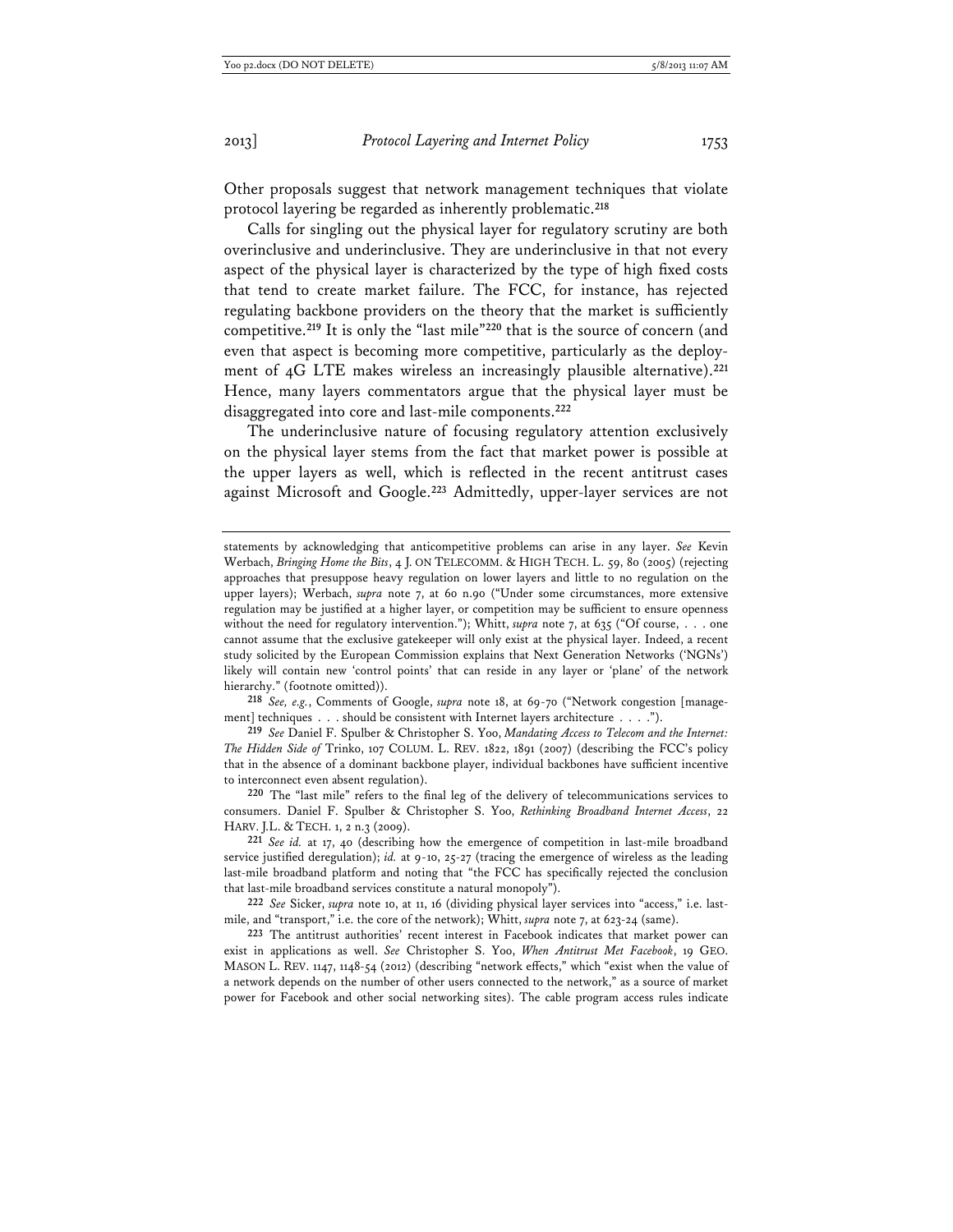Other proposals suggest that network management techniques that violate protocol layering be regarded as inherently problematic.[218]

Calls for singling out the physical layer for regulatory scrutiny are both overinclusive and underinclusive. They are underinclusive in that not every aspect of the physical layer is characterized by the type of high fixed costs that tend to create market failure. The FCC, for instance, has rejected regulating backbone providers on the theory that the market is sufficiently competitive.[219] It is only the "last mile"[220] that is the source of concern (and even that aspect is becoming more competitive, particularly as the deployment of 4G LTE makes wireless an increasingly plausible alternative).[221] Hence, many layers commentators argue that the physical layer must be disaggregated into core and last-mile components.[222]

The underinclusive nature of focusing regulatory attention exclusively on the physical layer stems from the fact that market power is possible at the upper layers as well, which is reflected in the recent antitrust cases against Microsoft and Google.[223] Admittedly, upper-layer services are not

---

statements by acknowledging that anticompetitive problems can arise in any layer. *See* Kevin Werbach, *Bringing Home the Bits*, 4 J. ON TELECOMM. & HIGH TECH. L. 59, 80 (2005) (rejecting approaches that presuppose heavy regulation on lower layers and little to no regulation on the upper layers); Werbach, *supra* note 7, at 60 n.90 ("Under some circumstances, more extensive regulation may be justified at a higher layer, or competition may be sufficient to ensure openness without the need for regulatory intervention."); Whitt, *supra* note 7, at 635 ("Of course, . . . one cannot assume that the exclusive gatekeeper will only exist at the physical layer. Indeed, a recent study solicited by the European Commission explains that Next Generation Networks ('NGNs') likely will contain new 'control points' that can reside in any layer or 'plane' of the network hierarchy." (footnote omitted)).

218 *See, e.g.*, Comments of Google, *supra* note 18, at 69-70 ("Network congestion [management] techniques . . . should be consistent with Internet layers architecture . . . .").

219 *See* Daniel F. Spulber & Christopher S. Yoo, *Mandating Access to Telecom and the Internet: The Hidden Side of* Trinko, 107 COLUM. L. REV. 1822, 1891 (2007) (describing the FCC's policy that in the absence of a dominant backbone player, individual backbones have sufficient incentive to interconnect even absent regulation).

220 The "last mile" refers to the final leg of the delivery of telecommunications services to consumers. Daniel F. Spulber & Christopher S. Yoo, *Rethinking Broadband Internet Access*, 22 HARV. J.L. & TECH. 1, 2 n.3 (2009).

221 *See id.* at 17, 40 (describing how the emergence of competition in last-mile broadband service justified deregulation); *id.* at 9-10, 25-27 (tracing the emergence of wireless as the leading last-mile broadband platform and noting that "the FCC has specifically rejected the conclusion that last-mile broadband services constitute a natural monopoly").

222 *See* Sicker, *supra* note 10, at 11, 16 (dividing physical layer services into "access," i.e. last-mile, and "transport," i.e. the core of the network); Whitt, *supra* note 7, at 623-24 (same).

223 The antitrust authorities' recent interest in Facebook indicates that market power can exist in applications as well. *See* Christopher S. Yoo, *When Antitrust Met Facebook*, 19 GEO. MASON L. REV. 1147, 1148-54 (2012) (describing "network effects," which "exist when the value of a network depends on the number of other users connected to the network," as a source of market power for Facebook and other social networking sites). The cable program access rules indicate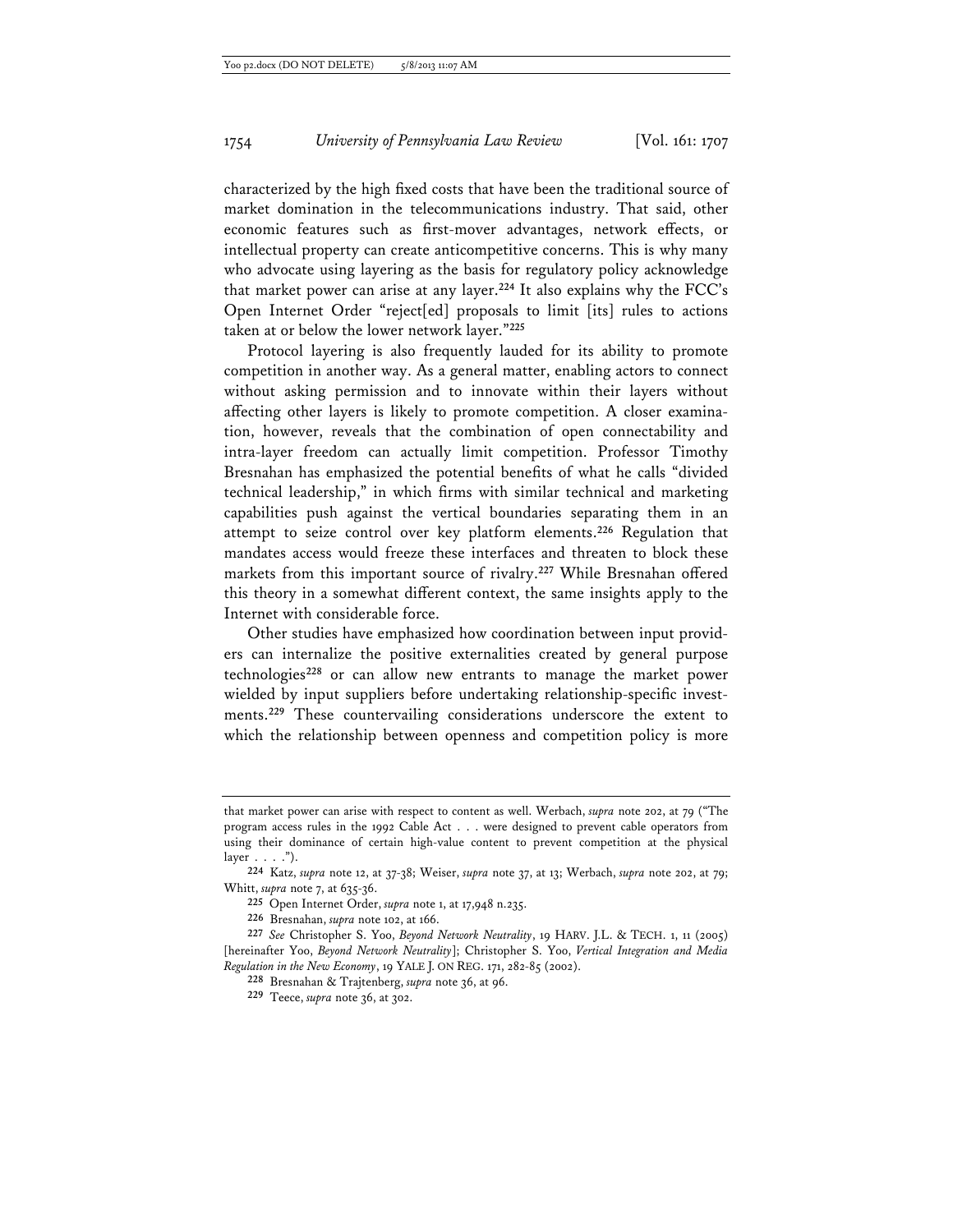characterized by the high fixed costs that have been the traditional source of market domination in the telecommunications industry. That said, other economic features such as first-mover advantages, network effects, or intellectual property can create anticompetitive concerns. This is why many who advocate using layering as the basis for regulatory policy acknowledge that market power can arise at any layer.[224] It also explains why the FCC's Open Internet Order "reject[ed] proposals to limit [its] rules to actions taken at or below the lower network layer."[225]

Protocol layering is also frequently lauded for its ability to promote competition in another way. As a general matter, enabling actors to connect without asking permission and to innovate within their layers without affecting other layers is likely to promote competition. A closer examination, however, reveals that the combination of open connectability and intra-layer freedom can actually limit competition. Professor Timothy Bresnahan has emphasized the potential benefits of what he calls "divided technical leadership," in which firms with similar technical and marketing capabilities push against the vertical boundaries separating them in an attempt to seize control over key platform elements.[226] Regulation that mandates access would freeze these interfaces and threaten to block these markets from this important source of rivalry.[227] While Bresnahan offered this theory in a somewhat different context, the same insights apply to the Internet with considerable force.

Other studies have emphasized how coordination between input providers can internalize the positive externalities created by general purpose technologies[228] or can allow new entrants to manage the market power wielded by input suppliers before undertaking relationship-specific investments.[229] These countervailing considerations underscore the extent to which the relationship between openness and competition policy is more

---

that market power can arise with respect to content as well. Werbach, *supra* note 202, at 79 ("The program access rules in the 1992 Cable Act . . . were designed to prevent cable operators from using their dominance of certain high-value content to prevent competition at the physical layer . . . .").

[224] Katz, *supra* note 12, at 37-38; Weiser, *supra* note 37, at 13; Werbach, *supra* note 202, at 79; Whitt, *supra* note 7, at 635-36.

[225] Open Internet Order, *supra* note 1, at 17,948 n.235.

[226] Bresnahan, *supra* note 102, at 166.

[227] *See* Christopher S. Yoo, *Beyond Network Neutrality*, 19 HARV. J.L. & TECH. 1, 11 (2005) [hereinafter Yoo, *Beyond Network Neutrality*]; Christopher S. Yoo, *Vertical Integration and Media Regulation in the New Economy*, 19 YALE J. ON REG. 171, 282-85 (2002).

[228] Bresnahan & Trajtenberg, *supra* note 36, at 96.

[229] Teece, *supra* note 36, at 302.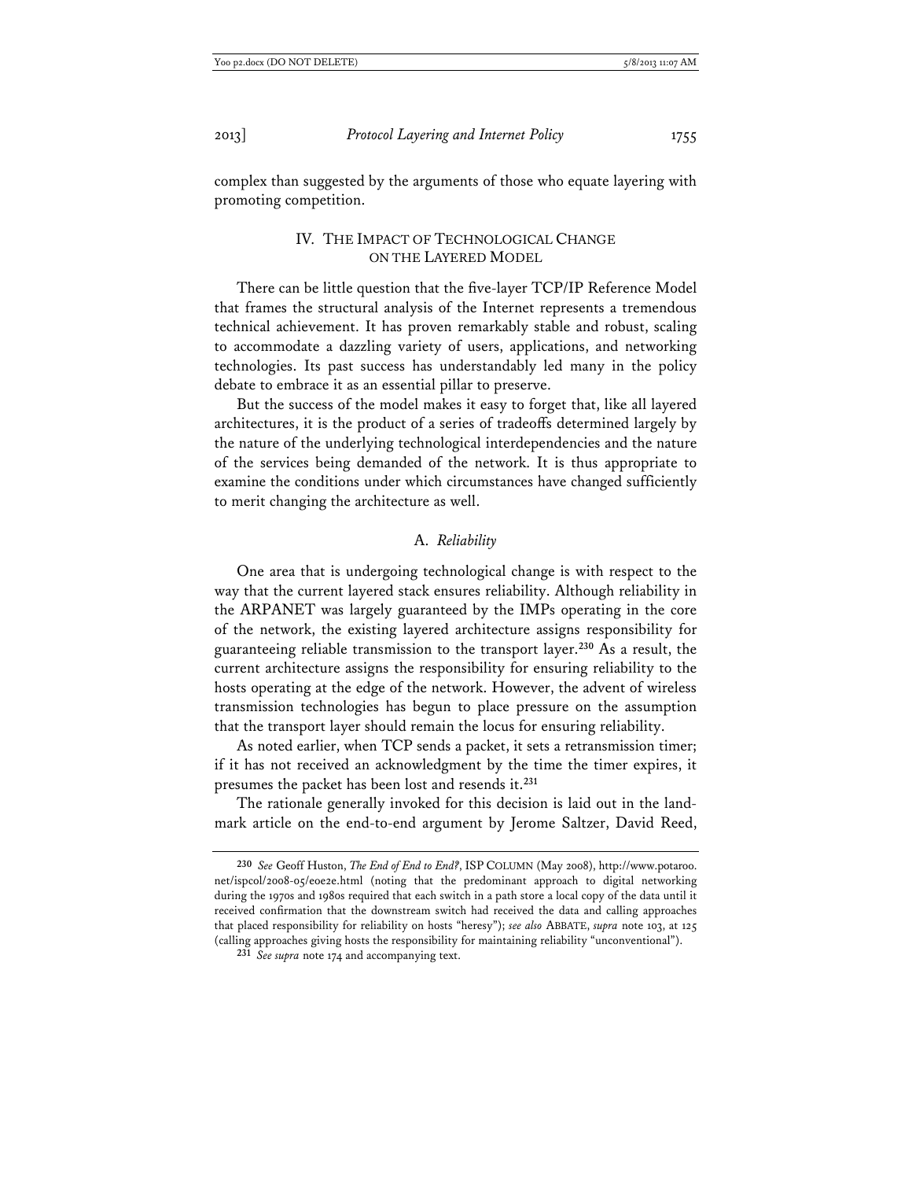complex than suggested by the arguments of those who equate layering with promoting competition.

## IV. The Impact of Technological Change on the Layered Model

There can be little question that the five-layer TCP/IP Reference Model that frames the structural analysis of the Internet represents a tremendous technical achievement. It has proven remarkably stable and robust, scaling to accommodate a dazzling variety of users, applications, and networking technologies. Its past success has understandably led many in the policy debate to embrace it as an essential pillar to preserve.

But the success of the model makes it easy to forget that, like all layered architectures, it is the product of a series of tradeoffs determined largely by the nature of the underlying technological interdependencies and the nature of the services being demanded of the network. It is thus appropriate to examine the conditions under which circumstances have changed sufficiently to merit changing the architecture as well.

### A. *Reliability*

One area that is undergoing technological change is with respect to the way that the current layered stack ensures reliability. Although reliability in the ARPANET was largely guaranteed by the IMPs operating in the core of the network, the existing layered architecture assigns responsibility for guaranteeing reliable transmission to the transport layer.[230] As a result, the current architecture assigns the responsibility for ensuring reliability to the hosts operating at the edge of the network. However, the advent of wireless transmission technologies has begun to place pressure on the assumption that the transport layer should remain the locus for ensuring reliability.

As noted earlier, when TCP sends a packet, it sets a retransmission timer; if it has not received an acknowledgment by the time the timer expires, it presumes the packet has been lost and resends it.[231]

The rationale generally invoked for this decision is laid out in the landmark article on the end-to-end argument by Jerome Saltzer, David Reed,

---

[230] *See* Geoff Huston, *The End of End to End?*, ISP COLUMN (May 2008), http://www.potaroo.net/ispcol/2008-05/eoe2e.html (noting that the predominant approach to digital networking during the 1970s and 1980s required that each switch in a path store a local copy of the data until it received confirmation that the downstream switch had received the data and calling approaches that placed responsibility for reliability on hosts "heresy"); *see also* ABBATE, *supra* note 103, at 125 (calling approaches giving hosts the responsibility for maintaining reliability "unconventional").

[231] *See supra* note 174 and accompanying text.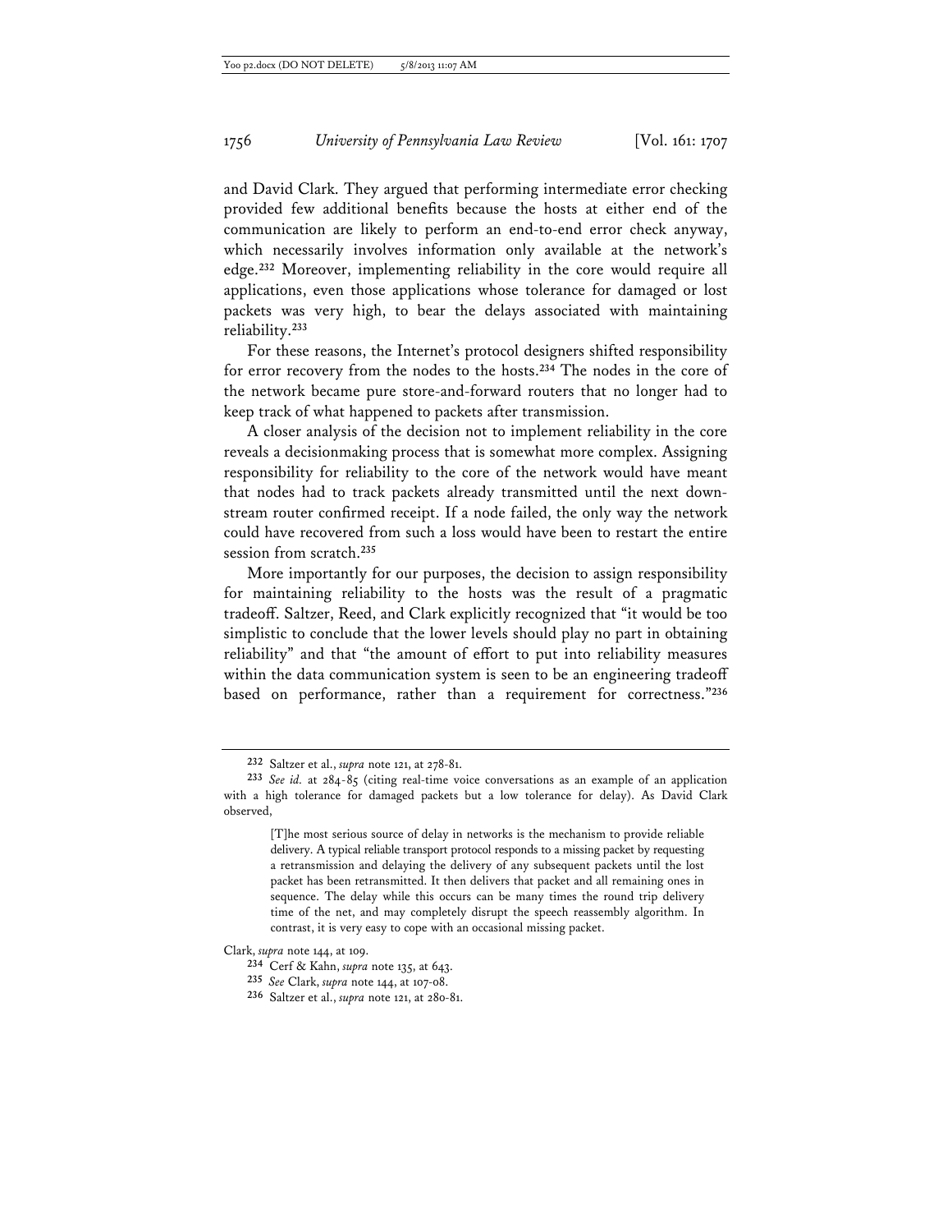and David Clark. They argued that performing intermediate error checking provided few additional benefits because the hosts at either end of the communication are likely to perform an end-to-end error check anyway, which necessarily involves information only available at the network's edge.[232] Moreover, implementing reliability in the core would require all applications, even those applications whose tolerance for damaged or lost packets was very high, to bear the delays associated with maintaining reliability.[233]

For these reasons, the Internet's protocol designers shifted responsibility for error recovery from the nodes to the hosts.[234] The nodes in the core of the network became pure store-and-forward routers that no longer had to keep track of what happened to packets after transmission.

A closer analysis of the decision not to implement reliability in the core reveals a decisionmaking process that is somewhat more complex. Assigning responsibility for reliability to the core of the network would have meant that nodes had to track packets already transmitted until the next downstream router confirmed receipt. If a node failed, the only way the network could have recovered from such a loss would have been to restart the entire session from scratch.[235]

More importantly for our purposes, the decision to assign responsibility for maintaining reliability to the hosts was the result of a pragmatic tradeoff. Saltzer, Reed, and Clark explicitly recognized that "it would be too simplistic to conclude that the lower levels should play no part in obtaining reliability" and that "the amount of effort to put into reliability measures within the data communication system is seen to be an engineering tradeoff based on performance, rather than a requirement for correctness."[236]

---

[232] Saltzer et al., *supra* note 121, at 278-81.

[233] *See id.* at 284-85 (citing real-time voice conversations as an example of an application with a high tolerance for damaged packets but a low tolerance for delay). As David Clark observed,

> [T]he most serious source of delay in networks is the mechanism to provide reliable delivery. A typical reliable transport protocol responds to a missing packet by requesting a retransmission and delaying the delivery of any subsequent packets until the lost packet has been retransmitted. It then delivers that packet and all remaining ones in sequence. The delay while this occurs can be many times the round trip delivery time of the net, and may completely disrupt the speech reassembly algorithm. In contrast, it is very easy to cope with an occasional missing packet.

Clark, *supra* note 144, at 109.

[234] Cerf & Kahn, *supra* note 135, at 643.

[235] *See* Clark, *supra* note 144, at 107-08.

[236] Saltzer et al., *supra* note 121, at 280-81.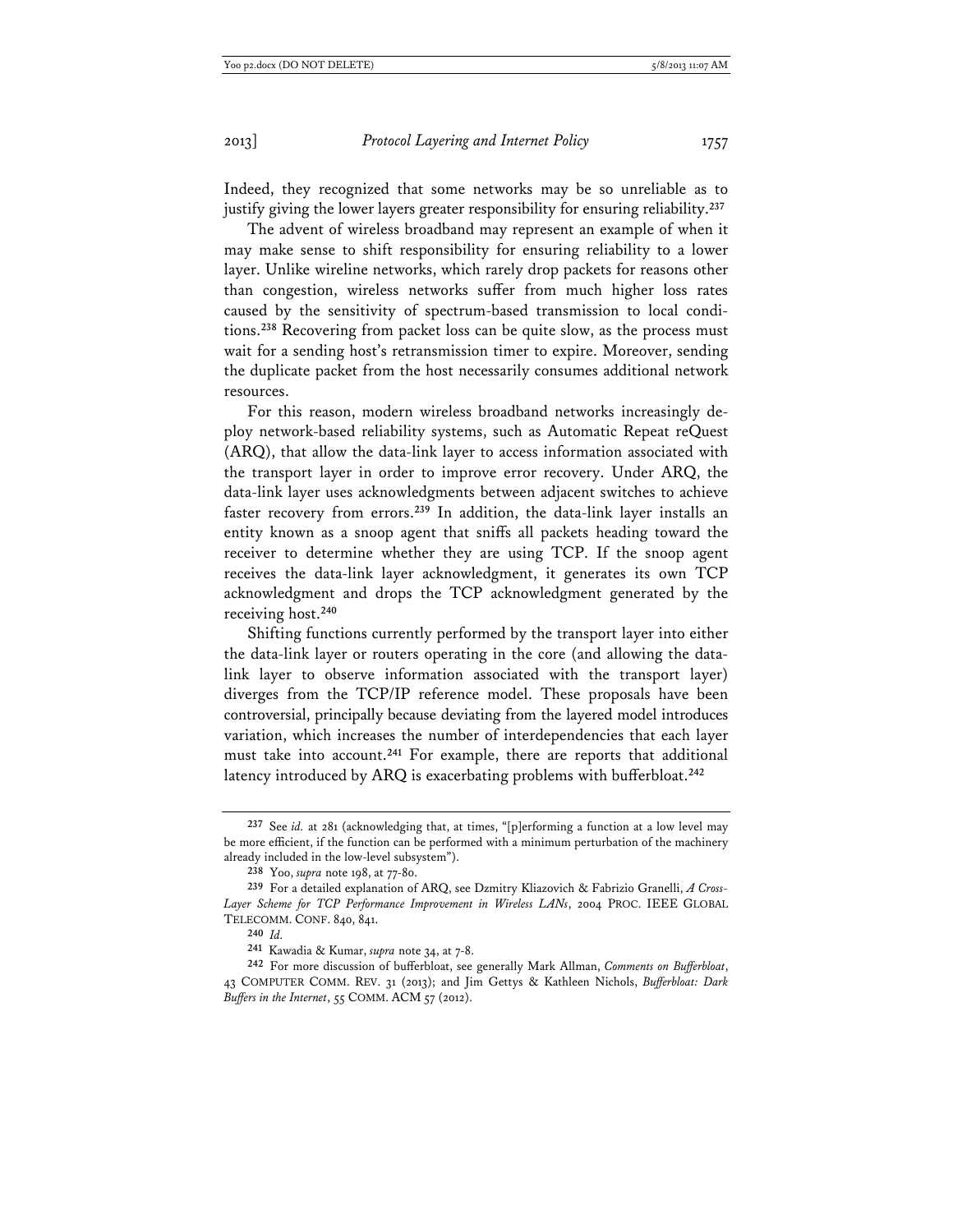Indeed, they recognized that some networks may be so unreliable as to justify giving the lower layers greater responsibility for ensuring reliability.[237]

The advent of wireless broadband may represent an example of when it may make sense to shift responsibility for ensuring reliability to a lower layer. Unlike wireline networks, which rarely drop packets for reasons other than congestion, wireless networks suffer from much higher loss rates caused by the sensitivity of spectrum-based transmission to local conditions.[238] Recovering from packet loss can be quite slow, as the process must wait for a sending host's retransmission timer to expire. Moreover, sending the duplicate packet from the host necessarily consumes additional network resources.

For this reason, modern wireless broadband networks increasingly deploy network-based reliability systems, such as Automatic Repeat reQuest (ARQ), that allow the data-link layer to access information associated with the transport layer in order to improve error recovery. Under ARQ, the data-link layer uses acknowledgments between adjacent switches to achieve faster recovery from errors.[239] In addition, the data-link layer installs an entity known as a snoop agent that sniffs all packets heading toward the receiver to determine whether they are using TCP. If the snoop agent receives the data-link layer acknowledgment, it generates its own TCP acknowledgment and drops the TCP acknowledgment generated by the receiving host.[240]

Shifting functions currently performed by the transport layer into either the data-link layer or routers operating in the core (and allowing the data-link layer to observe information associated with the transport layer) diverges from the TCP/IP reference model. These proposals have been controversial, principally because deviating from the layered model introduces variation, which increases the number of interdependencies that each layer must take into account.[241] For example, there are reports that additional latency introduced by ARQ is exacerbating problems with bufferbloat.[242]

---

[237] See *id.* at 281 (acknowledging that, at times, "[p]erforming a function at a low level may be more efficient, if the function can be performed with a minimum perturbation of the machinery already included in the low-level subsystem").

[238] Yoo, *supra* note 198, at 77-80.

[239] For a detailed explanation of ARQ, see Dzmitry Kliazovich & Fabrizio Granelli, *A Cross-Layer Scheme for TCP Performance Improvement in Wireless LANs*, 2004 PROC. IEEE GLOBAL TELECOMM. CONF. 840, 841.

[240] *Id.*

[241] Kawadia & Kumar, *supra* note 34, at 7-8.

[242] For more discussion of bufferbloat, see generally Mark Allman, *Comments on Bufferbloat*, 43 COMPUTER COMM. REV. 31 (2013); and Jim Gettys & Kathleen Nichols, *Bufferbloat: Dark Buffers in the Internet*, 55 COMM. ACM 57 (2012).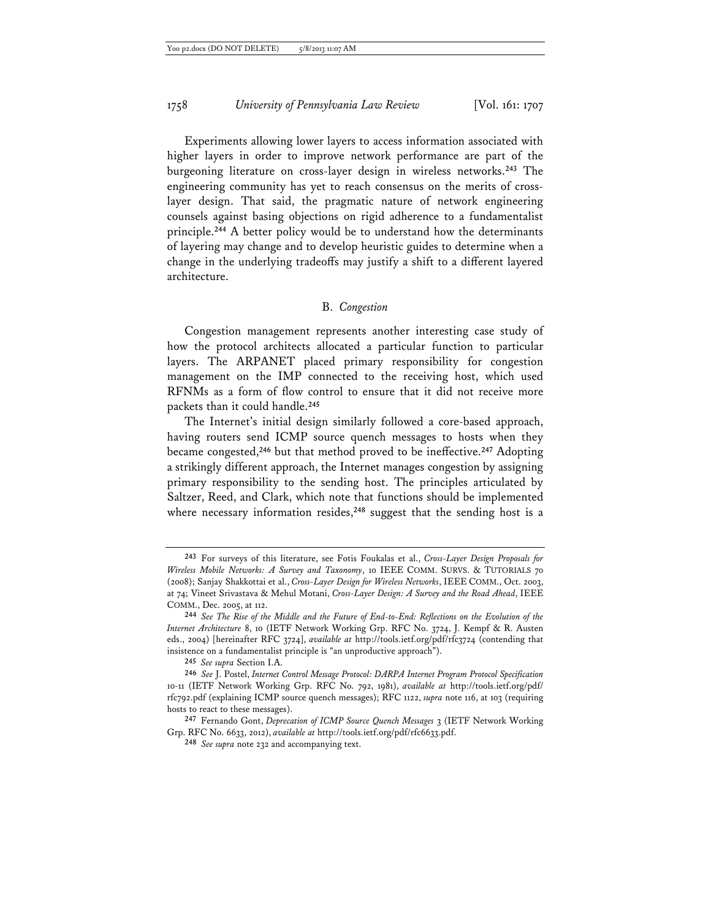Experiments allowing lower layers to access information associated with higher layers in order to improve network performance are part of the burgeoning literature on cross-layer design in wireless networks.[243] The engineering community has yet to reach consensus on the merits of cross-layer design. That said, the pragmatic nature of network engineering counsels against basing objections on rigid adherence to a fundamentalist principle.[244] A better policy would be to understand how the determinants of layering may change and to develop heuristic guides to determine when a change in the underlying tradeoffs may justify a shift to a different layered architecture.

### B. *Congestion*

Congestion management represents another interesting case study of how the protocol architects allocated a particular function to particular layers. The ARPANET placed primary responsibility for congestion management on the IMP connected to the receiving host, which used RFNMs as a form of flow control to ensure that it did not receive more packets than it could handle.[245]

The Internet's initial design similarly followed a core-based approach, having routers send ICMP source quench messages to hosts when they became congested,[246] but that method proved to be ineffective.[247] Adopting a strikingly different approach, the Internet manages congestion by assigning primary responsibility to the sending host. The principles articulated by Saltzer, Reed, and Clark, which note that functions should be implemented where necessary information resides,[248] suggest that the sending host is a

---

[243] For surveys of this literature, see Fotis Foukalas et al., *Cross-Layer Design Proposals for Wireless Mobile Networks: A Survey and Taxonomy*, 10 IEEE COMM. SURVS. & TUTORIALS 70 (2008); Sanjay Shakkottai et al., *Cross-Layer Design for Wireless Networks*, IEEE COMM., Oct. 2003, at 74; Vineet Srivastava & Mehul Motani, *Cross-Layer Design: A Survey and the Road Ahead*, IEEE COMM., Dec. 2005, at 112.

[244] *See The Rise of the Middle and the Future of End-to-End: Reflections on the Evolution of the Internet Architecture* 8, 10 (IETF Network Working Grp. RFC No. 3724, J. Kempf & R. Austen eds., 2004) [hereinafter RFC 3724], *available at* http://tools.ietf.org/pdf/rfc3724 (contending that insistence on a fundamentalist principle is "an unproductive approach").

[245] *See supra* Section I.A.

[246] *See* J. Postel, *Internet Control Message Protocol: DARPA Internet Program Protocol Specification* 10-11 (IETF Network Working Grp. RFC No. 792, 1981), *available at* http://tools.ietf.org/pdf/rfc792.pdf (explaining ICMP source quench messages); RFC 1122, *supra* note 116, at 103 (requiring hosts to react to these messages).

[247] Fernando Gont, *Deprecation of ICMP Source Quench Messages* 3 (IETF Network Working Grp. RFC No. 6633, 2012), *available at* http://tools.ietf.org/pdf/rfc6633.pdf.

[248] *See supra* note 232 and accompanying text.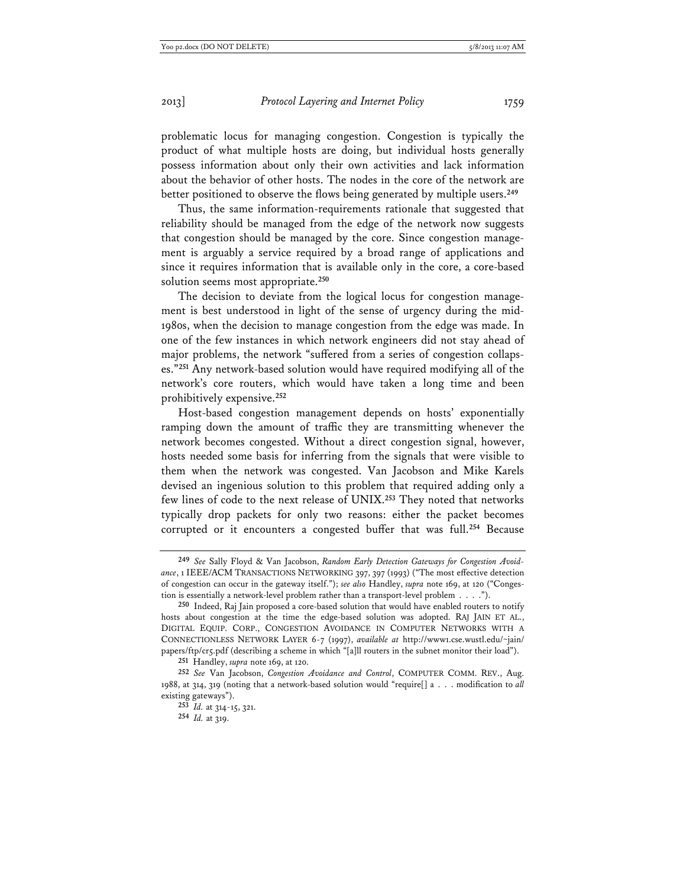problematic locus for managing congestion. Congestion is typically the product of what multiple hosts are doing, but individual hosts generally possess information about only their own activities and lack information about the behavior of other hosts. The nodes in the core of the network are better positioned to observe the flows being generated by multiple users.[249]

Thus, the same information-requirements rationale that suggested that reliability should be managed from the edge of the network now suggests that congestion should be managed by the core. Since congestion management is arguably a service required by a broad range of applications and since it requires information that is available only in the core, a core-based solution seems most appropriate.[250]

The decision to deviate from the logical locus for congestion management is best understood in light of the sense of urgency during the mid-1980s, when the decision to manage congestion from the edge was made. In one of the few instances in which network engineers did not stay ahead of major problems, the network "suffered from a series of congestion collapses."[251] Any network-based solution would have required modifying all of the network's core routers, which would have taken a long time and been prohibitively expensive.[252]

Host-based congestion management depends on hosts' exponentially ramping down the amount of traffic they are transmitting whenever the network becomes congested. Without a direct congestion signal, however, hosts needed some basis for inferring from the signals that were visible to them when the network was congested. Van Jacobson and Mike Karels devised an ingenious solution to this problem that required adding only a few lines of code to the next release of UNIX.[253] They noted that networks typically drop packets for only two reasons: either the packet becomes corrupted or it encounters a congested buffer that was full.[254] Because

---

[249] *See* Sally Floyd & Van Jacobson, *Random Early Detection Gateways for Congestion Avoidance*, 1 IEEE/ACM TRANSACTIONS NETWORKING 397, 397 (1993) ("The most effective detection of congestion can occur in the gateway itself."); *see also* Handley, *supra* note 169, at 120 ("Congestion is essentially a network-level problem rather than a transport-level problem . . . .").

[250] Indeed, Raj Jain proposed a core-based solution that would have enabled routers to notify hosts about congestion at the time the edge-based solution was adopted. RAJ JAIN ET AL., DIGITAL EQUIP. CORP., CONGESTION AVOIDANCE IN COMPUTER NETWORKS WITH A CONNECTIONLESS NETWORK LAYER 6-7 (1997), *available at* http://www1.cse.wustl.edu/~jain/papers/ftp/cr5.pdf (describing a scheme in which "[a]ll routers in the subnet monitor their load").

[251] Handley, *supra* note 169, at 120.

[252] *See* Van Jacobson, *Congestion Avoidance and Control*, COMPUTER COMM. REV., Aug. 1988, at 314, 319 (noting that a network-based solution would "require[] a . . . modification to *all* existing gateways").

[253] *Id.* at 314-15, 321.

[254] *Id.* at 319.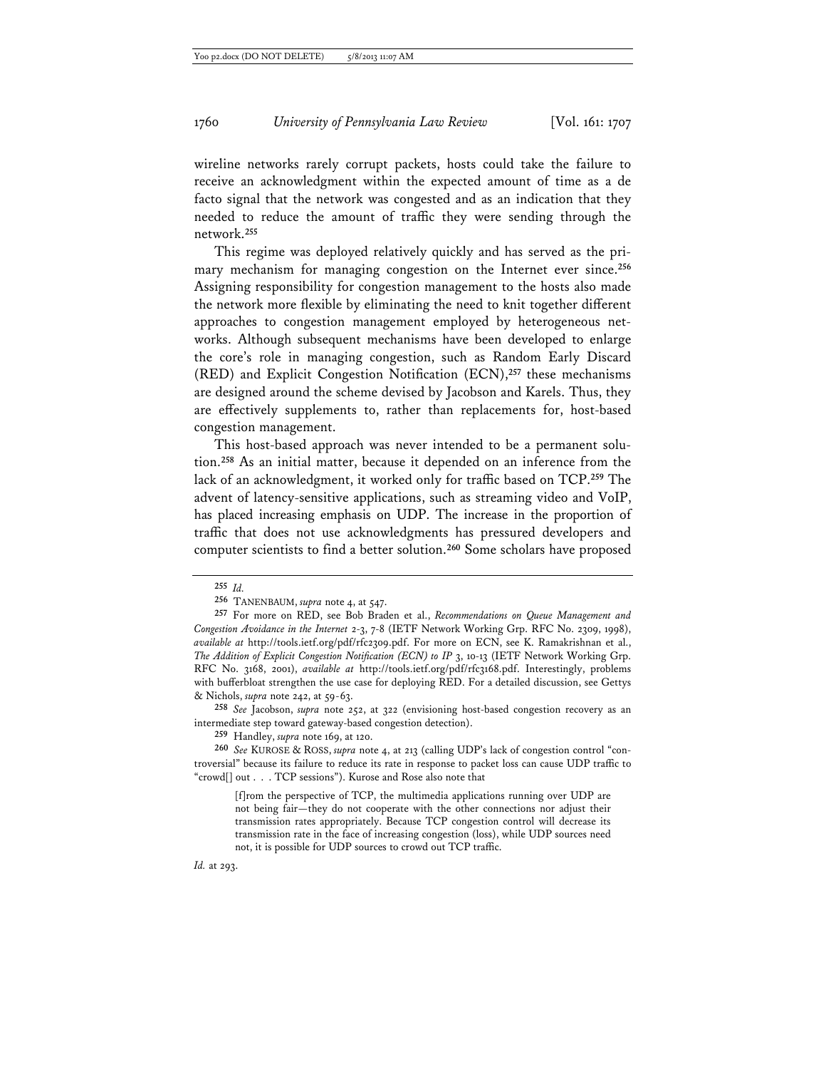wireline networks rarely corrupt packets, hosts could take the failure to receive an acknowledgment within the expected amount of time as a de facto signal that the network was congested and as an indication that they needed to reduce the amount of traffic they were sending through the network.[255]

This regime was deployed relatively quickly and has served as the primary mechanism for managing congestion on the Internet ever since.[256] Assigning responsibility for congestion management to the hosts also made the network more flexible by eliminating the need to knit together different approaches to congestion management employed by heterogeneous networks. Although subsequent mechanisms have been developed to enlarge the core's role in managing congestion, such as Random Early Discard (RED) and Explicit Congestion Notification (ECN),[257] these mechanisms are designed around the scheme devised by Jacobson and Karels. Thus, they are effectively supplements to, rather than replacements for, host-based congestion management.

This host-based approach was never intended to be a permanent solution.[258] As an initial matter, because it depended on an inference from the lack of an acknowledgment, it worked only for traffic based on TCP.[259] The advent of latency-sensitive applications, such as streaming video and VoIP, has placed increasing emphasis on UDP. The increase in the proportion of traffic that does not use acknowledgments has pressured developers and computer scientists to find a better solution.[260] Some scholars have proposed

---

[255] *Id.*

[256] TANENBAUM, *supra* note 4, at 547.

[257] For more on RED, see Bob Braden et al., *Recommendations on Queue Management and Congestion Avoidance in the Internet* 2-3, 7-8 (IETF Network Working Grp. RFC No. 2309, 1998), *available at* http://tools.ietf.org/pdf/rfc2309.pdf. For more on ECN, see K. Ramakrishnan et al., *The Addition of Explicit Congestion Notification (ECN) to IP* 3, 10-13 (IETF Network Working Grp. RFC No. 3168, 2001), *available at* http://tools.ietf.org/pdf/rfc3168.pdf. Interestingly, problems with bufferbloat strengthen the use case for deploying RED. For a detailed discussion, see Gettys & Nichols, *supra* note 242, at 59-63.

[258] *See* Jacobson, *supra* note 252, at 322 (envisioning host-based congestion recovery as an intermediate step toward gateway-based congestion detection).

[259] Handley, *supra* note 169, at 120.

[260] *See* KUROSE & ROSS, *supra* note 4, at 213 (calling UDP's lack of congestion control "controversial" because its failure to reduce its rate in response to packet loss can cause UDP traffic to "crowd[] out . . . TCP sessions"). Kurose and Rose also note that

> [f]rom the perspective of TCP, the multimedia applications running over UDP are not being fair—they do not cooperate with the other connections nor adjust their transmission rates appropriately. Because TCP congestion control will decrease its transmission rate in the face of increasing congestion (loss), while UDP sources need not, it is possible for UDP sources to crowd out TCP traffic.

*Id.* at 293.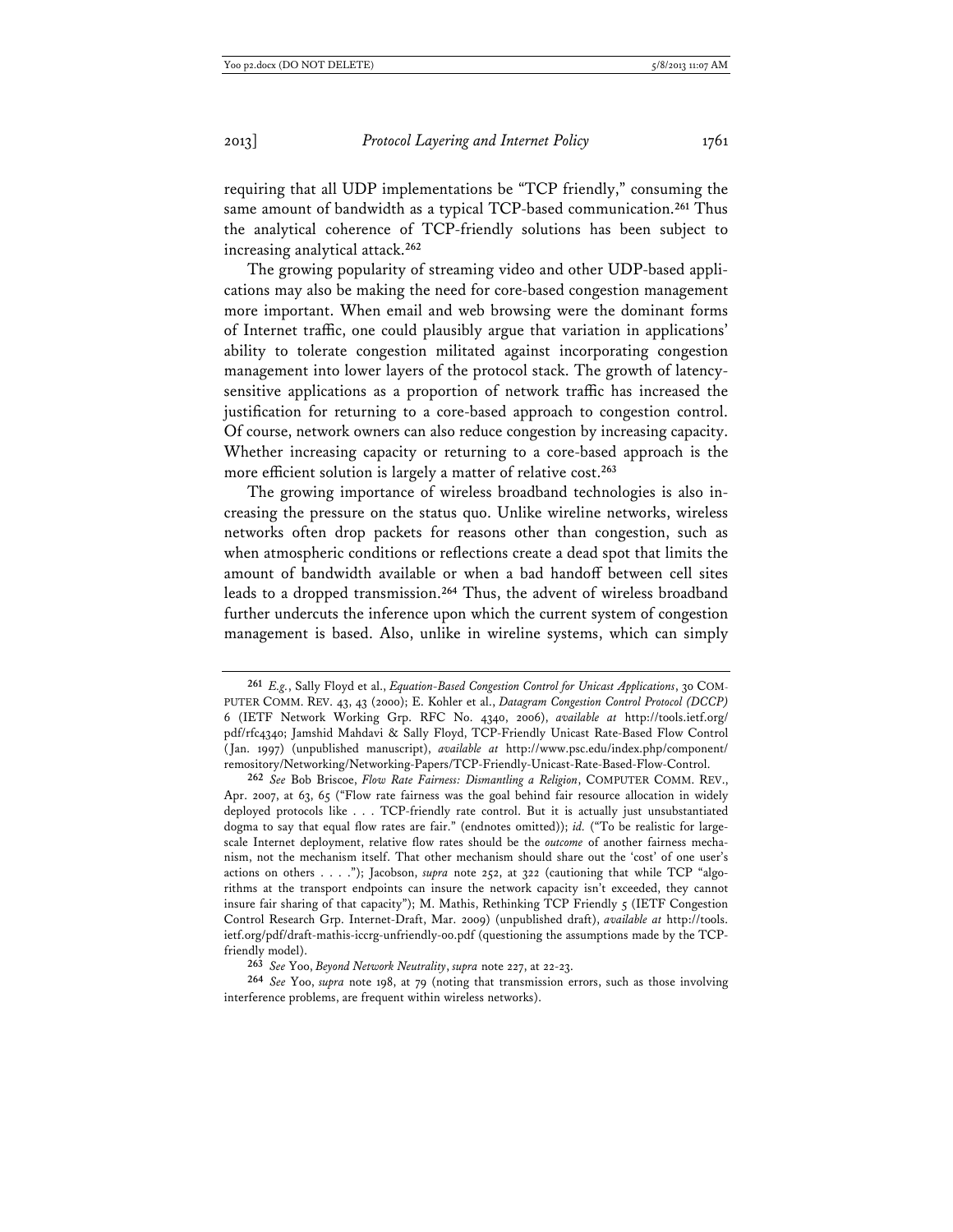requiring that all UDP implementations be "TCP friendly," consuming the same amount of bandwidth as a typical TCP-based communication.[261] Thus the analytical coherence of TCP-friendly solutions has been subject to increasing analytical attack.[262]

The growing popularity of streaming video and other UDP-based applications may also be making the need for core-based congestion management more important. When email and web browsing were the dominant forms of Internet traffic, one could plausibly argue that variation in applications' ability to tolerate congestion militated against incorporating congestion management into lower layers of the protocol stack. The growth of latency-sensitive applications as a proportion of network traffic has increased the justification for returning to a core-based approach to congestion control. Of course, network owners can also reduce congestion by increasing capacity. Whether increasing capacity or returning to a core-based approach is the more efficient solution is largely a matter of relative cost.[263]

The growing importance of wireless broadband technologies is also increasing the pressure on the status quo. Unlike wireline networks, wireless networks often drop packets for reasons other than congestion, such as when atmospheric conditions or reflections create a dead spot that limits the amount of bandwidth available or when a bad handoff between cell sites leads to a dropped transmission.[264] Thus, the advent of wireless broadband further undercuts the inference upon which the current system of congestion management is based. Also, unlike in wireline systems, which can simply

---

[261] *E.g.*, Sally Floyd et al., *Equation-Based Congestion Control for Unicast Applications*, 30 COMPUTER COMM. REV. 43, 43 (2000); E. Kohler et al., *Datagram Congestion Control Protocol (DCCP)* 6 (IETF Network Working Grp. RFC No. 4340, 2006), *available at* http://tools.ietf.org/pdf/rfc4340; Jamshid Mahdavi & Sally Floyd, TCP-Friendly Unicast Rate-Based Flow Control (Jan. 1997) (unpublished manuscript), *available at* http://www.psc.edu/index.php/component/remository/Networking/Networking-Papers/TCP-Friendly-Unicast-Rate-Based-Flow-Control.

[262] *See* Bob Briscoe, *Flow Rate Fairness: Dismantling a Religion*, COMPUTER COMM. REV., Apr. 2007, at 63, 65 ("Flow rate fairness was the goal behind fair resource allocation in widely deployed protocols like . . . TCP-friendly rate control. But it is actually just unsubstantiated dogma to say that equal flow rates are fair." (endnotes omitted)); *id.* ("To be realistic for large-scale Internet deployment, relative flow rates should be the *outcome* of another fairness mechanism, not the mechanism itself. That other mechanism should share out the 'cost' of one user's actions on others . . . ."); Jacobson, *supra* note 252, at 322 (cautioning that while TCP "algorithms at the transport endpoints can insure the network capacity isn't exceeded, they cannot insure fair sharing of that capacity"); M. Mathis, Rethinking TCP Friendly 5 (IETF Congestion Control Research Grp. Internet-Draft, Mar. 2009) (unpublished draft), *available at* http://tools.ietf.org/pdf/draft-mathis-iccrg-unfriendly-00.pdf (questioning the assumptions made by the TCP-friendly model).

[263] *See* Yoo, *Beyond Network Neutrality*, *supra* note 227, at 22-23.

[264] *See* Yoo, *supra* note 198, at 79 (noting that transmission errors, such as those involving interference problems, are frequent within wireless networks).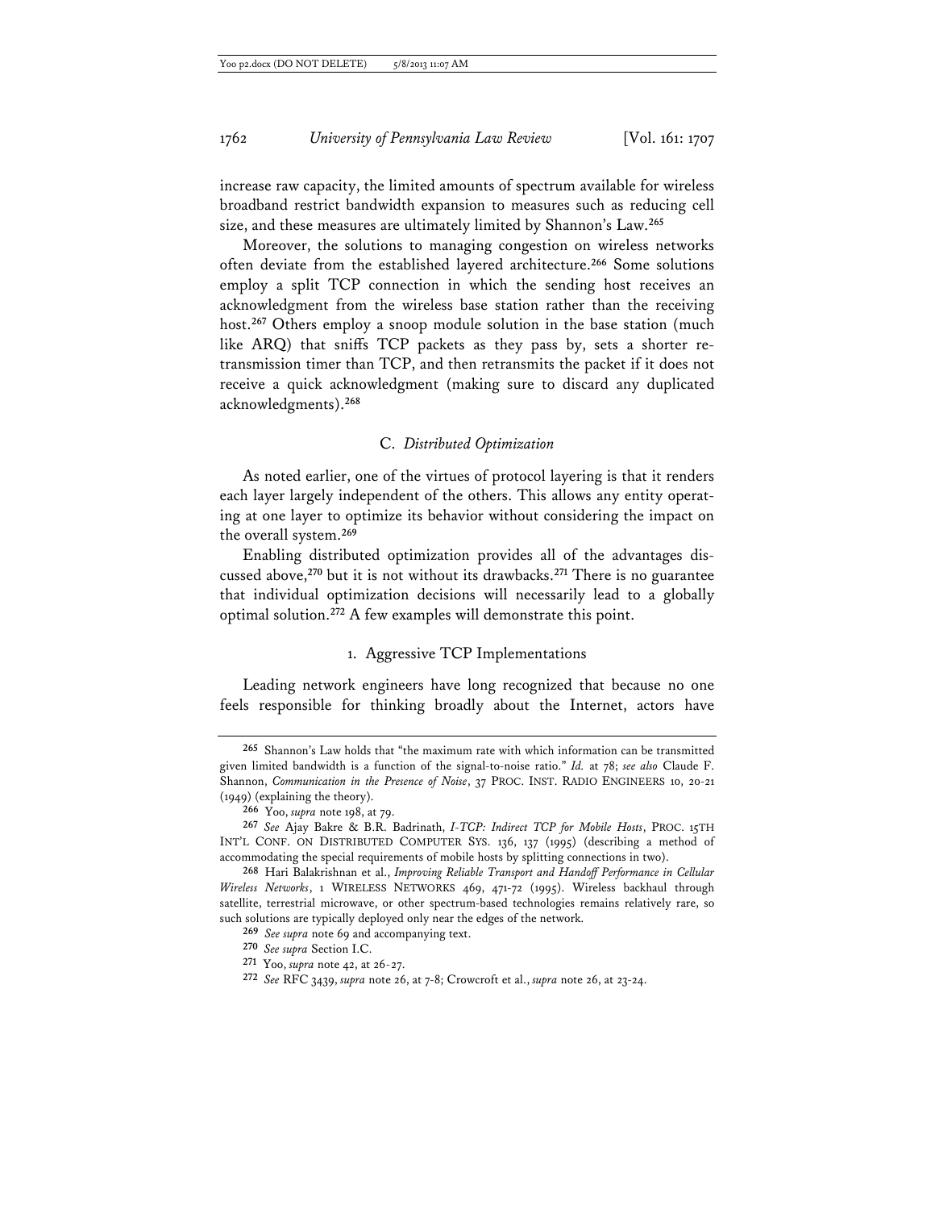increase raw capacity, the limited amounts of spectrum available for wireless broadband restrict bandwidth expansion to measures such as reducing cell size, and these measures are ultimately limited by Shannon's Law.[265]

Moreover, the solutions to managing congestion on wireless networks often deviate from the established layered architecture.[266] Some solutions employ a split TCP connection in which the sending host receives an acknowledgment from the wireless base station rather than the receiving host.[267] Others employ a snoop module solution in the base station (much like ARQ) that sniffs TCP packets as they pass by, sets a shorter retransmission timer than TCP, and then retransmits the packet if it does not receive a quick acknowledgment (making sure to discard any duplicated acknowledgments).[268]

### C. *Distributed Optimization*

As noted earlier, one of the virtues of protocol layering is that it renders each layer largely independent of the others. This allows any entity operating at one layer to optimize its behavior without considering the impact on the overall system.[269]

Enabling distributed optimization provides all of the advantages discussed above,[270] but it is not without its drawbacks.[271] There is no guarantee that individual optimization decisions will necessarily lead to a globally optimal solution.[272] A few examples will demonstrate this point.

#### 1. Aggressive TCP Implementations

Leading network engineers have long recognized that because no one feels responsible for thinking broadly about the Internet, actors have

---

[265] Shannon's Law holds that "the maximum rate with which information can be transmitted given limited bandwidth is a function of the signal-to-noise ratio." *Id.* at 78; *see also* Claude F. Shannon, *Communication in the Presence of Noise*, 37 PROC. INST. RADIO ENGINEERS 10, 20-21 (1949) (explaining the theory).

[266] Yoo, *supra* note 198, at 79.

[267] *See* Ajay Bakre & B.R. Badrinath, *I-TCP: Indirect TCP for Mobile Hosts*, PROC. 15TH INT'L CONF. ON DISTRIBUTED COMPUTER SYS. 136, 137 (1995) (describing a method of accommodating the special requirements of mobile hosts by splitting connections in two).

[268] Hari Balakrishnan et al., *Improving Reliable Transport and Handoff Performance in Cellular Wireless Networks*, 1 WIRELESS NETWORKS 469, 471-72 (1995). Wireless backhaul through satellite, terrestrial microwave, or other spectrum-based technologies remains relatively rare, so such solutions are typically deployed only near the edges of the network.

[269] *See supra* note 69 and accompanying text.

[270] *See supra* Section I.C.

[271] Yoo, *supra* note 42, at 26-27.

[272] *See* RFC 3439, *supra* note 26, at 7-8; Crowcroft et al., *supra* note 26, at 23-24.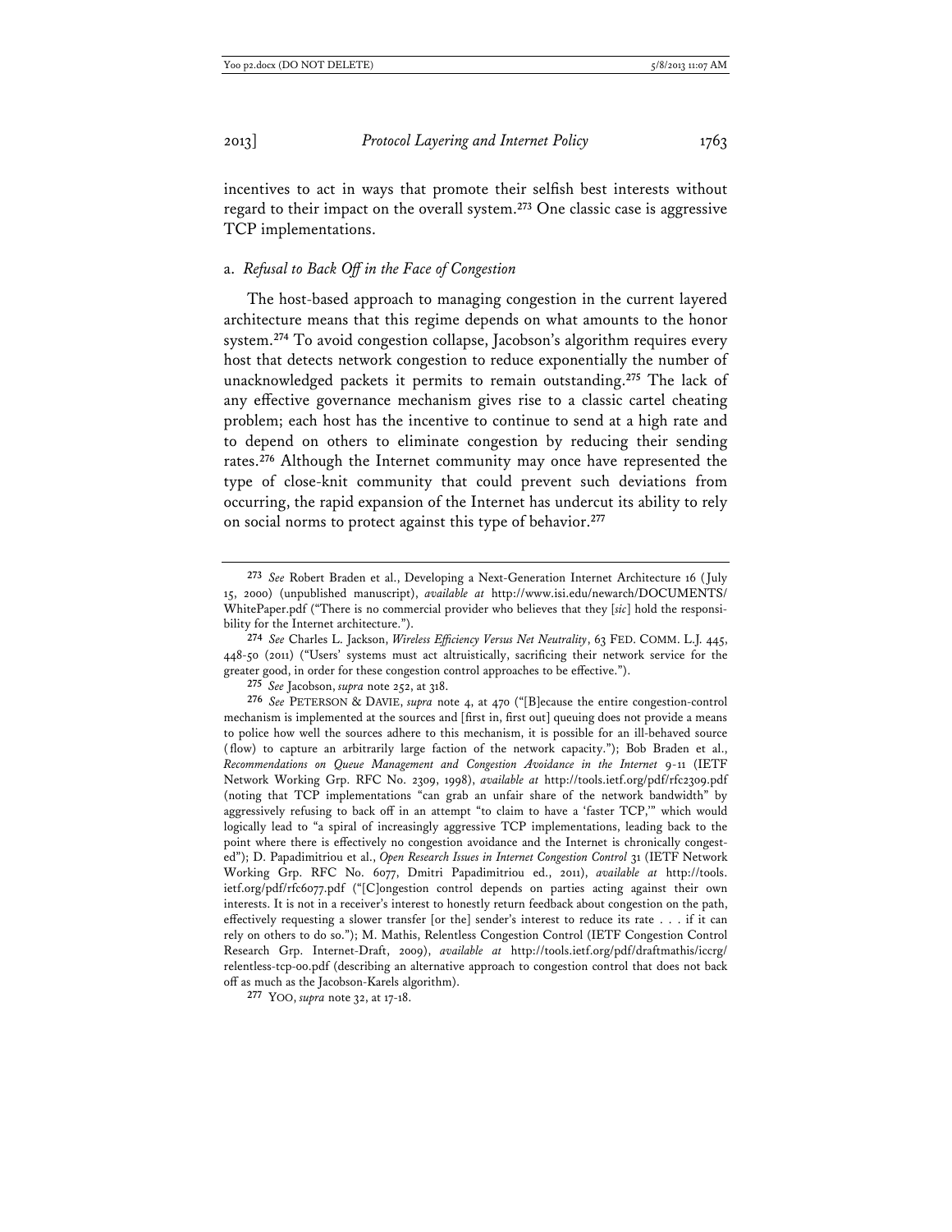incentives to act in ways that promote their selfish best interests without regard to their impact on the overall system.[273] One classic case is aggressive TCP implementations.

### a. *Refusal to Back Off in the Face of Congestion*

The host-based approach to managing congestion in the current layered architecture means that this regime depends on what amounts to the honor system.[274] To avoid congestion collapse, Jacobson's algorithm requires every host that detects network congestion to reduce exponentially the number of unacknowledged packets it permits to remain outstanding.[275] The lack of any effective governance mechanism gives rise to a classic cartel cheating problem; each host has the incentive to continue to send at a high rate and to depend on others to eliminate congestion by reducing their sending rates.[276] Although the Internet community may once have represented the type of close-knit community that could prevent such deviations from occurring, the rapid expansion of the Internet has undercut its ability to rely on social norms to protect against this type of behavior.[277]

---

[273] *See* Robert Braden et al., Developing a Next-Generation Internet Architecture 16 (July 15, 2000) (unpublished manuscript), *available at* http://www.isi.edu/newarch/DOCUMENTS/WhitePaper.pdf ("There is no commercial provider who believes that they [*sic*] hold the responsibility for the Internet architecture.").

[274] *See* Charles L. Jackson, *Wireless Efficiency Versus Net Neutrality*, 63 FED. COMM. L.J. 445, 448-50 (2011) ("Users' systems must act altruistically, sacrificing their network service for the greater good, in order for these congestion control approaches to be effective.").

[275] *See* Jacobson, *supra* note 252, at 318.

[276] *See* PETERSON & DAVIE, *supra* note 4, at 470 ("[B]ecause the entire congestion-control mechanism is implemented at the sources and [first in, first out] queuing does not provide a means to police how well the sources adhere to this mechanism, it is possible for an ill-behaved source (flow) to capture an arbitrarily large faction of the network capacity."); Bob Braden et al., *Recommendations on Queue Management and Congestion Avoidance in the Internet* 9-11 (IETF Network Working Grp. RFC No. 2309, 1998), *available at* http://tools.ietf.org/pdf/rfc2309.pdf (noting that TCP implementations "can grab an unfair share of the network bandwidth" by aggressively refusing to back off in an attempt "to claim to have a 'faster TCP,'" which would logically lead to "a spiral of increasingly aggressive TCP implementations, leading back to the point where there is effectively no congestion avoidance and the Internet is chronically congested"); D. Papadimitriou et al., *Open Research Issues in Internet Congestion Control* 31 (IETF Network Working Grp. RFC No. 6077, Dmitri Papadimitriou ed., 2011), *available at* http://tools.ietf.org/pdf/rfc6077.pdf ("[C]ongestion control depends on parties acting against their own interests. It is not in a receiver's interest to honestly return feedback about congestion on the path, effectively requesting a slower transfer [or the] sender's interest to reduce its rate . . . if it can rely on others to do so."); M. Mathis, Relentless Congestion Control (IETF Congestion Control Research Grp. Internet-Draft, 2009), *available at* http://tools.ietf.org/pdf/draftmathis/iccrg/relentless-tcp-00.pdf (describing an alternative approach to congestion control that does not back off as much as the Jacobson-Karels algorithm).

[277] YOO, *supra* note 32, at 17-18.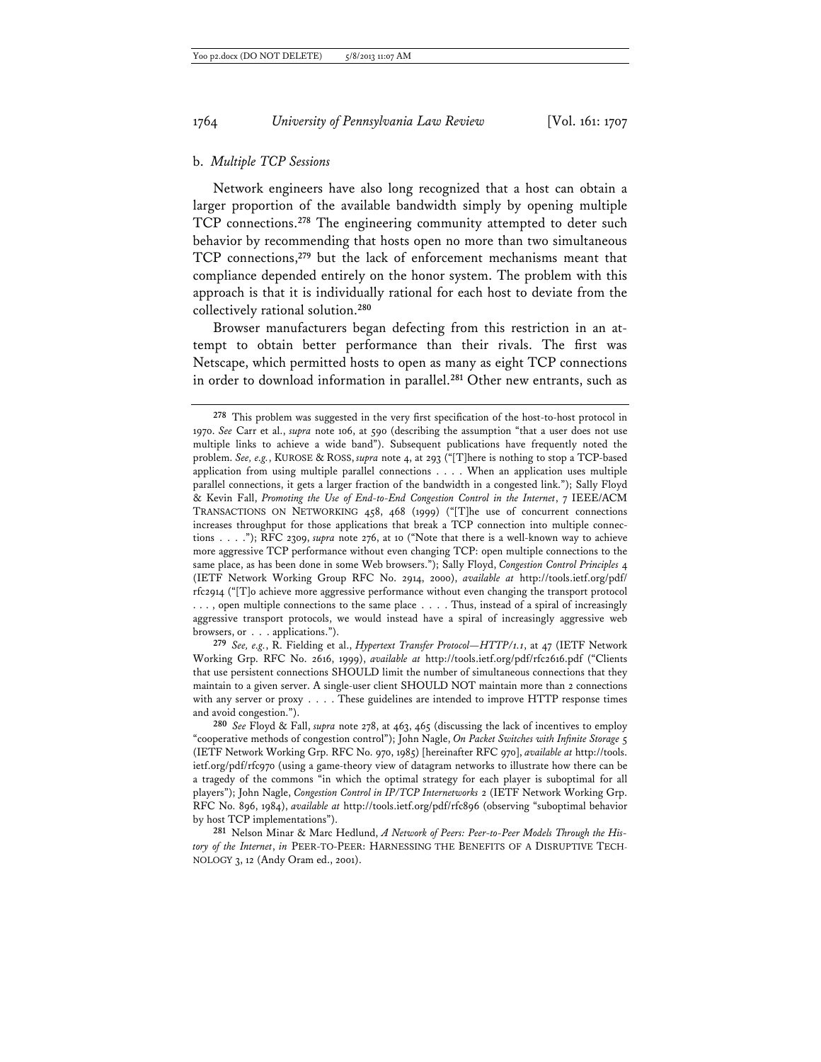### b. *Multiple TCP Sessions*

Network engineers have also long recognized that a host can obtain a larger proportion of the available bandwidth simply by opening multiple TCP connections.[278] The engineering community attempted to deter such behavior by recommending that hosts open no more than two simultaneous TCP connections,[279] but the lack of enforcement mechanisms meant that compliance depended entirely on the honor system. The problem with this approach is that it is individually rational for each host to deviate from the collectively rational solution.[280]

Browser manufacturers began defecting from this restriction in an attempt to obtain better performance than their rivals. The first was Netscape, which permitted hosts to open as many as eight TCP connections in order to download information in parallel.[281] Other new entrants, such as

---

[278] This problem was suggested in the very first specification of the host-to-host protocol in 1970. *See* Carr et al., *supra* note 106, at 590 (describing the assumption "that a user does not use multiple links to achieve a wide band"). Subsequent publications have frequently noted the problem. *See, e.g.*, KUROSE & ROSS, *supra* note 4, at 293 ("[T]here is nothing to stop a TCP-based application from using multiple parallel connections . . . . When an application uses multiple parallel connections, it gets a larger fraction of the bandwidth in a congested link."); Sally Floyd & Kevin Fall, *Promoting the Use of End-to-End Congestion Control in the Internet*, 7 IEEE/ACM TRANSACTIONS ON NETWORKING 458, 468 (1999) ("[T]he use of concurrent connections increases throughput for those applications that break a TCP connection into multiple connections . . . ."); RFC 2309, *supra* note 276, at 10 ("Note that there is a well-known way to achieve more aggressive TCP performance without even changing TCP: open multiple connections to the same place, as has been done in some Web browsers."); Sally Floyd, *Congestion Control Principles* 4 (IETF Network Working Group RFC No. 2914, 2000), *available at* http://tools.ietf.org/pdf/rfc2914 ("[T]o achieve more aggressive performance without even changing the transport protocol . . . , open multiple connections to the same place . . . . Thus, instead of a spiral of increasingly aggressive transport protocols, we would instead have a spiral of increasingly aggressive web browsers, or . . . applications.").

[279] *See, e.g.*, R. Fielding et al., *Hypertext Transfer Protocol—HTTP/1.1*, at 47 (IETF Network Working Grp. RFC No. 2616, 1999), *available at* http://tools.ietf.org/pdf/rfc2616.pdf ("Clients that use persistent connections SHOULD limit the number of simultaneous connections that they maintain to a given server. A single-user client SHOULD NOT maintain more than 2 connections with any server or proxy . . . . These guidelines are intended to improve HTTP response times and avoid congestion.").

[280] *See* Floyd & Fall, *supra* note 278, at 463, 465 (discussing the lack of incentives to employ "cooperative methods of congestion control"); John Nagle, *On Packet Switches with Infinite Storage* 5 (IETF Network Working Grp. RFC No. 970, 1985) [hereinafter RFC 970], *available at* http://tools.ietf.org/pdf/rfc970 (using a game-theory view of datagram networks to illustrate how there can be a tragedy of the commons "in which the optimal strategy for each player is suboptimal for all players"); John Nagle, *Congestion Control in IP/TCP Internetworks* 2 (IETF Network Working Grp. RFC No. 896, 1984), *available at* http://tools.ietf.org/pdf/rfc896 (observing "suboptimal behavior by host TCP implementations").

[281] Nelson Minar & Marc Hedlund, *A Network of Peers: Peer-to-Peer Models Through the History of the Internet*, *in* PEER-TO-PEER: HARNESSING THE BENEFITS OF A DISRUPTIVE TECHNOLOGY 3, 12 (Andy Oram ed., 2001).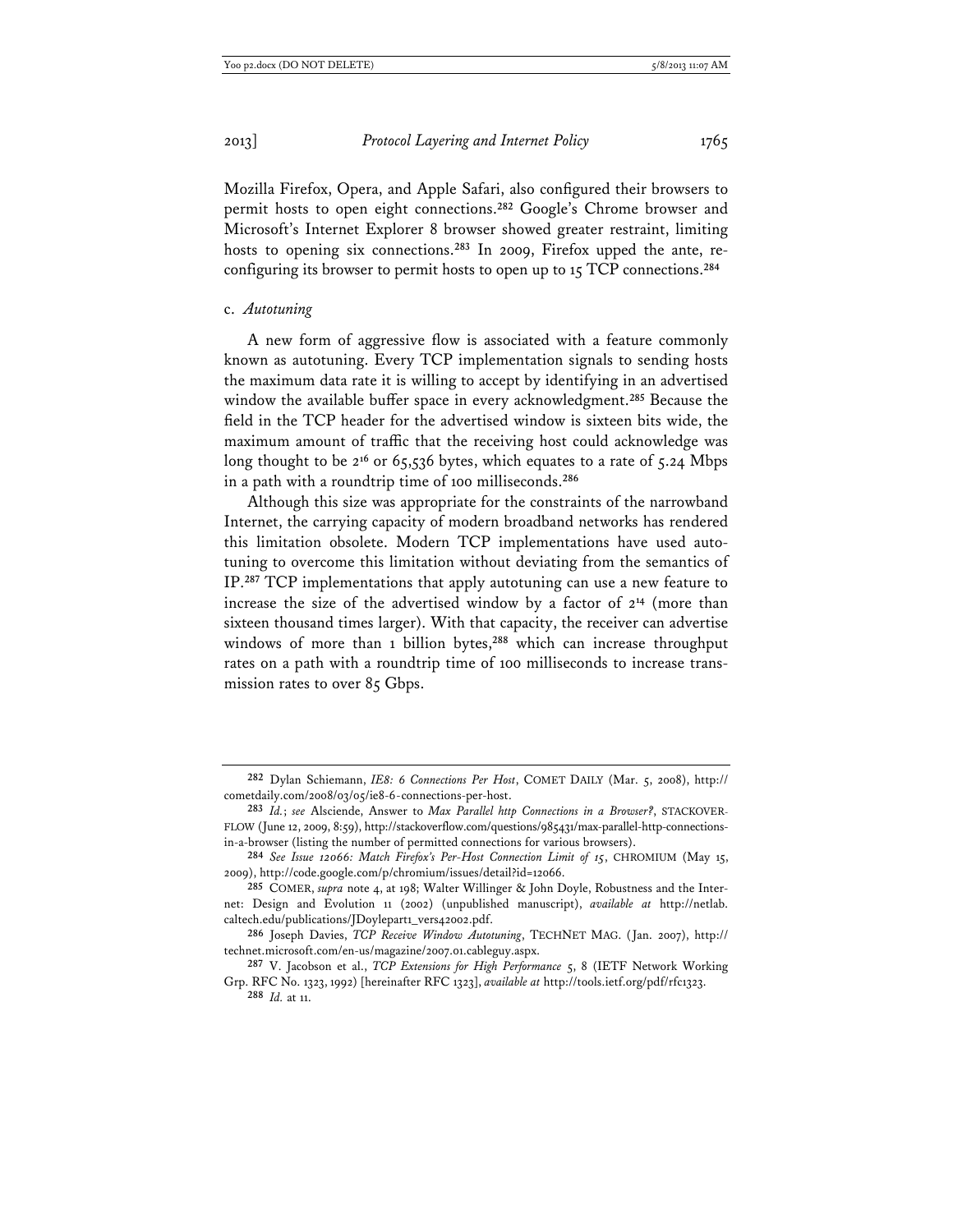Mozilla Firefox, Opera, and Apple Safari, also configured their browsers to permit hosts to open eight connections.[282] Google's Chrome browser and Microsoft's Internet Explorer 8 browser showed greater restraint, limiting hosts to opening six connections.[283] In 2009, Firefox upped the ante, reconfiguring its browser to permit hosts to open up to 15 TCP connections.[284]

c. *Autotuning*

A new form of aggressive flow is associated with a feature commonly known as autotuning. Every TCP implementation signals to sending hosts the maximum data rate it is willing to accept by identifying in an advertised window the available buffer space in every acknowledgment.[285] Because the field in the TCP header for the advertised window is sixteen bits wide, the maximum amount of traffic that the receiving host could acknowledge was long thought to be $2^{16}$ or 65,536 bytes, which equates to a rate of 5.24 Mbps in a path with a roundtrip time of 100 milliseconds.[286]

Although this size was appropriate for the constraints of the narrowband Internet, the carrying capacity of modern broadband networks has rendered this limitation obsolete. Modern TCP implementations have used autotuning to overcome this limitation without deviating from the semantics of IP.[287] TCP implementations that apply autotuning can use a new feature to increase the size of the advertised window by a factor of $2^{14}$ (more than sixteen thousand times larger). With that capacity, the receiver can advertise windows of more than 1 billion bytes,[288] which can increase throughput rates on a path with a roundtrip time of 100 milliseconds to increase transmission rates to over 85 Gbps.

---

282 Dylan Schiemann, *IE8: 6 Connections Per Host*, COMET DAILY (Mar. 5, 2008), http://cometdaily.com/2008/03/05/ie8-6-connections-per-host.

283 *Id.*; *see* Alsciende, Answer to *Max Parallel http Connections in a Browser?*, STACKOVERFLOW (June 12, 2009, 8:59), http://stackoverflow.com/questions/985431/max-parallel-http-connections-in-a-browser (listing the number of permitted connections for various browsers).

284 *See Issue 12066: Match Firefox's Per-Host Connection Limit of 15*, CHROMIUM (May 15, 2009), http://code.google.com/p/chromium/issues/detail?id=12066.

285 COMER, *supra* note 4, at 198; Walter Willinger & John Doyle, Robustness and the Internet: Design and Evolution 11 (2002) (unpublished manuscript), *available at* http://netlab.caltech.edu/publications/JDoylepart1_vers42002.pdf.

286 Joseph Davies, *TCP Receive Window Autotuning*, TECHNET MAG. (Jan. 2007), http://technet.microsoft.com/en-us/magazine/2007.01.cableguy.aspx.

287 V. Jacobson et al., *TCP Extensions for High Performance* 5, 8 (IETF Network Working Grp. RFC No. 1323, 1992) [hereinafter RFC 1323], *available at* http://tools.ietf.org/pdf/rfc1323.

288 *Id.* at 11.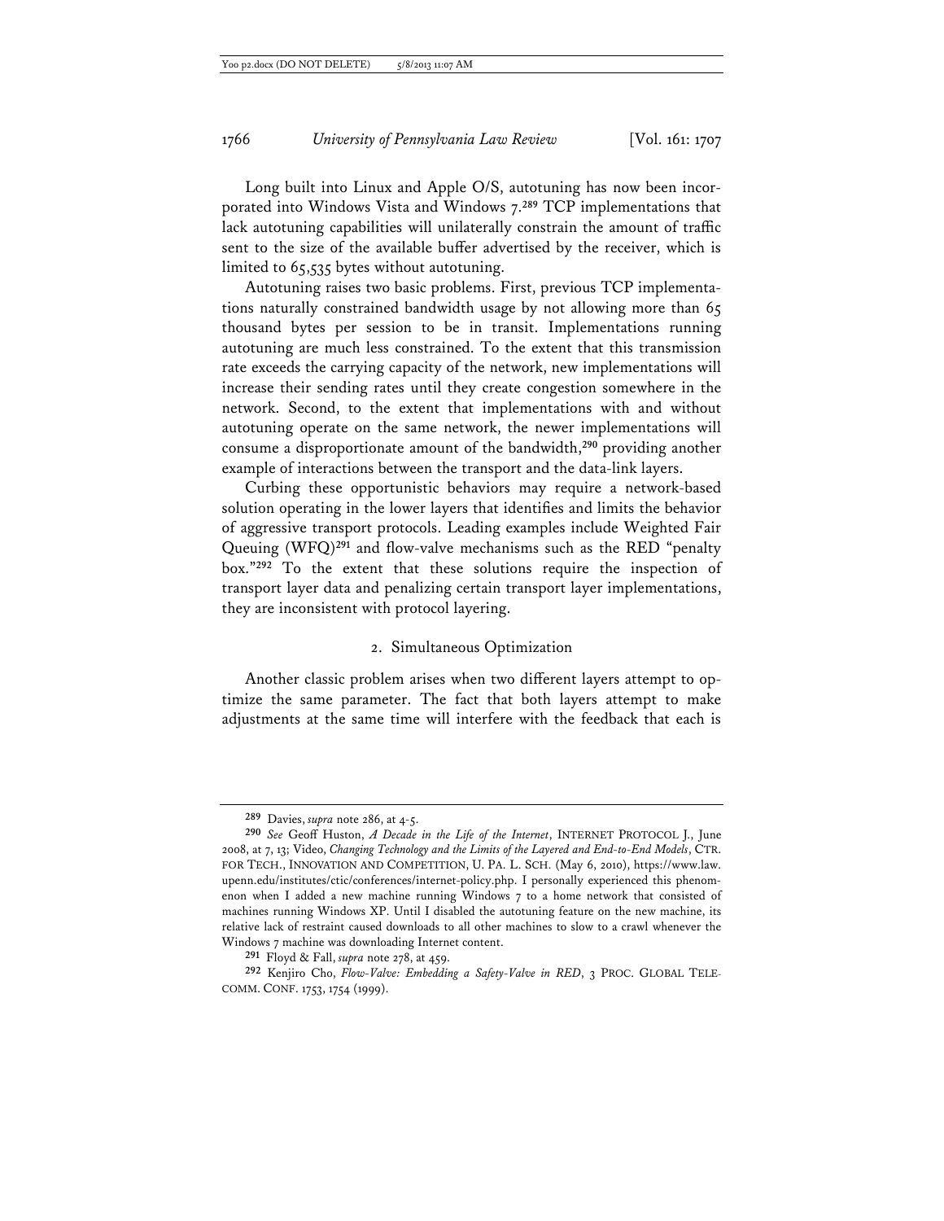Long built into Linux and Apple O/S, autotuning has now been incorporated into Windows Vista and Windows 7.[289] TCP implementations that lack autotuning capabilities will unilaterally constrain the amount of traffic sent to the size of the available buffer advertised by the receiver, which is limited to 65,535 bytes without autotuning.

Autotuning raises two basic problems. First, previous TCP implementations naturally constrained bandwidth usage by not allowing more than 65 thousand bytes per session to be in transit. Implementations running autotuning are much less constrained. To the extent that this transmission rate exceeds the carrying capacity of the network, new implementations will increase their sending rates until they create congestion somewhere in the network. Second, to the extent that implementations with and without autotuning operate on the same network, the newer implementations will consume a disproportionate amount of the bandwidth,[290] providing another example of interactions between the transport and the data-link layers.

Curbing these opportunistic behaviors may require a network-based solution operating in the lower layers that identifies and limits the behavior of aggressive transport protocols. Leading examples include Weighted Fair Queuing (WFQ)[291] and flow-valve mechanisms such as the RED "penalty box."[292] To the extent that these solutions require the inspection of transport layer data and penalizing certain transport layer implementations, they are inconsistent with protocol layering.

### 2. Simultaneous Optimization

Another classic problem arises when two different layers attempt to optimize the same parameter. The fact that both layers attempt to make adjustments at the same time will interfere with the feedback that each is

---

[289] Davies, *supra* note 286, at 4-5.

[290] *See* Geoff Huston, *A Decade in the Life of the Internet*, INTERNET PROTOCOL J., June 2008, at 7, 13; Video, *Changing Technology and the Limits of the Layered and End-to-End Models*, CTR. FOR TECH., INNOVATION AND COMPETITION, U. PA. L. SCH. (May 6, 2010), https://www.law.upenn.edu/institutes/ctic/conferences/internet-policy.php. I personally experienced this phenomenon when I added a new machine running Windows 7 to a home network that consisted of machines running Windows XP. Until I disabled the autotuning feature on the new machine, its relative lack of restraint caused downloads to all other machines to slow to a crawl whenever the Windows 7 machine was downloading Internet content.

[291] Floyd & Fall, *supra* note 278, at 459.

[292] Kenjiro Cho, *Flow-Valve: Embedding a Safety-Valve in RED*, 3 PROC. GLOBAL TELECOMM. CONF. 1753, 1754 (1999).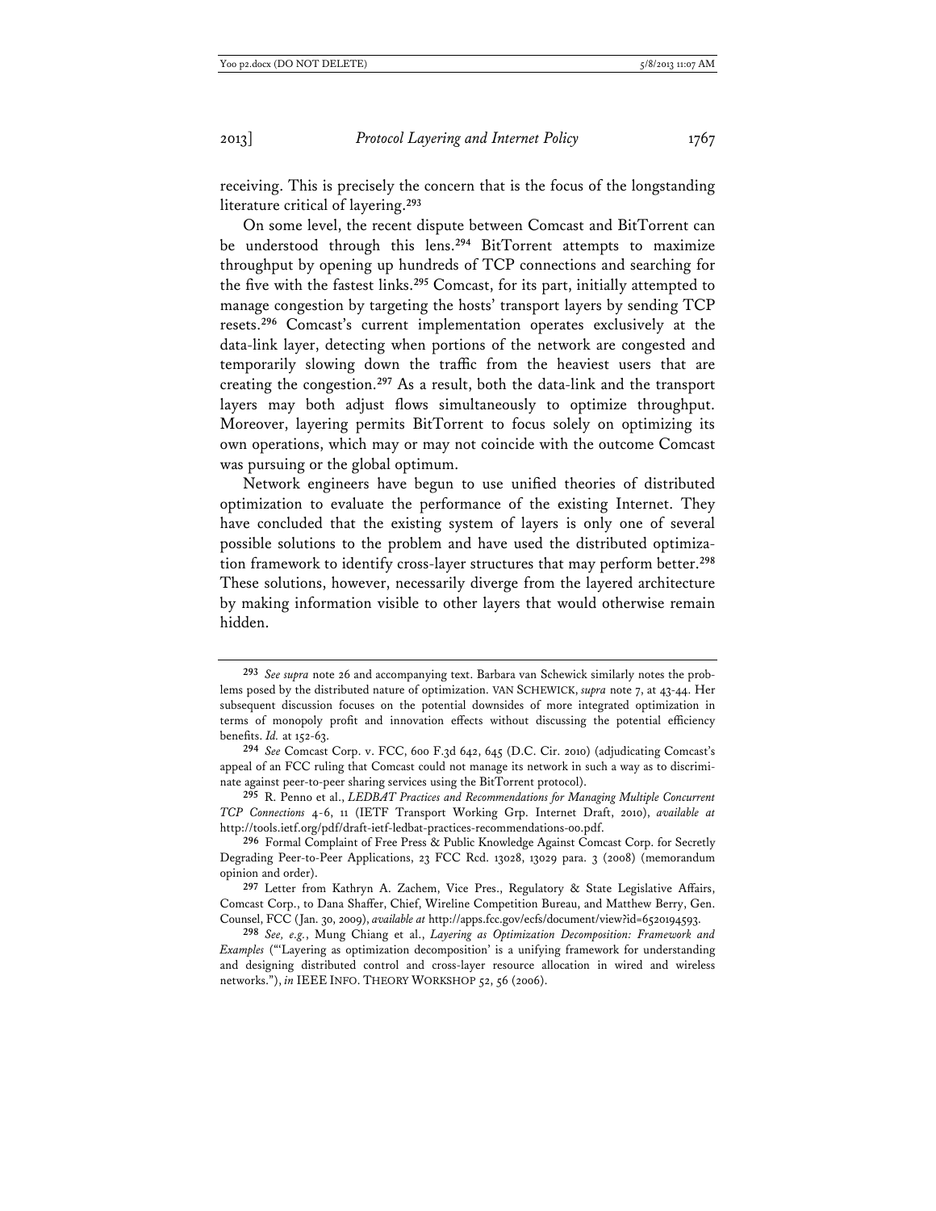receiving. This is precisely the concern that is the focus of the longstanding literature critical of layering.[293]

On some level, the recent dispute between Comcast and BitTorrent can be understood through this lens.[294] BitTorrent attempts to maximize throughput by opening up hundreds of TCP connections and searching for the five with the fastest links.[295] Comcast, for its part, initially attempted to manage congestion by targeting the hosts' transport layers by sending TCP resets.[296] Comcast's current implementation operates exclusively at the data-link layer, detecting when portions of the network are congested and temporarily slowing down the traffic from the heaviest users that are creating the congestion.[297] As a result, both the data-link and the transport layers may both adjust flows simultaneously to optimize throughput. Moreover, layering permits BitTorrent to focus solely on optimizing its own operations, which may or may not coincide with the outcome Comcast was pursuing or the global optimum.

Network engineers have begun to use unified theories of distributed optimization to evaluate the performance of the existing Internet. They have concluded that the existing system of layers is only one of several possible solutions to the problem and have used the distributed optimization framework to identify cross-layer structures that may perform better.[298] These solutions, however, necessarily diverge from the layered architecture by making information visible to other layers that would otherwise remain hidden.

---

[293] *See supra* note 26 and accompanying text. Barbara van Schewick similarly notes the problems posed by the distributed nature of optimization. VAN SCHEWICK, *supra* note 7, at 43-44. Her subsequent discussion focuses on the potential downsides of more integrated optimization in terms of monopoly profit and innovation effects without discussing the potential efficiency benefits. *Id.* at 152-63.

[294] *See* Comcast Corp. v. FCC, 600 F.3d 642, 645 (D.C. Cir. 2010) (adjudicating Comcast's appeal of an FCC ruling that Comcast could not manage its network in such a way as to discriminate against peer-to-peer sharing services using the BitTorrent protocol).

[295] R. Penno et al., *LEDBAT Practices and Recommendations for Managing Multiple Concurrent TCP Connections* 4-6, 11 (IETF Transport Working Grp. Internet Draft, 2010), *available at* http://tools.ietf.org/pdf/draft-ietf-ledbat-practices-recommendations-00.pdf.

[296] Formal Complaint of Free Press & Public Knowledge Against Comcast Corp. for Secretly Degrading Peer-to-Peer Applications, 23 FCC Rcd. 13028, 13029 para. 3 (2008) (memorandum opinion and order).

[297] Letter from Kathryn A. Zachem, Vice Pres., Regulatory & State Legislative Affairs, Comcast Corp., to Dana Shaffer, Chief, Wireline Competition Bureau, and Matthew Berry, Gen. Counsel, FCC (Jan. 30, 2009), *available at* http://apps.fcc.gov/ecfs/document/view?id=6520194593.

[298] *See, e.g.*, Mung Chiang et al., *Layering as Optimization Decomposition: Framework and Examples* ("'Layering as optimization decomposition' is a unifying framework for understanding and designing distributed control and cross-layer resource allocation in wired and wireless networks."), *in* IEEE INFO. THEORY WORKSHOP 52, 56 (2006).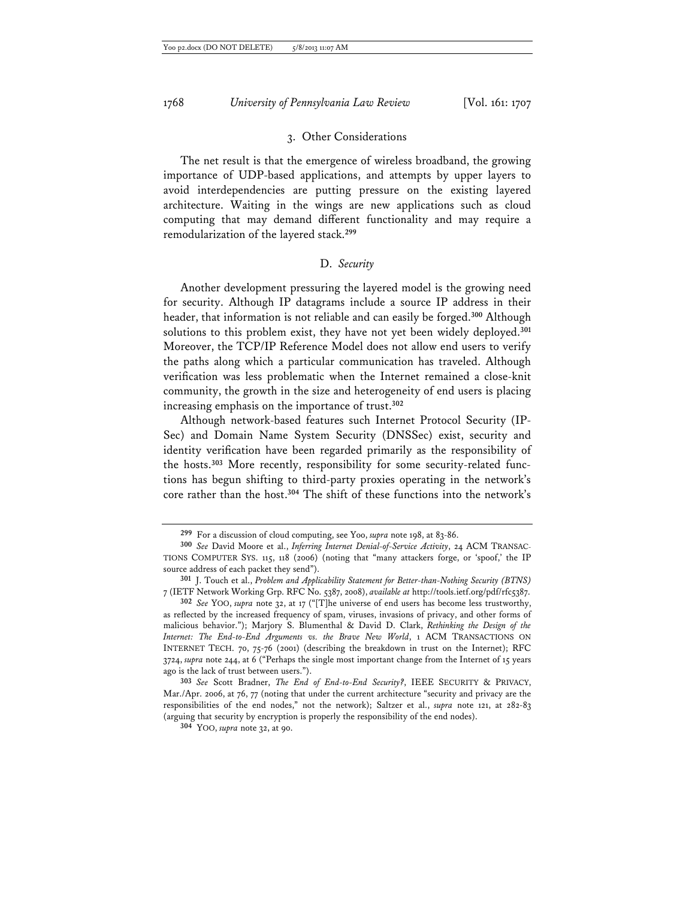### 3. Other Considerations

The net result is that the emergence of wireless broadband, the growing importance of UDP-based applications, and attempts by upper layers to avoid interdependencies are putting pressure on the existing layered architecture. Waiting in the wings are new applications such as cloud computing that may demand different functionality and may require a remodularization of the layered stack.[299]

## D. *Security*

Another development pressuring the layered model is the growing need for security. Although IP datagrams include a source IP address in their header, that information is not reliable and can easily be forged.[300] Although solutions to this problem exist, they have not yet been widely deployed.[301] Moreover, the TCP/IP Reference Model does not allow end users to verify the paths along which a particular communication has traveled. Although verification was less problematic when the Internet remained a close-knit community, the growth in the size and heterogeneity of end users is placing increasing emphasis on the importance of trust.[302]

Although network-based features such Internet Protocol Security (IP-Sec) and Domain Name System Security (DNSSec) exist, security and identity verification have been regarded primarily as the responsibility of the hosts.[303] More recently, responsibility for some security-related functions has begun shifting to third-party proxies operating in the network's core rather than the host.[304] The shift of these functions into the network's

---

[299] For a discussion of cloud computing, see Yoo, *supra* note 198, at 83-86.

[300] *See* David Moore et al., *Inferring Internet Denial-of-Service Activity*, 24 ACM TRANSACTIONS COMPUTER SYS. 115, 118 (2006) (noting that "many attackers forge, or 'spoof,' the IP source address of each packet they send").

[301] J. Touch et al., *Problem and Applicability Statement for Better-than-Nothing Security (BTNS)* 7 (IETF Network Working Grp. RFC No. 5387, 2008), *available at* http://tools.ietf.org/pdf/rfc5387.

[302] *See* YOO, *supra* note 32, at 17 ("[T]he universe of end users has become less trustworthy, as reflected by the increased frequency of spam, viruses, invasions of privacy, and other forms of malicious behavior."); Marjory S. Blumenthal & David D. Clark, *Rethinking the Design of the Internet: The End-to-End Arguments vs. the Brave New World*, 1 ACM TRANSACTIONS ON INTERNET TECH. 70, 75-76 (2001) (describing the breakdown in trust on the Internet); RFC 3724, *supra* note 244, at 6 ("Perhaps the single most important change from the Internet of 15 years ago is the lack of trust between users.").

[303] *See* Scott Bradner, *The End of End-to-End Security?*, IEEE SECURITY & PRIVACY, Mar./Apr. 2006, at 76, 77 (noting that under the current architecture "security and privacy are the responsibilities of the end nodes," not the network); Saltzer et al., *supra* note 121, at 282-83 (arguing that security by encryption is properly the responsibility of the end nodes).

[304] YOO, *supra* note 32, at 90.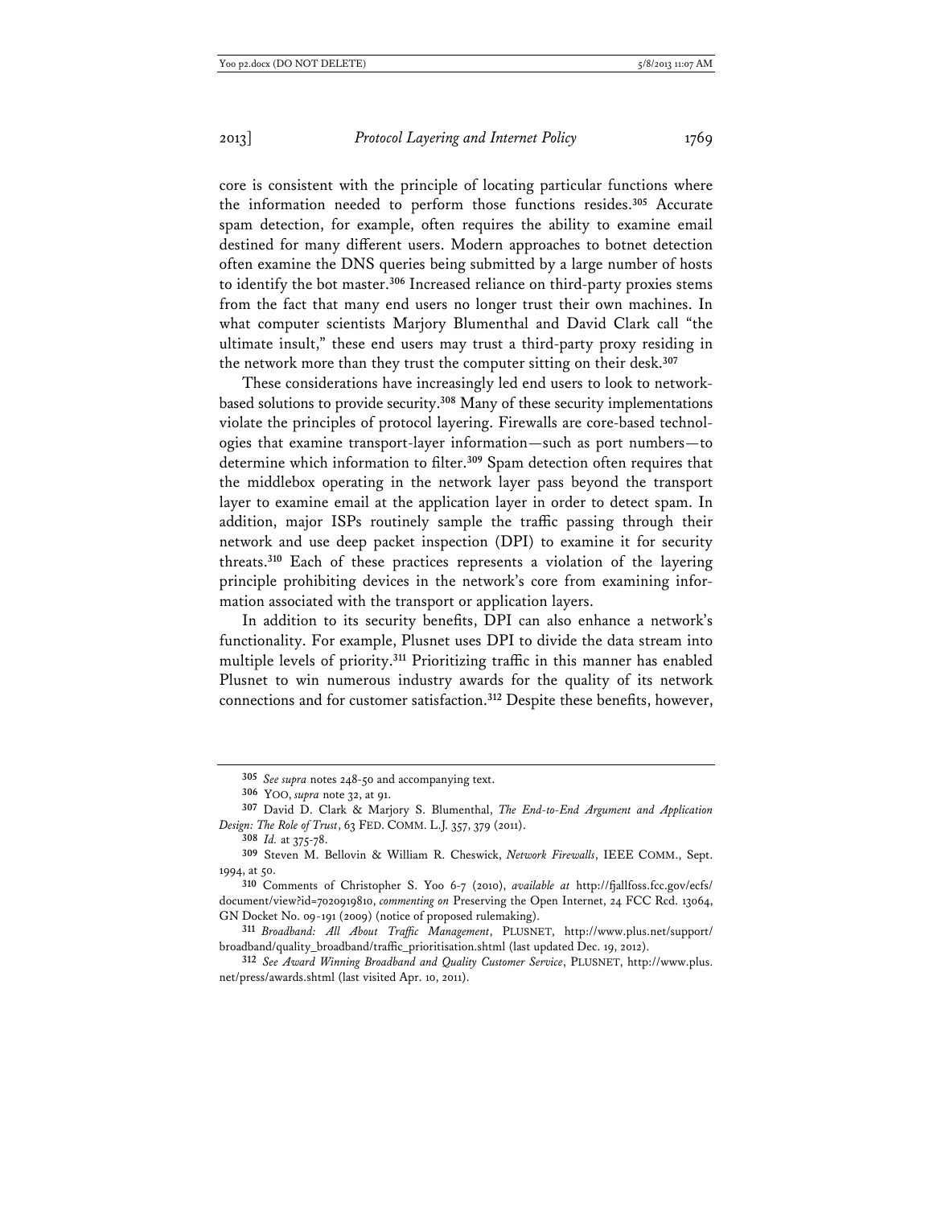core is consistent with the principle of locating particular functions where the information needed to perform those functions resides.[305] Accurate spam detection, for example, often requires the ability to examine email destined for many different users. Modern approaches to botnet detection often examine the DNS queries being submitted by a large number of hosts to identify the bot master.[306] Increased reliance on third-party proxies stems from the fact that many end users no longer trust their own machines. In what computer scientists Marjory Blumenthal and David Clark call "the ultimate insult," these end users may trust a third-party proxy residing in the network more than they trust the computer sitting on their desk.[307]

These considerations have increasingly led end users to look to network-based solutions to provide security.[308] Many of these security implementations violate the principles of protocol layering. Firewalls are core-based technologies that examine transport-layer information—such as port numbers—to determine which information to filter.[309] Spam detection often requires that the middlebox operating in the network layer pass beyond the transport layer to examine email at the application layer in order to detect spam. In addition, major ISPs routinely sample the traffic passing through their network and use deep packet inspection (DPI) to examine it for security threats.[310] Each of these practices represents a violation of the layering principle prohibiting devices in the network's core from examining information associated with the transport or application layers.

In addition to its security benefits, DPI can also enhance a network's functionality. For example, Plusnet uses DPI to divide the data stream into multiple levels of priority.[311] Prioritizing traffic in this manner has enabled Plusnet to win numerous industry awards for the quality of its network connections and for customer satisfaction.[312] Despite these benefits, however,

---

[305] *See supra* notes 248-50 and accompanying text.

[306] YOO, *supra* note 32, at 91.

[307] David D. Clark & Marjory S. Blumenthal, *The End-to-End Argument and Application Design: The Role of Trust*, 63 FED. COMM. L.J. 357, 379 (2011).

[308] *Id.* at 375-78.

[309] Steven M. Bellovin & William R. Cheswick, *Network Firewalls*, IEEE COMM., Sept. 1994, at 50.

[310] Comments of Christopher S. Yoo 6-7 (2010), *available at* http://fjallfoss.fcc.gov/ecfs/document/view?id=7020919810, *commenting on* Preserving the Open Internet, 24 FCC Rcd. 13064, GN Docket No. 09-191 (2009) (notice of proposed rulemaking).

[311] *Broadband: All About Traffic Management*, PLUSNET, http://www.plus.net/support/broadband/quality_broadband/traffic_prioritisation.shtml (last updated Dec. 19, 2012).

[312] *See Award Winning Broadband and Quality Customer Service*, PLUSNET, http://www.plus.net/press/awards.shtml (last visited Apr. 10, 2011).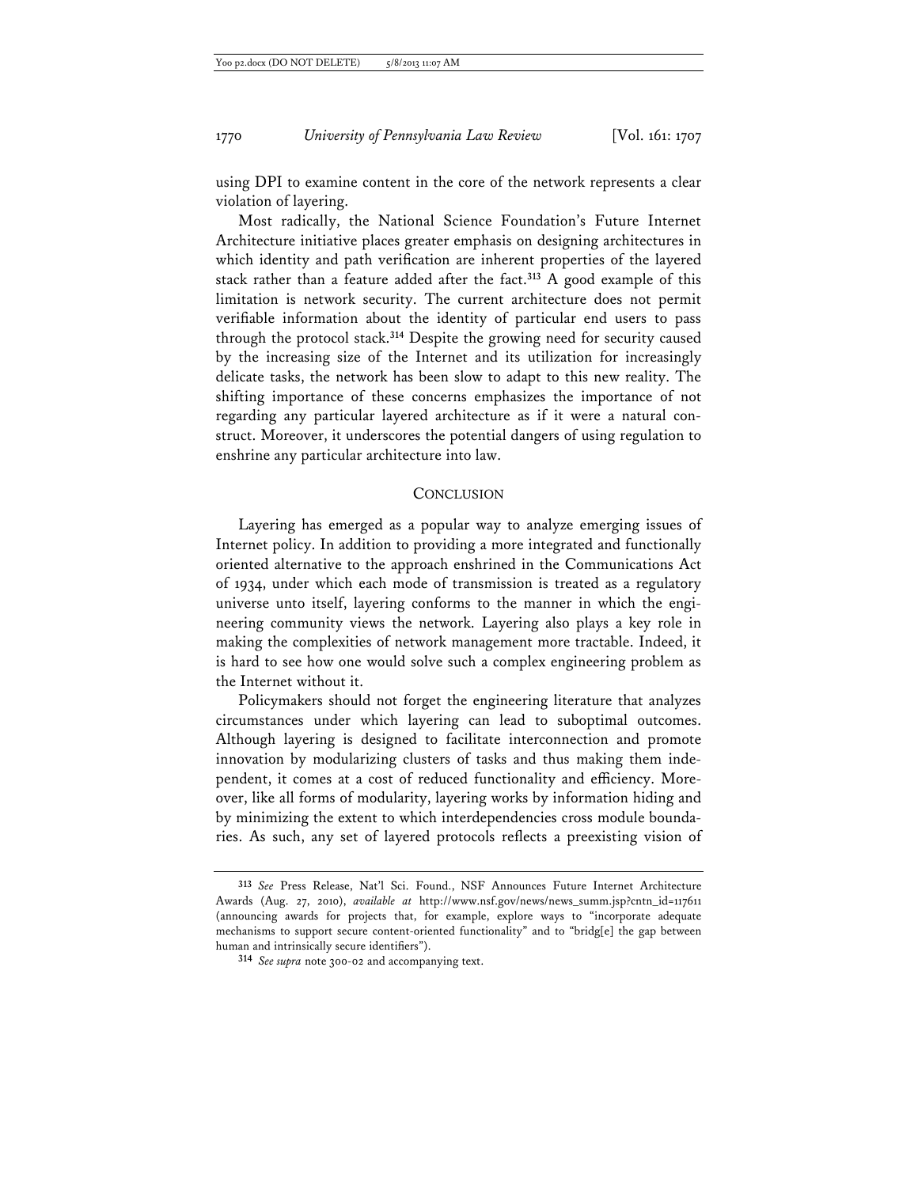using DPI to examine content in the core of the network represents a clear violation of layering.

Most radically, the National Science Foundation's Future Internet Architecture initiative places greater emphasis on designing architectures in which identity and path verification are inherent properties of the layered stack rather than a feature added after the fact.[313] A good example of this limitation is network security. The current architecture does not permit verifiable information about the identity of particular end users to pass through the protocol stack.[314] Despite the growing need for security caused by the increasing size of the Internet and its utilization for increasingly delicate tasks, the network has been slow to adapt to this new reality. The shifting importance of these concerns emphasizes the importance of not regarding any particular layered architecture as if it were a natural construct. Moreover, it underscores the potential dangers of using regulation to enshrine any particular architecture into law.

## CONCLUSION

Layering has emerged as a popular way to analyze emerging issues of Internet policy. In addition to providing a more integrated and functionally oriented alternative to the approach enshrined in the Communications Act of 1934, under which each mode of transmission is treated as a regulatory universe unto itself, layering conforms to the manner in which the engineering community views the network. Layering also plays a key role in making the complexities of network management more tractable. Indeed, it is hard to see how one would solve such a complex engineering problem as the Internet without it.

Policymakers should not forget the engineering literature that analyzes circumstances under which layering can lead to suboptimal outcomes. Although layering is designed to facilitate interconnection and promote innovation by modularizing clusters of tasks and thus making them independent, it comes at a cost of reduced functionality and efficiency. Moreover, like all forms of modularity, layering works by information hiding and by minimizing the extent to which interdependencies cross module boundaries. As such, any set of layered protocols reflects a preexisting vision of

---

313 *See* Press Release, Nat'l Sci. Found., NSF Announces Future Internet Architecture Awards (Aug. 27, 2010), *available at* http://www.nsf.gov/news/news_summ.jsp?cntn_id=117611 (announcing awards for projects that, for example, explore ways to "incorporate adequate mechanisms to support secure content-oriented functionality" and to "bridg[e] the gap between human and intrinsically secure identifiers").

314 *See supra* note 300-02 and accompanying text.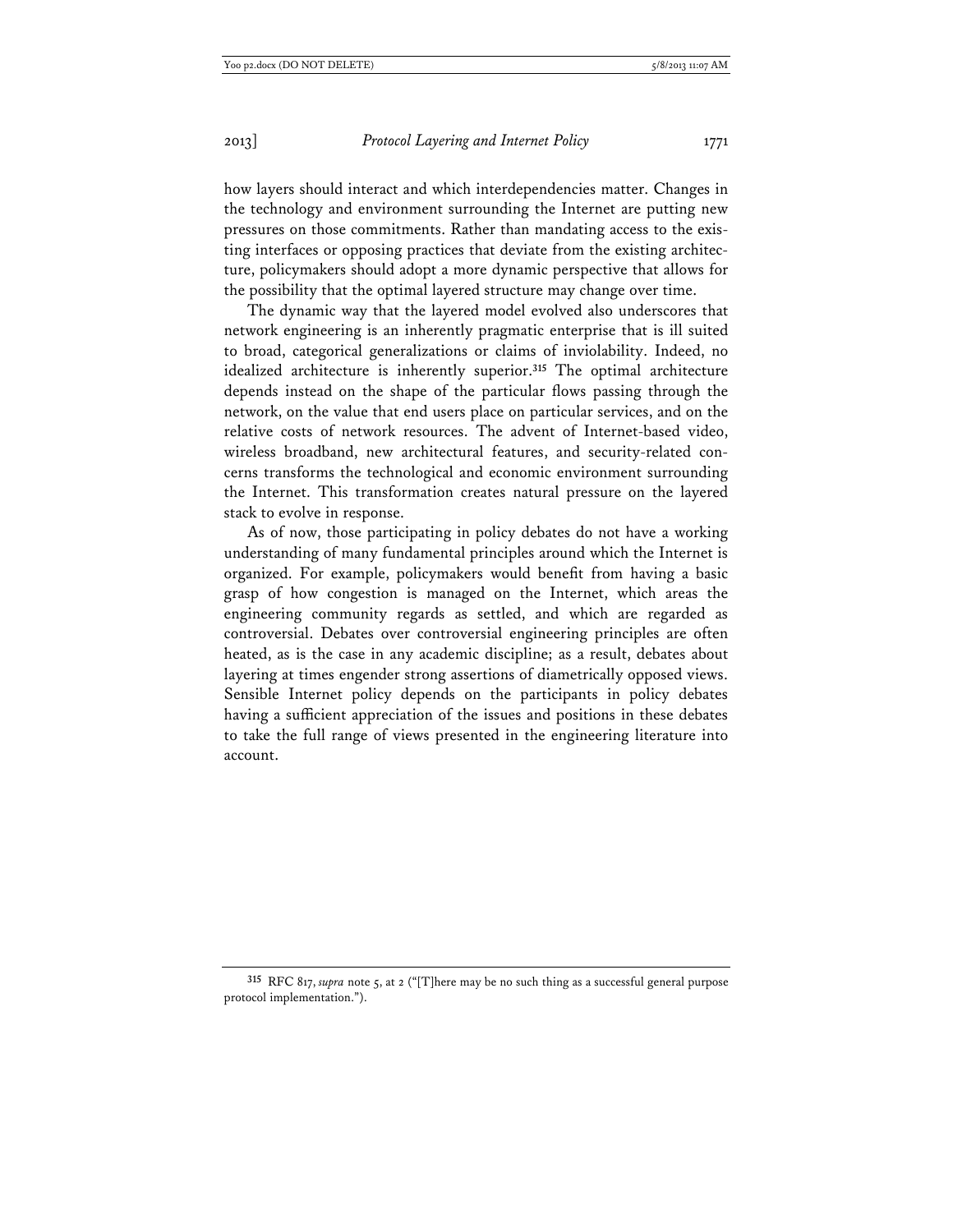how layers should interact and which interdependencies matter. Changes in the technology and environment surrounding the Internet are putting new pressures on those commitments. Rather than mandating access to the existing interfaces or opposing practices that deviate from the existing architecture, policymakers should adopt a more dynamic perspective that allows for the possibility that the optimal layered structure may change over time.

The dynamic way that the layered model evolved also underscores that network engineering is an inherently pragmatic enterprise that is ill suited to broad, categorical generalizations or claims of inviolability. Indeed, no idealized architecture is inherently superior.[315] The optimal architecture depends instead on the shape of the particular flows passing through the network, on the value that end users place on particular services, and on the relative costs of network resources. The advent of Internet-based video, wireless broadband, new architectural features, and security-related concerns transforms the technological and economic environment surrounding the Internet. This transformation creates natural pressure on the layered stack to evolve in response.

As of now, those participating in policy debates do not have a working understanding of many fundamental principles around which the Internet is organized. For example, policymakers would benefit from having a basic grasp of how congestion is managed on the Internet, which areas the engineering community regards as settled, and which are regarded as controversial. Debates over controversial engineering principles are often heated, as is the case in any academic discipline; as a result, debates about layering at times engender strong assertions of diametrically opposed views. Sensible Internet policy depends on the participants in policy debates having a sufficient appreciation of the issues and positions in these debates to take the full range of views presented in the engineering literature into account.

---

[315] RFC 817, *supra* note 5, at 2 ("[T]here may be no such thing as a successful general purpose protocol implementation.").